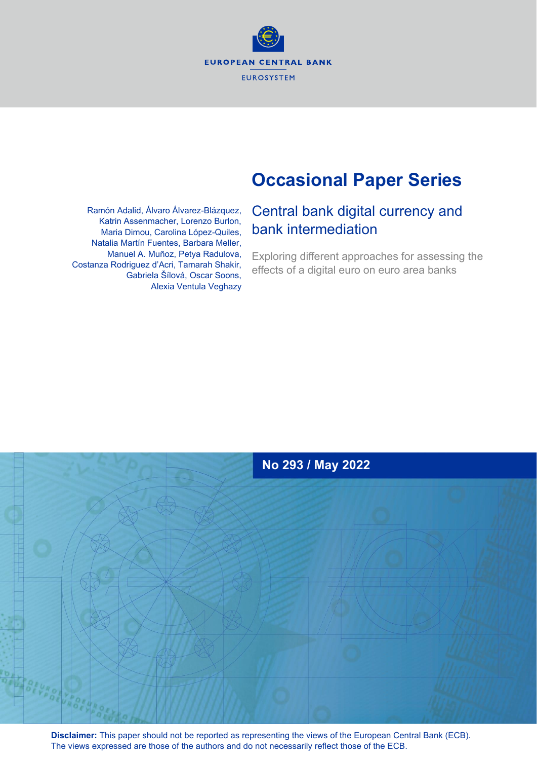EUROPEAN CENTRAL BANK

EUROSYSTEM

# Occasional Paper Series

Ramón Adalid, Álvaro Álvarez-Blázquez, Katrin Assenmacher, Lorenzo Burlon, Maria Dimou, Carolina López-Quiles, Natalia Martín Fuentes, Barbara Meller, Manuel A. Muñoz, Petya Radulova, Costanza Rodriguez d'Acri, Tamarah Shakir, Gabriela Šílová, Oscar Soons, Alexia Ventula Veghazy

## Central bank digital currency and bank intermediation

Exploring different approaches for assessing the effects of a digital euro on euro area banks

No 293 / May 2022

**Disclaimer:** This paper should not be reported as representing the views of the European Central Bank (ECB). The views expressed are those of the authors and do not necessarily reflect those of the ECB.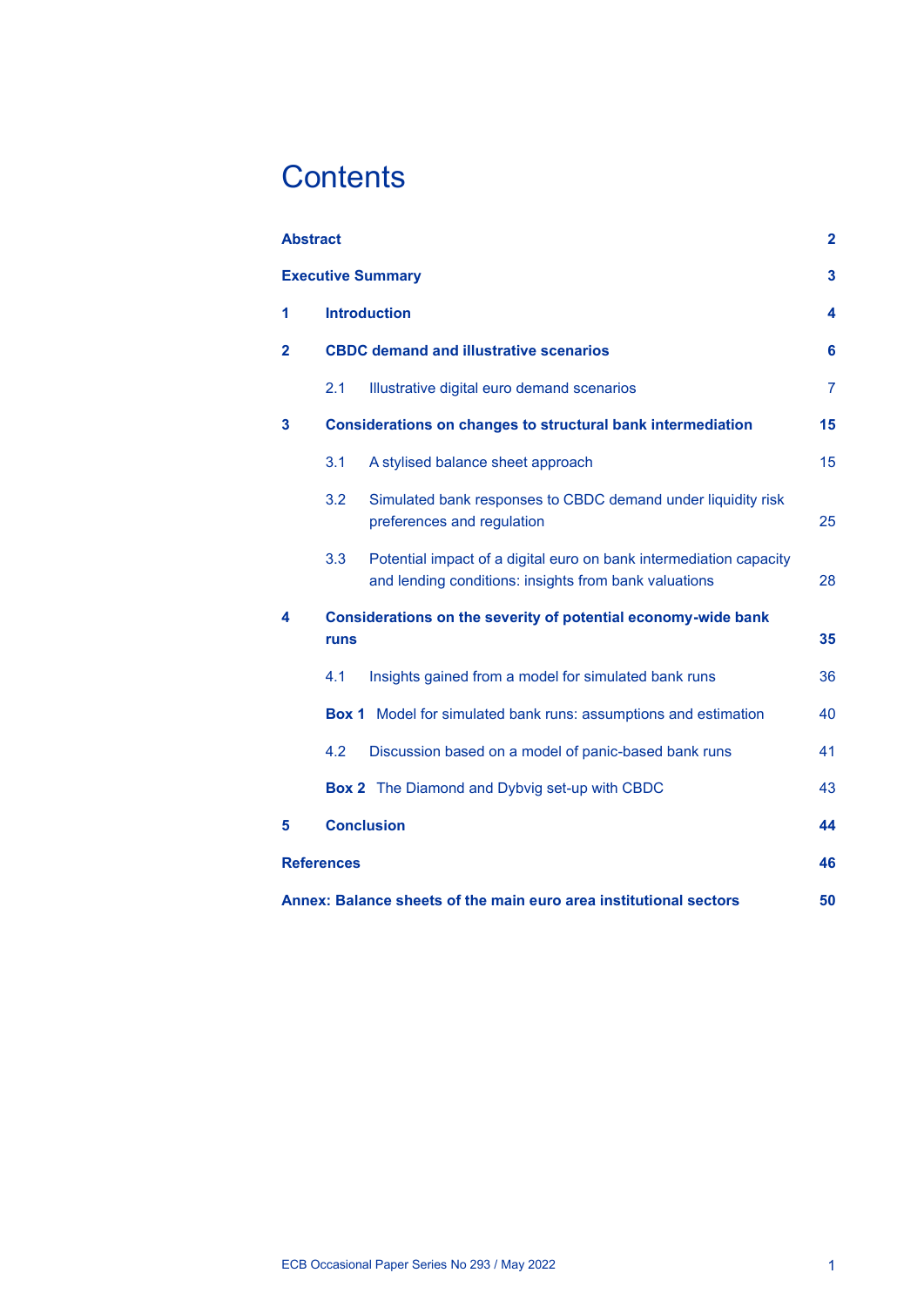# Contents

| | | |
|---|---|---|
| **Abstract** | | **2** |
| **Executive Summary** | | **3** |
| **1** | **Introduction** | **4** |
| **2** | **CBDC demand and illustrative scenarios** | **6** |
| | 2.1 Illustrative digital euro demand scenarios | 7 |
| **3** | **Considerations on changes to structural bank intermediation** | **15** |
| | 3.1 A stylised balance sheet approach | 15 |
| | 3.2 Simulated bank responses to CBDC demand under liquidity risk preferences and regulation | 25 |
| | 3.3 Potential impact of a digital euro on bank intermediation capacity and lending conditions: insights from bank valuations | 28 |
| **4** | **Considerations on the severity of potential economy-wide bank runs** | **35** |
| | 4.1 Insights gained from a model for simulated bank runs | 36 |
| | **Box 1** Model for simulated bank runs: assumptions and estimation | 40 |
| | 4.2 Discussion based on a model of panic-based bank runs | 41 |
| | **Box 2** The Diamond and Dybvig set-up with CBDC | 43 |
| **5** | **Conclusion** | **44** |
| **References** | | **46** |
| **Annex: Balance sheets of the main euro area institutional sectors** | | **50** |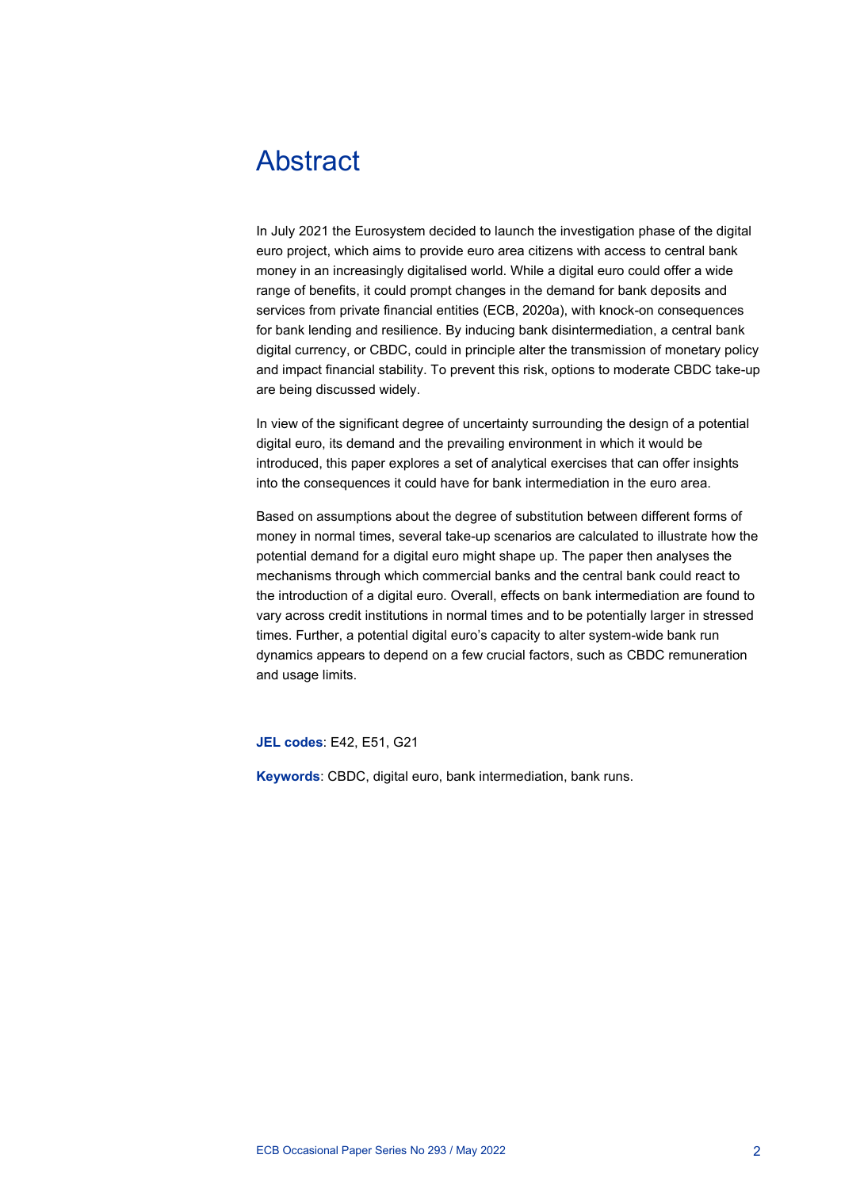# Abstract

In July 2021 the Eurosystem decided to launch the investigation phase of the digital euro project, which aims to provide euro area citizens with access to central bank money in an increasingly digitalised world. While a digital euro could offer a wide range of benefits, it could prompt changes in the demand for bank deposits and services from private financial entities (ECB, 2020a), with knock-on consequences for bank lending and resilience. By inducing bank disintermediation, a central bank digital currency, or CBDC, could in principle alter the transmission of monetary policy and impact financial stability. To prevent this risk, options to moderate CBDC take-up are being discussed widely.

In view of the significant degree of uncertainty surrounding the design of a potential digital euro, its demand and the prevailing environment in which it would be introduced, this paper explores a set of analytical exercises that can offer insights into the consequences it could have for bank intermediation in the euro area.

Based on assumptions about the degree of substitution between different forms of money in normal times, several take-up scenarios are calculated to illustrate how the potential demand for a digital euro might shape up. The paper then analyses the mechanisms through which commercial banks and the central bank could react to the introduction of a digital euro. Overall, effects on bank intermediation are found to vary across credit institutions in normal times and to be potentially larger in stressed times. Further, a potential digital euro's capacity to alter system-wide bank run dynamics appears to depend on a few crucial factors, such as CBDC remuneration and usage limits.

**JEL codes**: E42, E51, G21

**Keywords**: CBDC, digital euro, bank intermediation, bank runs.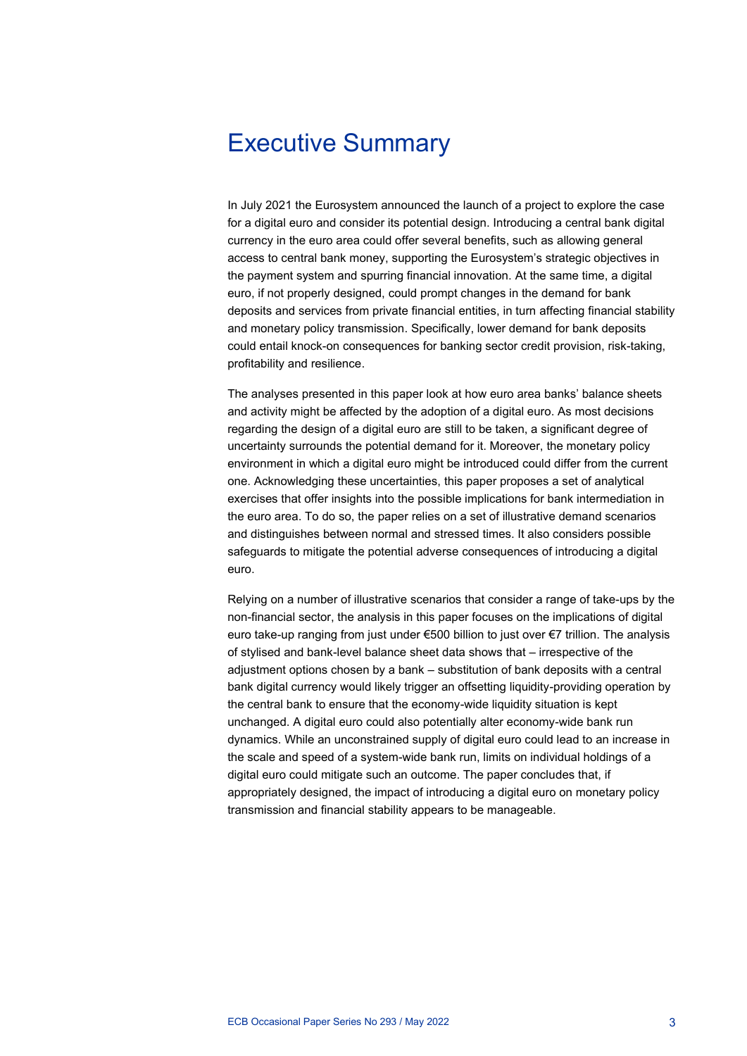# Executive Summary

In July 2021 the Eurosystem announced the launch of a project to explore the case for a digital euro and consider its potential design. Introducing a central bank digital currency in the euro area could offer several benefits, such as allowing general access to central bank money, supporting the Eurosystem's strategic objectives in the payment system and spurring financial innovation. At the same time, a digital euro, if not properly designed, could prompt changes in the demand for bank deposits and services from private financial entities, in turn affecting financial stability and monetary policy transmission. Specifically, lower demand for bank deposits could entail knock-on consequences for banking sector credit provision, risk-taking, profitability and resilience.

The analyses presented in this paper look at how euro area banks' balance sheets and activity might be affected by the adoption of a digital euro. As most decisions regarding the design of a digital euro are still to be taken, a significant degree of uncertainty surrounds the potential demand for it. Moreover, the monetary policy environment in which a digital euro might be introduced could differ from the current one. Acknowledging these uncertainties, this paper proposes a set of analytical exercises that offer insights into the possible implications for bank intermediation in the euro area. To do so, the paper relies on a set of illustrative demand scenarios and distinguishes between normal and stressed times. It also considers possible safeguards to mitigate the potential adverse consequences of introducing a digital euro.

Relying on a number of illustrative scenarios that consider a range of take-ups by the non-financial sector, the analysis in this paper focuses on the implications of digital euro take-up ranging from just under €500 billion to just over €7 trillion. The analysis of stylised and bank-level balance sheet data shows that – irrespective of the adjustment options chosen by a bank – substitution of bank deposits with a central bank digital currency would likely trigger an offsetting liquidity-providing operation by the central bank to ensure that the economy-wide liquidity situation is kept unchanged. A digital euro could also potentially alter economy-wide bank run dynamics. While an unconstrained supply of digital euro could lead to an increase in the scale and speed of a system-wide bank run, limits on individual holdings of a digital euro could mitigate such an outcome. The paper concludes that, if appropriately designed, the impact of introducing a digital euro on monetary policy transmission and financial stability appears to be manageable.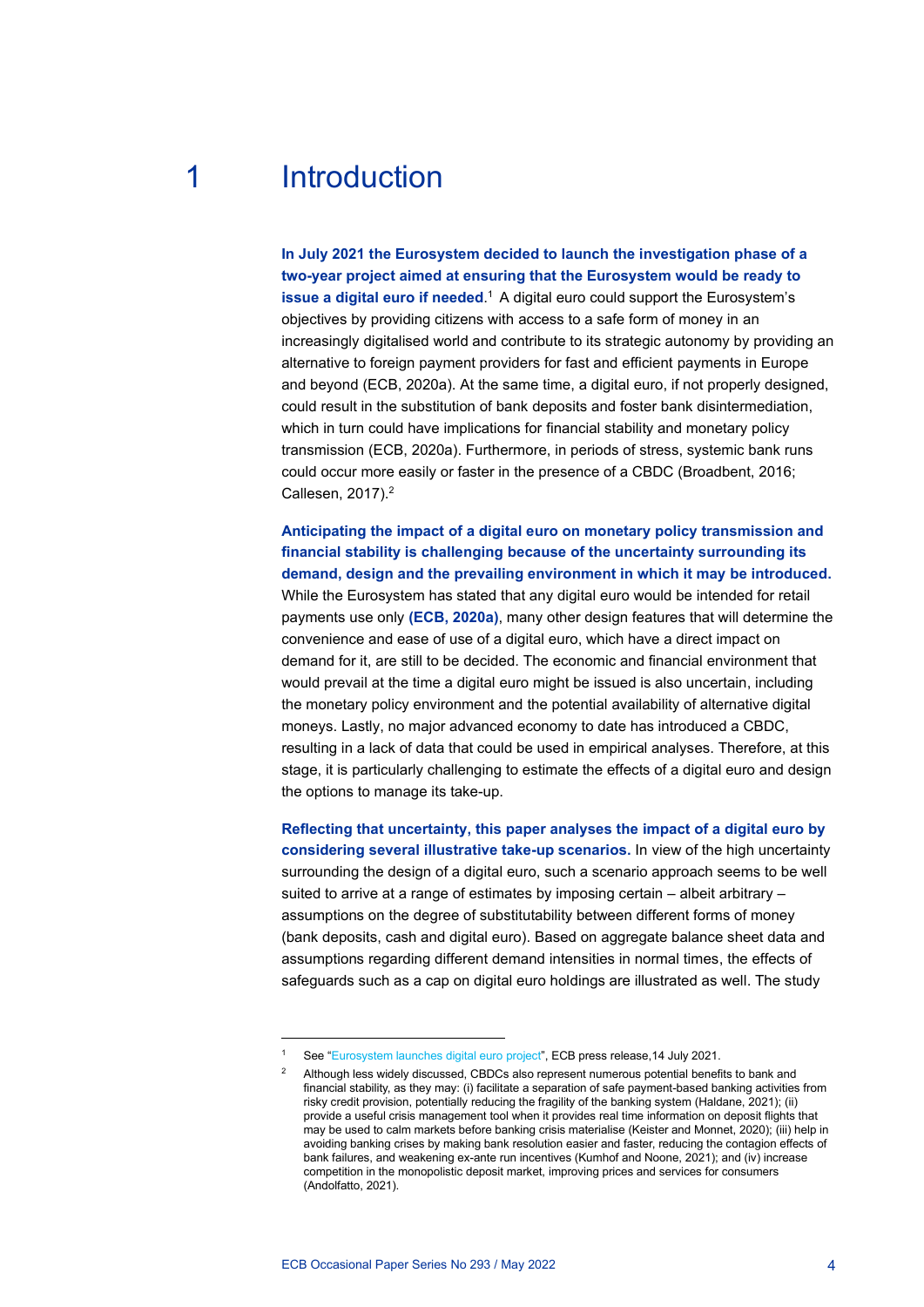# 1 Introduction

**In July 2021 the Eurosystem decided to launch the investigation phase of a two-year project aimed at ensuring that the Eurosystem would be ready to issue a digital euro if needed**.[1] A digital euro could support the Eurosystem's objectives by providing citizens with access to a safe form of money in an increasingly digitalised world and contribute to its strategic autonomy by providing an alternative to foreign payment providers for fast and efficient payments in Europe and beyond (ECB, 2020a). At the same time, a digital euro, if not properly designed, could result in the substitution of bank deposits and foster bank disintermediation, which in turn could have implications for financial stability and monetary policy transmission (ECB, 2020a). Furthermore, in periods of stress, systemic bank runs could occur more easily or faster in the presence of a CBDC (Broadbent, 2016; Callesen, 2017).[2]

**Anticipating the impact of a digital euro on monetary policy transmission and financial stability is challenging because of the uncertainty surrounding its demand, design and the prevailing environment in which it may be introduced.** While the Eurosystem has stated that any digital euro would be intended for retail payments use only **(ECB, 2020a)**, many other design features that will determine the convenience and ease of use of a digital euro, which have a direct impact on demand for it, are still to be decided. The economic and financial environment that would prevail at the time a digital euro might be issued is also uncertain, including the monetary policy environment and the potential availability of alternative digital moneys. Lastly, no major advanced economy to date has introduced a CBDC, resulting in a lack of data that could be used in empirical analyses. Therefore, at this stage, it is particularly challenging to estimate the effects of a digital euro and design the options to manage its take-up.

**Reflecting that uncertainty, this paper analyses the impact of a digital euro by considering several illustrative take-up scenarios.** In view of the high uncertainty surrounding the design of a digital euro, such a scenario approach seems to be well suited to arrive at a range of estimates by imposing certain – albeit arbitrary – assumptions on the degree of substitutability between different forms of money (bank deposits, cash and digital euro). Based on aggregate balance sheet data and assumptions regarding different demand intensities in normal times, the effects of safeguards such as a cap on digital euro holdings are illustrated as well. The study

---

[1] See "Eurosystem launches digital euro project", ECB press release,14 July 2021.

[2] Although less widely discussed, CBDCs also represent numerous potential benefits to bank and financial stability, as they may: (i) facilitate a separation of safe payment-based banking activities from risky credit provision, potentially reducing the fragility of the banking system (Haldane, 2021); (ii) provide a useful crisis management tool when it provides real time information on deposit flights that may be used to calm markets before banking crisis materialise (Keister and Monnet, 2020); (iii) help in avoiding banking crises by making bank resolution easier and faster, reducing the contagion effects of bank failures, and weakening ex-ante run incentives (Kumhof and Noone, 2021); and (iv) increase competition in the monopolistic deposit market, improving prices and services for consumers (Andolfatto, 2021).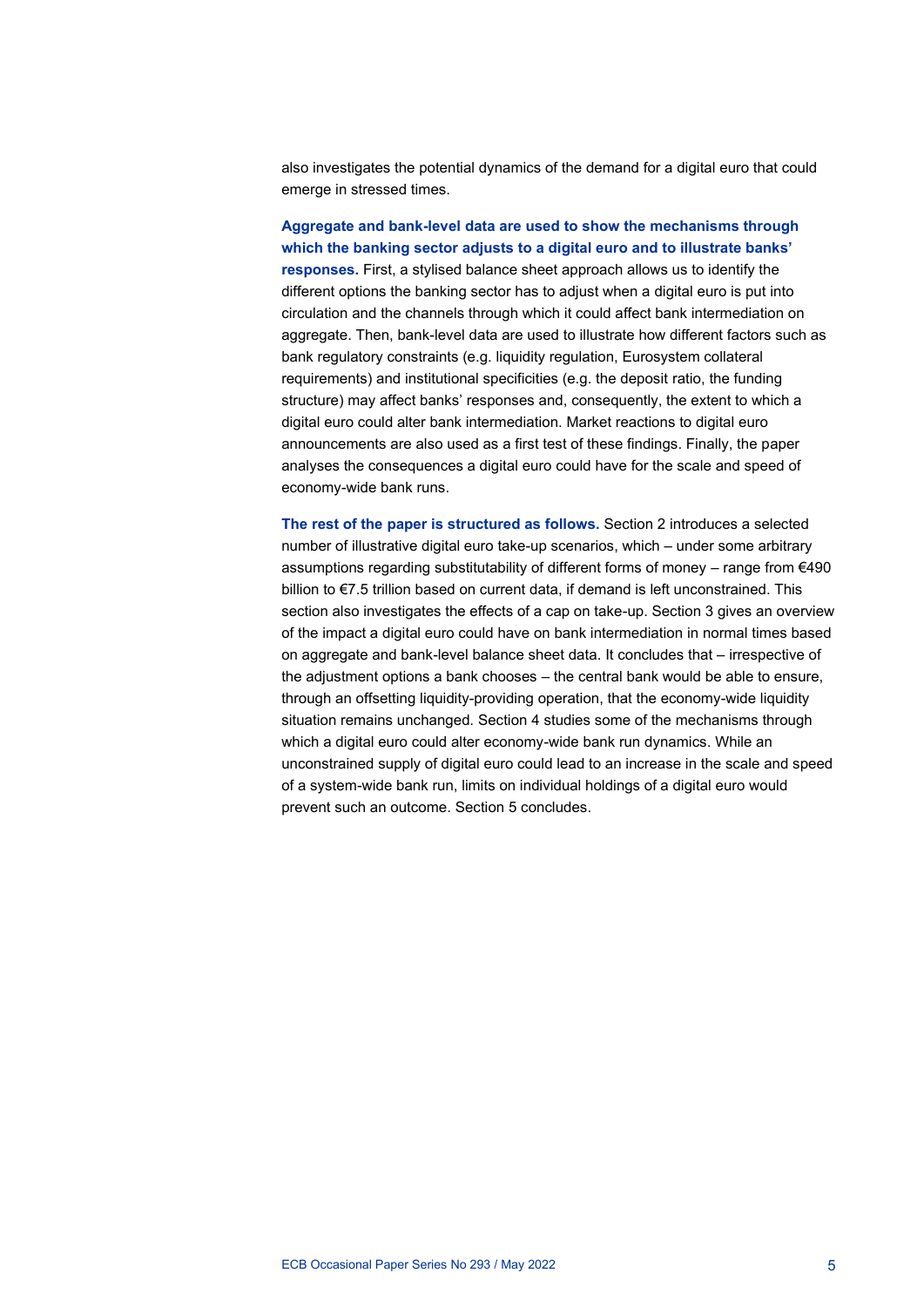also investigates the potential dynamics of the demand for a digital euro that could emerge in stressed times.

**Aggregate and bank-level data are used to show the mechanisms through which the banking sector adjusts to a digital euro and to illustrate banks' responses.** First, a stylised balance sheet approach allows us to identify the different options the banking sector has to adjust when a digital euro is put into circulation and the channels through which it could affect bank intermediation on aggregate. Then, bank-level data are used to illustrate how different factors such as bank regulatory constraints (e.g. liquidity regulation, Eurosystem collateral requirements) and institutional specificities (e.g. the deposit ratio, the funding structure) may affect banks' responses and, consequently, the extent to which a digital euro could alter bank intermediation. Market reactions to digital euro announcements are also used as a first test of these findings. Finally, the paper analyses the consequences a digital euro could have for the scale and speed of economy-wide bank runs.

**The rest of the paper is structured as follows.** Section 2 introduces a selected number of illustrative digital euro take-up scenarios, which – under some arbitrary assumptions regarding substitutability of different forms of money – range from €490 billion to €7.5 trillion based on current data, if demand is left unconstrained. This section also investigates the effects of a cap on take-up. Section 3 gives an overview of the impact a digital euro could have on bank intermediation in normal times based on aggregate and bank-level balance sheet data. It concludes that – irrespective of the adjustment options a bank chooses – the central bank would be able to ensure, through an offsetting liquidity-providing operation, that the economy-wide liquidity situation remains unchanged. Section 4 studies some of the mechanisms through which a digital euro could alter economy-wide bank run dynamics. While an unconstrained supply of digital euro could lead to an increase in the scale and speed of a system-wide bank run, limits on individual holdings of a digital euro would prevent such an outcome. Section 5 concludes.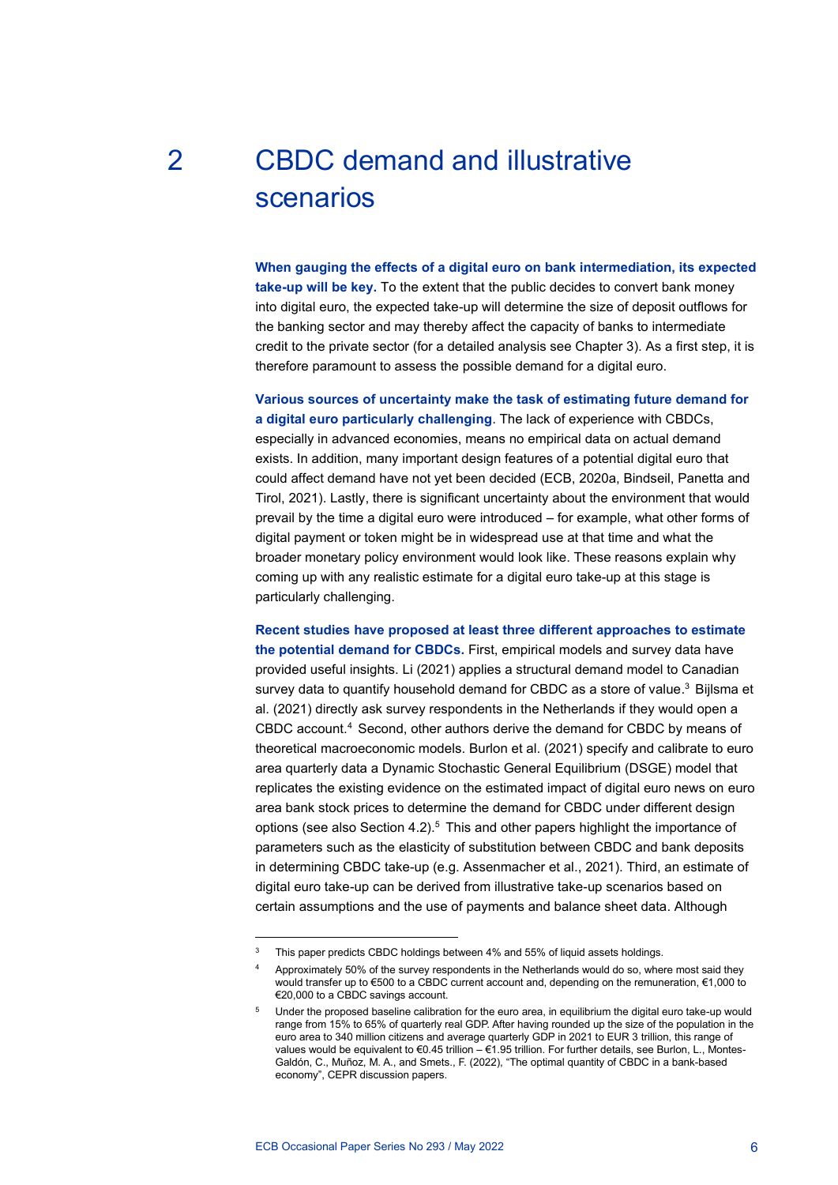# 2 CBDC demand and illustrative scenarios

**When gauging the effects of a digital euro on bank intermediation, its expected take-up will be key.** To the extent that the public decides to convert bank money into digital euro, the expected take-up will determine the size of deposit outflows for the banking sector and may thereby affect the capacity of banks to intermediate credit to the private sector (for a detailed analysis see Chapter 3). As a first step, it is therefore paramount to assess the possible demand for a digital euro.

**Various sources of uncertainty make the task of estimating future demand for a digital euro particularly challenging**. The lack of experience with CBDCs, especially in advanced economies, means no empirical data on actual demand exists. In addition, many important design features of a potential digital euro that could affect demand have not yet been decided (ECB, 2020a, Bindseil, Panetta and Tirol, 2021). Lastly, there is significant uncertainty about the environment that would prevail by the time a digital euro were introduced – for example, what other forms of digital payment or token might be in widespread use at that time and what the broader monetary policy environment would look like. These reasons explain why coming up with any realistic estimate for a digital euro take-up at this stage is particularly challenging.

**Recent studies have proposed at least three different approaches to estimate the potential demand for CBDCs.** First, empirical models and survey data have provided useful insights. Li (2021) applies a structural demand model to Canadian survey data to quantify household demand for CBDC as a store of value.[3] Bijlsma et al. (2021) directly ask survey respondents in the Netherlands if they would open a CBDC account.[4] Second, other authors derive the demand for CBDC by means of theoretical macroeconomic models. Burlon et al. (2021) specify and calibrate to euro area quarterly data a Dynamic Stochastic General Equilibrium (DSGE) model that replicates the existing evidence on the estimated impact of digital euro news on euro area bank stock prices to determine the demand for CBDC under different design options (see also Section 4.2).[5] This and other papers highlight the importance of parameters such as the elasticity of substitution between CBDC and bank deposits in determining CBDC take-up (e.g. Assenmacher et al., 2021). Third, an estimate of digital euro take-up can be derived from illustrative take-up scenarios based on certain assumptions and the use of payments and balance sheet data. Although

---

[3] This paper predicts CBDC holdings between 4% and 55% of liquid assets holdings.

[4] Approximately 50% of the survey respondents in the Netherlands would do so, where most said they would transfer up to €500 to a CBDC current account and, depending on the remuneration, €1,000 to €20,000 to a CBDC savings account.

[5] Under the proposed baseline calibration for the euro area, in equilibrium the digital euro take-up would range from 15% to 65% of quarterly real GDP. After having rounded up the size of the population in the euro area to 340 million citizens and average quarterly GDP in 2021 to EUR 3 trillion, this range of values would be equivalent to €0.45 trillion – €1.95 trillion. For further details, see Burlon, L., Montes-Galdón, C., Muñoz, M. A., and Smets., F. (2022), "The optimal quantity of CBDC in a bank-based economy", CEPR discussion papers.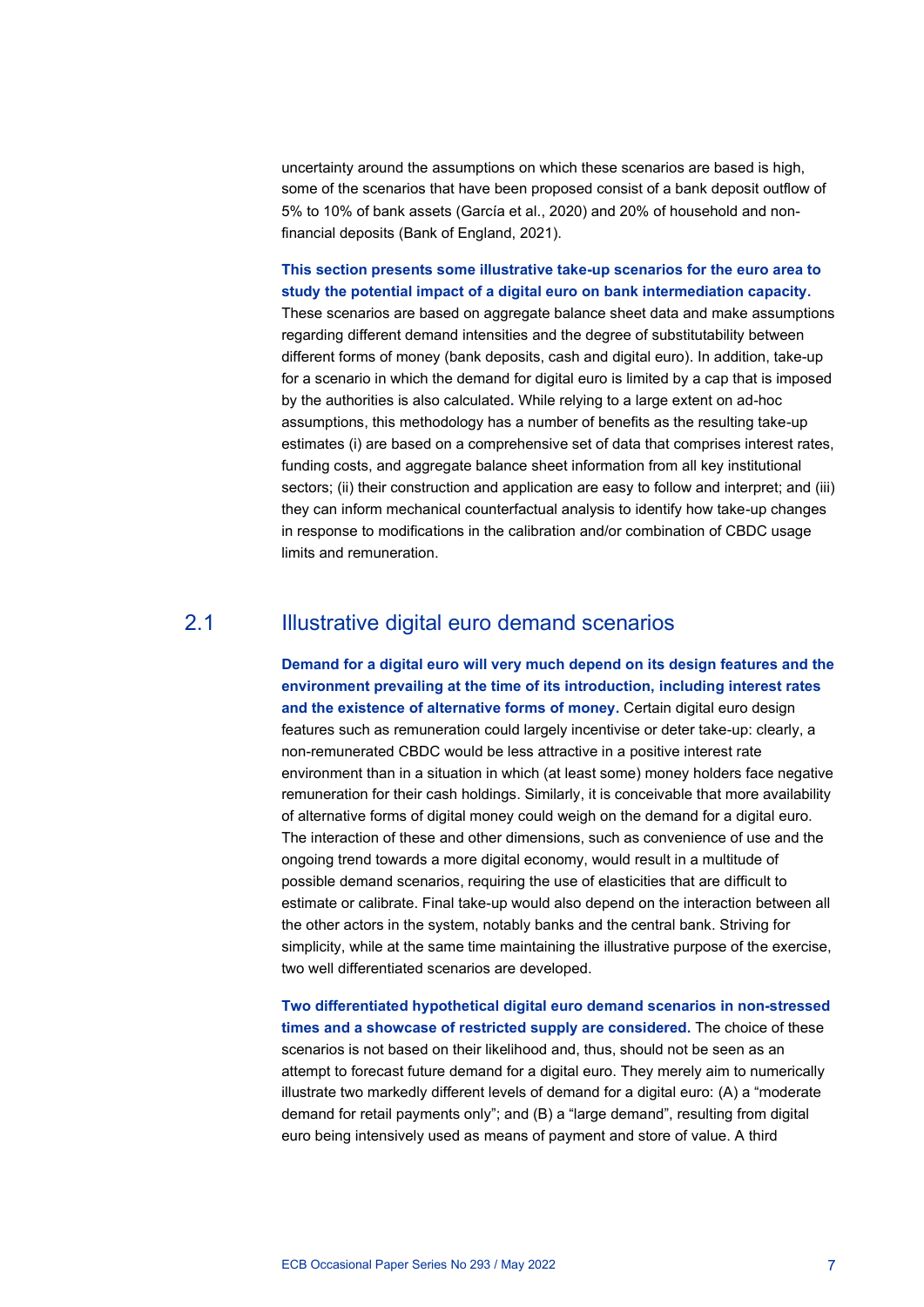uncertainty around the assumptions on which these scenarios are based is high, some of the scenarios that have been proposed consist of a bank deposit outflow of 5% to 10% of bank assets (García et al., 2020) and 20% of household and non-financial deposits (Bank of England, 2021).

**This section presents some illustrative take-up scenarios for the euro area to study the potential impact of a digital euro on bank intermediation capacity.** These scenarios are based on aggregate balance sheet data and make assumptions regarding different demand intensities and the degree of substitutability between different forms of money (bank deposits, cash and digital euro). In addition, take-up for a scenario in which the demand for digital euro is limited by a cap that is imposed by the authorities is also calculated. While relying to a large extent on ad-hoc assumptions, this methodology has a number of benefits as the resulting take-up estimates (i) are based on a comprehensive set of data that comprises interest rates, funding costs, and aggregate balance sheet information from all key institutional sectors; (ii) their construction and application are easy to follow and interpret; and (iii) they can inform mechanical counterfactual analysis to identify how take-up changes in response to modifications in the calibration and/or combination of CBDC usage limits and remuneration.

## 2.1 Illustrative digital euro demand scenarios

**Demand for a digital euro will very much depend on its design features and the environment prevailing at the time of its introduction, including interest rates and the existence of alternative forms of money.** Certain digital euro design features such as remuneration could largely incentivise or deter take-up: clearly, a non-remunerated CBDC would be less attractive in a positive interest rate environment than in a situation in which (at least some) money holders face negative remuneration for their cash holdings. Similarly, it is conceivable that more availability of alternative forms of digital money could weigh on the demand for a digital euro. The interaction of these and other dimensions, such as convenience of use and the ongoing trend towards a more digital economy, would result in a multitude of possible demand scenarios, requiring the use of elasticities that are difficult to estimate or calibrate. Final take-up would also depend on the interaction between all the other actors in the system, notably banks and the central bank. Striving for simplicity, while at the same time maintaining the illustrative purpose of the exercise, two well differentiated scenarios are developed.

**Two differentiated hypothetical digital euro demand scenarios in non-stressed times and a showcase of restricted supply are considered.** The choice of these scenarios is not based on their likelihood and, thus, should not be seen as an attempt to forecast future demand for a digital euro. They merely aim to numerically illustrate two markedly different levels of demand for a digital euro: (A) a "moderate demand for retail payments only"; and (B) a "large demand", resulting from digital euro being intensively used as means of payment and store of value. A third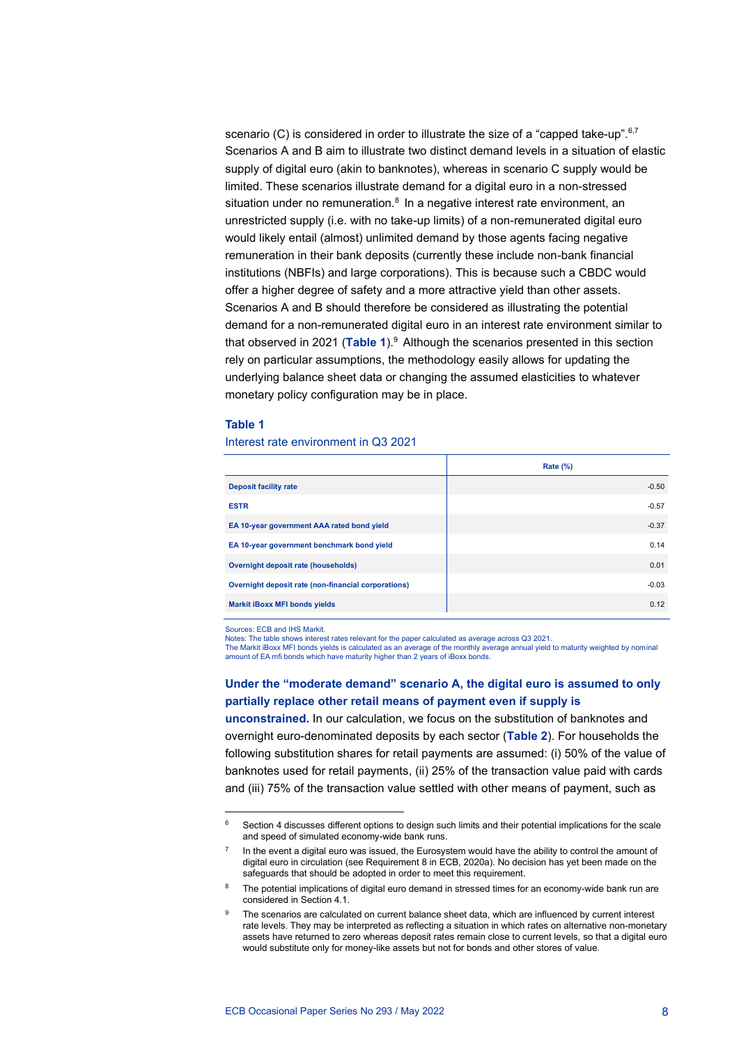scenario (C) is considered in order to illustrate the size of a "capped take-up".[6,7] Scenarios A and B aim to illustrate two distinct demand levels in a situation of elastic supply of digital euro (akin to banknotes), whereas in scenario C supply would be limited. These scenarios illustrate demand for a digital euro in a non-stressed situation under no remuneration.[8] In a negative interest rate environment, an unrestricted supply (i.e. with no take-up limits) of a non-remunerated digital euro would likely entail (almost) unlimited demand by those agents facing negative remuneration in their bank deposits (currently these include non-bank financial institutions (NBFIs) and large corporations). This is because such a CBDC would offer a higher degree of safety and a more attractive yield than other assets. Scenarios A and B should therefore be considered as illustrating the potential demand for a non-remunerated digital euro in an interest rate environment similar to that observed in 2021 (**Table 1**).[9] Although the scenarios presented in this section rely on particular assumptions, the methodology easily allows for updating the underlying balance sheet data or changing the assumed elasticities to whatever monetary policy configuration may be in place.

**Table 1**

Interest rate environment in Q3 2021

| | Rate (%) |
|---|---|
| Deposit facility rate | -0.50 |
| ESTR | -0.57 |
| EA 10-year government AAA rated bond yield | -0.37 |
| EA 10-year government benchmark bond yield | 0.14 |
| Overnight deposit rate (households) | 0.01 |
| Overnight deposit rate (non-financial corporations) | -0.03 |
| Markit iBoxx MFI bonds yields | 0.12 |

Sources: ECB and IHS Markit.
Notes: The table shows interest rates relevant for the paper calculated as average across Q3 2021.
The Markit iBoxx MFI bonds yields is calculated as an average of the monthly average annual yield to maturity weighted by nominal amount of EA mfi bonds which have maturity higher than 2 years of iBoxx bonds.

**Under the "moderate demand" scenario A, the digital euro is assumed to only partially replace other retail means of payment even if supply is unconstrained.** In our calculation, we focus on the substitution of banknotes and overnight euro-denominated deposits by each sector (**Table 2**). For households the following substitution shares for retail payments are assumed: (i) 50% of the value of banknotes used for retail payments, (ii) 25% of the transaction value paid with cards and (iii) 75% of the transaction value settled with other means of payment, such as

---

[6] Section 4 discusses different options to design such limits and their potential implications for the scale and speed of simulated economy-wide bank runs.

[7] In the event a digital euro was issued, the Eurosystem would have the ability to control the amount of digital euro in circulation (see Requirement 8 in ECB, 2020a). No decision has yet been made on the safeguards that should be adopted in order to meet this requirement.

[8] The potential implications of digital euro demand in stressed times for an economy-wide bank run are considered in Section 4.1.

[9] The scenarios are calculated on current balance sheet data, which are influenced by current interest rate levels. They may be interpreted as reflecting a situation in which rates on alternative non-monetary assets have returned to zero whereas deposit rates remain close to current levels, so that a digital euro would substitute only for money-like assets but not for bonds and other stores of value.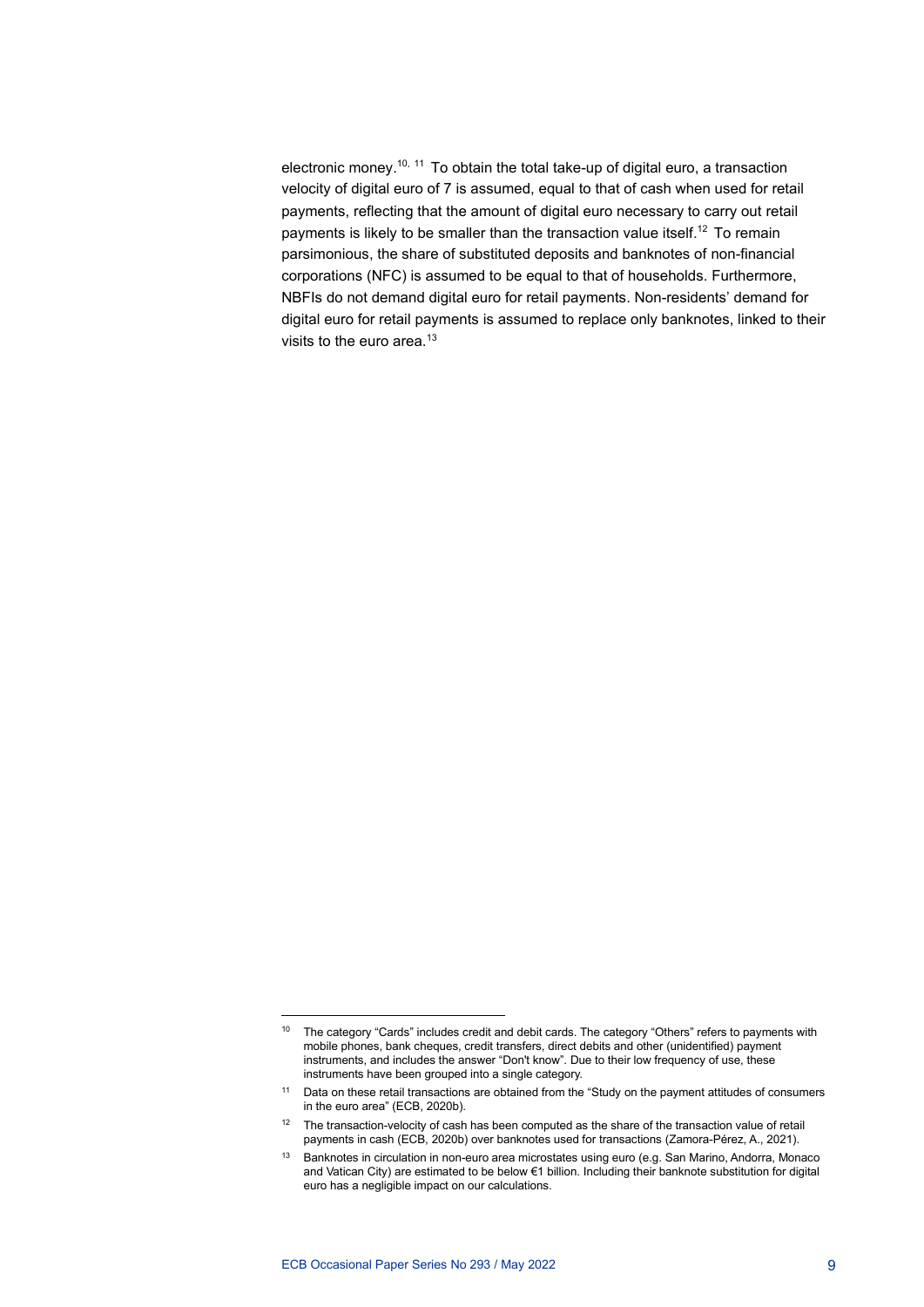electronic money.[10, 11] To obtain the total take-up of digital euro, a transaction velocity of digital euro of 7 is assumed, equal to that of cash when used for retail payments, reflecting that the amount of digital euro necessary to carry out retail payments is likely to be smaller than the transaction value itself.[12] To remain parsimonious, the share of substituted deposits and banknotes of non-financial corporations (NFC) is assumed to be equal to that of households. Furthermore, NBFIs do not demand digital euro for retail payments. Non-residents' demand for digital euro for retail payments is assumed to replace only banknotes, linked to their visits to the euro area.[13]

---

[10] The category "Cards" includes credit and debit cards. The category "Others" refers to payments with mobile phones, bank cheques, credit transfers, direct debits and other (unidentified) payment instruments, and includes the answer "Don't know". Due to their low frequency of use, these instruments have been grouped into a single category.

[11] Data on these retail transactions are obtained from the "Study on the payment attitudes of consumers in the euro area" (ECB, 2020b).

[12] The transaction-velocity of cash has been computed as the share of the transaction value of retail payments in cash (ECB, 2020b) over banknotes used for transactions (Zamora-Pérez, A., 2021).

[13] Banknotes in circulation in non-euro area microstates using euro (e.g. San Marino, Andorra, Monaco and Vatican City) are estimated to be below €1 billion. Including their banknote substitution for digital euro has a negligible impact on our calculations.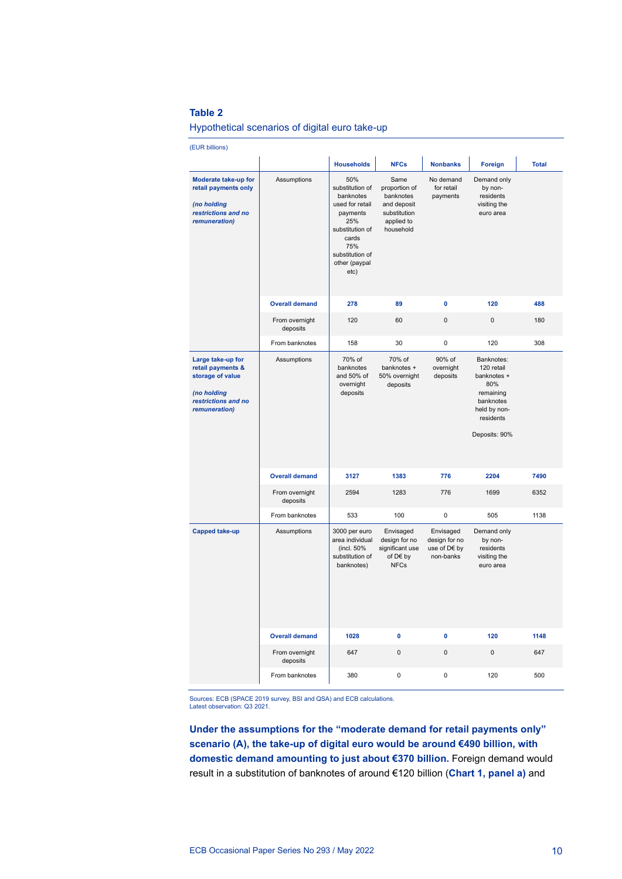**Table 2**

Hypothetical scenarios of digital euro take-up

(EUR billions)

| | | Households | NFCs | Nonbanks | Foreign | Total |
|---|---|---|---|---|---|---|
| **Moderate take-up for retail payments only** *(no holding restrictions and no remuneration)* | Assumptions | 50% substitution of banknotes used for retail payments 25% substitution of cards 75% substitution of other (paypal etc) | Same proportion of banknotes and deposit substitution applied to household | No demand for retail payments | Demand only by non-residents visiting the euro area | |
| | **Overall demand** | **278** | **89** | **0** | **120** | **488** |
| | From overnight deposits | 120 | 60 | 0 | 0 | 180 |
| | From banknotes | 158 | 30 | 0 | 120 | 308 |
| **Large take-up for retail payments & storage of value** *(no holding restrictions and no remuneration)* | Assumptions | 70% of banknotes and 50% of overnight deposits | 70% of banknotes + 50% overnight deposits | 90% of overnight deposits | Banknotes: 120 retail banknotes + 80% remaining banknotes held by non-residents Deposits: 90% | |
| | **Overall demand** | **3127** | **1383** | **776** | **2204** | **7490** |
| | From overnight deposits | 2594 | 1283 | 776 | 1699 | 6352 |
| | From banknotes | 533 | 100 | 0 | 505 | 1138 |
| **Capped take-up** | Assumptions | 3000 per euro area individual (incl. 50% substitution of banknotes) | Envisaged design for no significant use of D€ by NFCs | Envisaged design for no use of D€ by non-banks | Demand only by non-residents visiting the euro area | |
| | **Overall demand** | **1028** | **0** | **0** | **120** | **1148** |
| | From overnight deposits | 647 | 0 | 0 | 0 | 647 |
| | From banknotes | 380 | 0 | 0 | 120 | 500 |

Sources: ECB (SPACE 2019 survey, BSI and QSA) and ECB calculations.
Latest observation: Q3 2021.

**Under the assumptions for the "moderate demand for retail payments only" scenario (A), the take-up of digital euro would be around €490 billion, with domestic demand amounting to just about €370 billion.** Foreign demand would result in a substitution of banknotes of around €120 billion (**Chart 1, panel a)** and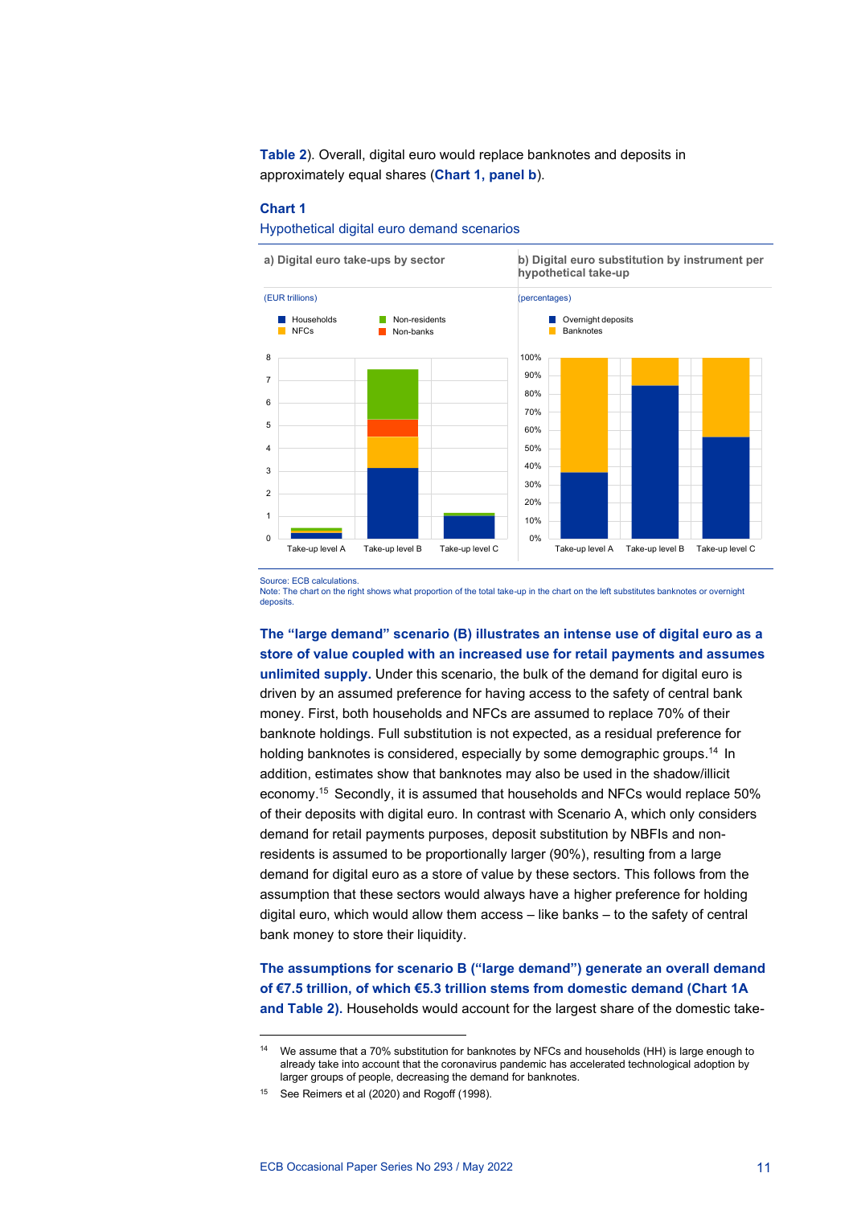Table 2). Overall, digital euro would replace banknotes and deposits in approximately equal shares (**Chart 1, panel b**).

**Chart 1**

Hypothetical digital euro demand scenarios

a) Digital euro take-ups by sector

(EUR trillions)

Households
NFCs
Non-residents
Non-banks

8
7
6
5
4
3
2
1
0

Take-up level A
Take-up level B
Take-up level C

b) Digital euro substitution by instrument per hypothetical take-up

(percentages)

Overnight deposits
Banknotes

100%
90%
80%
70%
60%
50%
40%
30%
20%
10%
0%

Take-up level A
Take-up level B
Take-up level C

Source: ECB calculations.
Note: The chart on the right shows what proportion of the total take-up in the chart on the left substitutes banknotes or overnight deposits.

**The "large demand" scenario (B) illustrates an intense use of digital euro as a store of value coupled with an increased use for retail payments and assumes unlimited supply.** Under this scenario, the bulk of the demand for digital euro is driven by an assumed preference for having access to the safety of central bank money. First, both households and NFCs are assumed to replace 70% of their banknote holdings. Full substitution is not expected, as a residual preference for holding banknotes is considered, especially by some demographic groups.[14] In addition, estimates show that banknotes may also be used in the shadow/illicit economy.[15] Secondly, it is assumed that households and NFCs would replace 50% of their deposits with digital euro. In contrast with Scenario A, which only considers demand for retail payments purposes, deposit substitution by NBFIs and non-residents is assumed to be proportionally larger (90%), resulting from a large demand for digital euro as a store of value by these sectors. This follows from the assumption that these sectors would always have a higher preference for holding digital euro, which would allow them access – like banks – to the safety of central bank money to store their liquidity.

**The assumptions for scenario B ("large demand") generate an overall demand of €7.5 trillion, of which €5.3 trillion stems from domestic demand (Chart 1A and Table 2).** Households would account for the largest share of the domestic take-

[14] We assume that a 70% substitution for banknotes by NFCs and households (HH) is large enough to already take into account that the coronavirus pandemic has accelerated technological adoption by larger groups of people, decreasing the demand for banknotes.

[15] See Reimers et al (2020) and Rogoff (1998).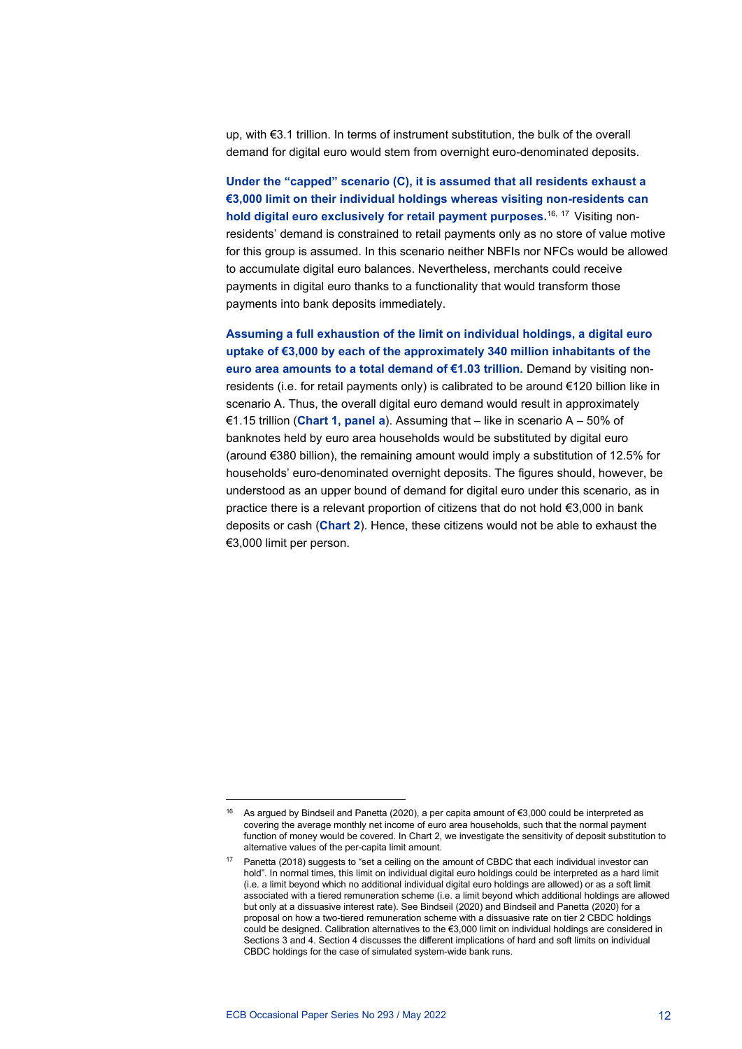up, with €3.1 trillion. In terms of instrument substitution, the bulk of the overall demand for digital euro would stem from overnight euro-denominated deposits.

**Under the "capped" scenario (C), it is assumed that all residents exhaust a €3,000 limit on their individual holdings whereas visiting non-residents can hold digital euro exclusively for retail payment purposes.**[16, 17] Visiting non-residents' demand is constrained to retail payments only as no store of value motive for this group is assumed. In this scenario neither NBFIs nor NFCs would be allowed to accumulate digital euro balances. Nevertheless, merchants could receive payments in digital euro thanks to a functionality that would transform those payments into bank deposits immediately.

**Assuming a full exhaustion of the limit on individual holdings, a digital euro uptake of €3,000 by each of the approximately 340 million inhabitants of the euro area amounts to a total demand of €1.03 trillion.** Demand by visiting non-residents (i.e. for retail payments only) is calibrated to be around €120 billion like in scenario A. Thus, the overall digital euro demand would result in approximately €1.15 trillion (**Chart 1, panel a**). Assuming that – like in scenario A – 50% of banknotes held by euro area households would be substituted by digital euro (around €380 billion), the remaining amount would imply a substitution of 12.5% for households' euro-denominated overnight deposits. The figures should, however, be understood as an upper bound of demand for digital euro under this scenario, as in practice there is a relevant proportion of citizens that do not hold €3,000 in bank deposits or cash (**Chart 2**). Hence, these citizens would not be able to exhaust the €3,000 limit per person.

---

[16] As argued by Bindseil and Panetta (2020), a per capita amount of €3,000 could be interpreted as covering the average monthly net income of euro area households, such that the normal payment function of money would be covered. In Chart 2, we investigate the sensitivity of deposit substitution to alternative values of the per-capita limit amount.

[17] Panetta (2018) suggests to "set a ceiling on the amount of CBDC that each individual investor can hold". In normal times, this limit on individual digital euro holdings could be interpreted as a hard limit (i.e. a limit beyond which no additional individual digital euro holdings are allowed) or as a soft limit associated with a tiered remuneration scheme (i.e. a limit beyond which additional holdings are allowed but only at a dissuasive interest rate). See Bindseil (2020) and Bindseil and Panetta (2020) for a proposal on how a two-tiered remuneration scheme with a dissuasive rate on tier 2 CBDC holdings could be designed. Calibration alternatives to the €3,000 limit on individual holdings are considered in Sections 3 and 4. Section 4 discusses the different implications of hard and soft limits on individual CBDC holdings for the case of simulated system-wide bank runs.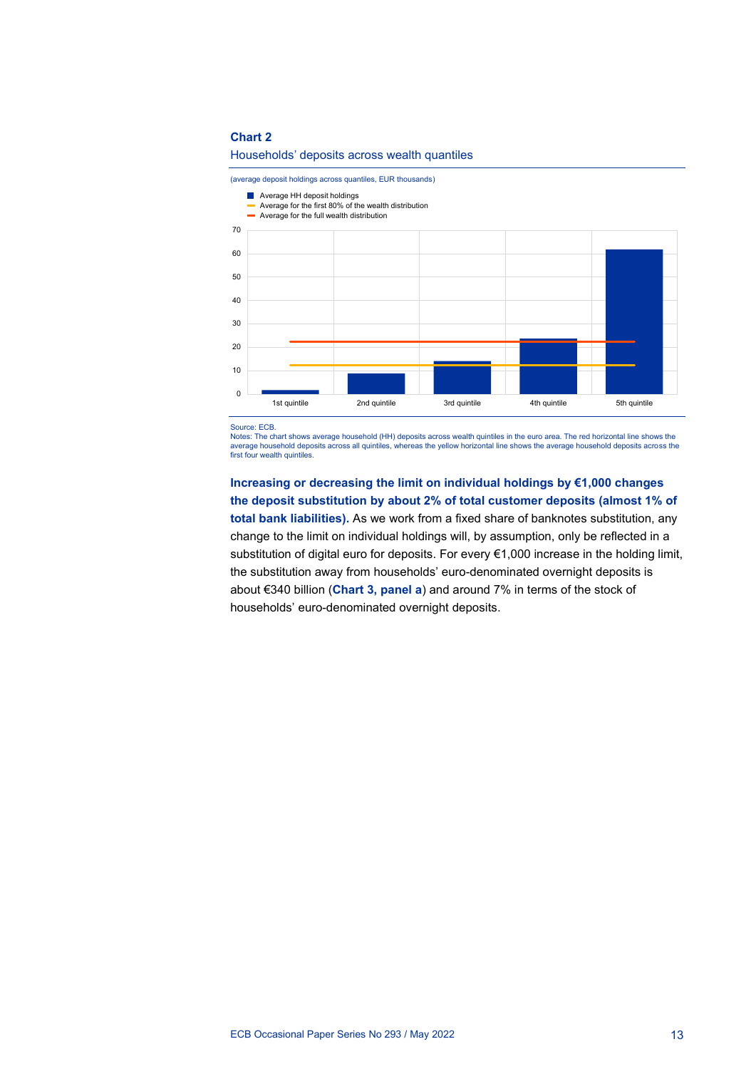**Chart 2**

Households' deposits across wealth quantiles

(average deposit holdings across quantiles, EUR thousands)

Average HH deposit holdings
Average for the first 80% of the wealth distribution
Average for the full wealth distribution

70
60
50
40
30
20
10
0

1st quintile
2nd quintile
3rd quintile
4th quintile
5th quintile

Source: ECB.
Notes: The chart shows average household (HH) deposits across wealth quintiles in the euro area. The red horizontal line shows the average household deposits across all quintiles, whereas the yellow horizontal line shows the average household deposits across the first four wealth quintiles.

**Increasing or decreasing the limit on individual holdings by €1,000 changes the deposit substitution by about 2% of total customer deposits (almost 1% of total bank liabilities).** As we work from a fixed share of banknotes substitution, any change to the limit on individual holdings will, by assumption, only be reflected in a substitution of digital euro for deposits. For every €1,000 increase in the holding limit, the substitution away from households' euro-denominated overnight deposits is about €340 billion (**Chart 3, panel a**) and around 7% in terms of the stock of households' euro-denominated overnight deposits.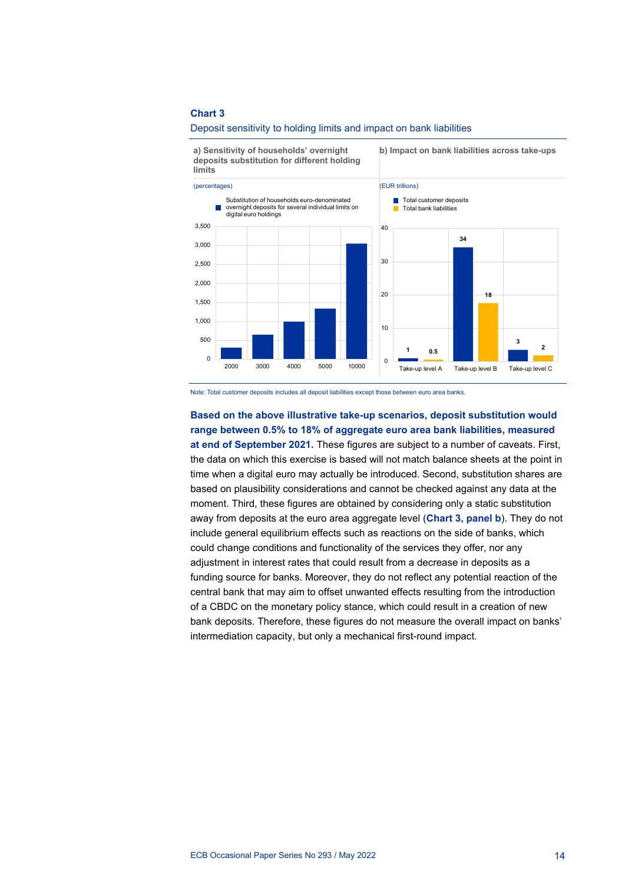## Chart 3

Deposit sensitivity to holding limits and impact on bank liabilities

a) Sensitivity of households' overnight deposits substitution for different holding limits

(percentages)

Substitution of households euro-denominated overnight deposits for several individual limits on digital euro holdings

3,500
3,000
2,500
2,000
1,500
1,000
500
0

2000
3000
4000
5000
10000

b) Impact on bank liabilities across take-ups

(EUR trillions)

Total customer deposits
Total bank liabilities

40
30
20
10
0

1
0.5
34
18
3
2

Take-up level A
Take-up level B
Take-up level C

Note: Total customer deposits includes all deposit liabilities except those between euro area banks.

**Based on the above illustrative take-up scenarios, deposit substitution would range between 0.5% to 18% of aggregate euro area bank liabilities, measured at end of September 2021.** These figures are subject to a number of caveats. First, the data on which this exercise is based will not match balance sheets at the point in time when a digital euro may actually be introduced. Second, substitution shares are based on plausibility considerations and cannot be checked against any data at the moment. Third, these figures are obtained by considering only a static substitution away from deposits at the euro area aggregate level (**Chart 3, panel b**). They do not include general equilibrium effects such as reactions on the side of banks, which could change conditions and functionality of the services they offer, nor any adjustment in interest rates that could result from a decrease in deposits as a funding source for banks. Moreover, they do not reflect any potential reaction of the central bank that may aim to offset unwanted effects resulting from the introduction of a CBDC on the monetary policy stance, which could result in a creation of new bank deposits. Therefore, these figures do not measure the overall impact on banks' intermediation capacity, but only a mechanical first-round impact.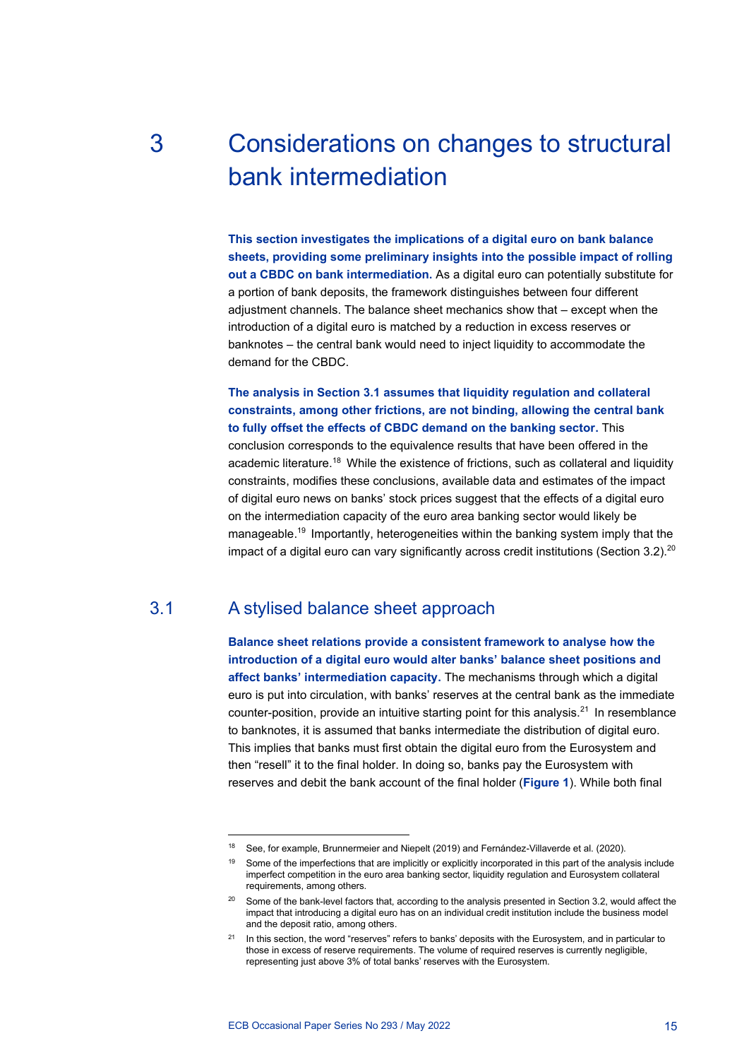# 3 Considerations on changes to structural bank intermediation

**This section investigates the implications of a digital euro on bank balance sheets, providing some preliminary insights into the possible impact of rolling out a CBDC on bank intermediation.** As a digital euro can potentially substitute for a portion of bank deposits, the framework distinguishes between four different adjustment channels. The balance sheet mechanics show that – except when the introduction of a digital euro is matched by a reduction in excess reserves or banknotes – the central bank would need to inject liquidity to accommodate the demand for the CBDC.

**The analysis in Section 3.1 assumes that liquidity regulation and collateral constraints, among other frictions, are not binding, allowing the central bank to fully offset the effects of CBDC demand on the banking sector.** This conclusion corresponds to the equivalence results that have been offered in the academic literature.[18] While the existence of frictions, such as collateral and liquidity constraints, modifies these conclusions, available data and estimates of the impact of digital euro news on banks' stock prices suggest that the effects of a digital euro on the intermediation capacity of the euro area banking sector would likely be manageable.[19] Importantly, heterogeneities within the banking system imply that the impact of a digital euro can vary significantly across credit institutions (Section 3.2).[20]

## 3.1 A stylised balance sheet approach

**Balance sheet relations provide a consistent framework to analyse how the introduction of a digital euro would alter banks' balance sheet positions and affect banks' intermediation capacity.** The mechanisms through which a digital euro is put into circulation, with banks' reserves at the central bank as the immediate counter-position, provide an intuitive starting point for this analysis.[21] In resemblance to banknotes, it is assumed that banks intermediate the distribution of digital euro. This implies that banks must first obtain the digital euro from the Eurosystem and then "resell" it to the final holder. In doing so, banks pay the Eurosystem with reserves and debit the bank account of the final holder (**Figure 1**). While both final

---

[18] See, for example, Brunnermeier and Niepelt (2019) and Fernández-Villaverde et al. (2020).

[19] Some of the imperfections that are implicitly or explicitly incorporated in this part of the analysis include imperfect competition in the euro area banking sector, liquidity regulation and Eurosystem collateral requirements, among others.

[20] Some of the bank-level factors that, according to the analysis presented in Section 3.2, would affect the impact that introducing a digital euro has on an individual credit institution include the business model and the deposit ratio, among others.

[21] In this section, the word "reserves" refers to banks' deposits with the Eurosystem, and in particular to those in excess of reserve requirements. The volume of required reserves is currently negligible, representing just above 3% of total banks' reserves with the Eurosystem.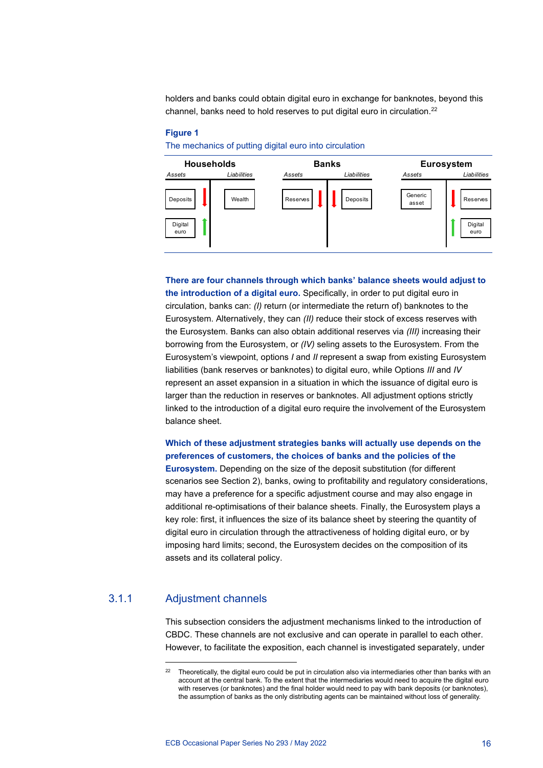holders and banks could obtain digital euro in exchange for banknotes, beyond this channel, banks need to hold reserves to put digital euro in circulation.[22]

**Figure 1**

The mechanics of putting digital euro into circulation

Households

Assets | Liabilities

Deposits

Wealth

Digital euro

Banks

Assets | Liabilities

Reserves

Deposits

Eurosystem

Assets | Liabilities

Generic asset

Reserves

Digital euro

**There are four channels through which banks' balance sheets would adjust to the introduction of a digital euro.** Specifically, in order to put digital euro in circulation, banks can: *(I)* return (or intermediate the return of) banknotes to the Eurosystem. Alternatively, they can *(II)* reduce their stock of excess reserves with the Eurosystem. Banks can also obtain additional reserves via *(III)* increasing their borrowing from the Eurosystem, or *(IV)* seling assets to the Eurosystem. From the Eurosystem's viewpoint, options *I* and *II* represent a swap from existing Eurosystem liabilities (bank reserves or banknotes) to digital euro, while Options *III* and *IV* represent an asset expansion in a situation in which the issuance of digital euro is larger than the reduction in reserves or banknotes. All adjustment options strictly linked to the introduction of a digital euro require the involvement of the Eurosystem balance sheet.

**Which of these adjustment strategies banks will actually use depends on the preferences of customers, the choices of banks and the policies of the Eurosystem.** Depending on the size of the deposit substitution (for different scenarios see Section 2), banks, owing to profitability and regulatory considerations, may have a preference for a specific adjustment course and may also engage in additional re-optimisations of their balance sheets. Finally, the Eurosystem plays a key role: first, it influences the size of its balance sheet by steering the quantity of digital euro in circulation through the attractiveness of holding digital euro, or by imposing hard limits; second, the Eurosystem decides on the composition of its assets and its collateral policy.

### 3.1.1 Adjustment channels

This subsection considers the adjustment mechanisms linked to the introduction of CBDC. These channels are not exclusive and can operate in parallel to each other. However, to facilitate the exposition, each channel is investigated separately, under

[22] Theoretically, the digital euro could be put in circulation also via intermediaries other than banks with an account at the central bank. To the extent that the intermediaries would need to acquire the digital euro with reserves (or banknotes) and the final holder would need to pay with bank deposits (or banknotes), the assumption of banks as the only distributing agents can be maintained without loss of generality.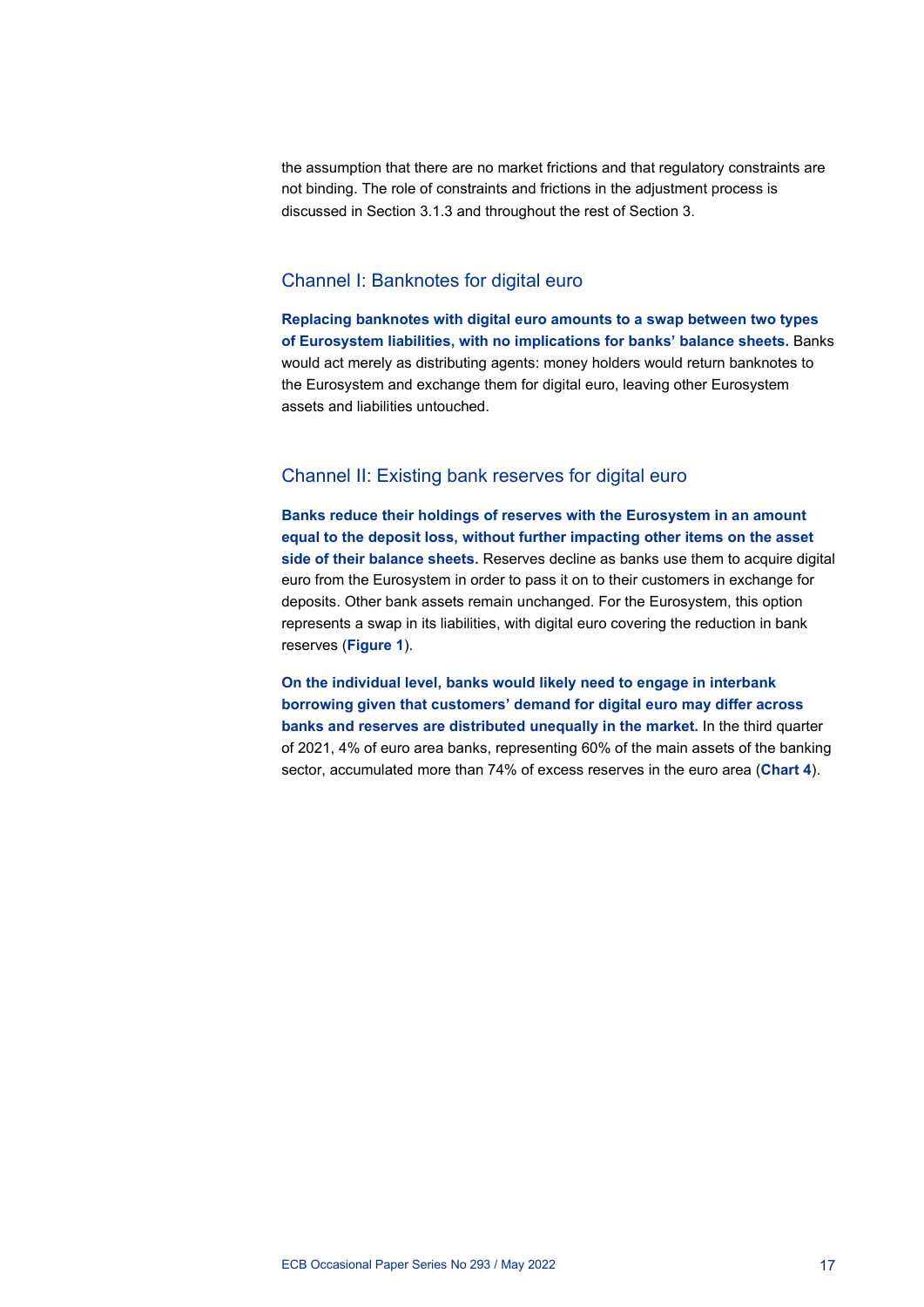the assumption that there are no market frictions and that regulatory constraints are not binding. The role of constraints and frictions in the adjustment process is discussed in Section 3.1.3 and throughout the rest of Section 3.

### Channel I: Banknotes for digital euro

**Replacing banknotes with digital euro amounts to a swap between two types of Eurosystem liabilities, with no implications for banks' balance sheets.** Banks would act merely as distributing agents: money holders would return banknotes to the Eurosystem and exchange them for digital euro, leaving other Eurosystem assets and liabilities untouched.

### Channel II: Existing bank reserves for digital euro

**Banks reduce their holdings of reserves with the Eurosystem in an amount equal to the deposit loss, without further impacting other items on the asset side of their balance sheets.** Reserves decline as banks use them to acquire digital euro from the Eurosystem in order to pass it on to their customers in exchange for deposits. Other bank assets remain unchanged. For the Eurosystem, this option represents a swap in its liabilities, with digital euro covering the reduction in bank reserves (**Figure 1**).

**On the individual level, banks would likely need to engage in interbank borrowing given that customers' demand for digital euro may differ across banks and reserves are distributed unequally in the market.** In the third quarter of 2021, 4% of euro area banks, representing 60% of the main assets of the banking sector, accumulated more than 74% of excess reserves in the euro area (**Chart 4**).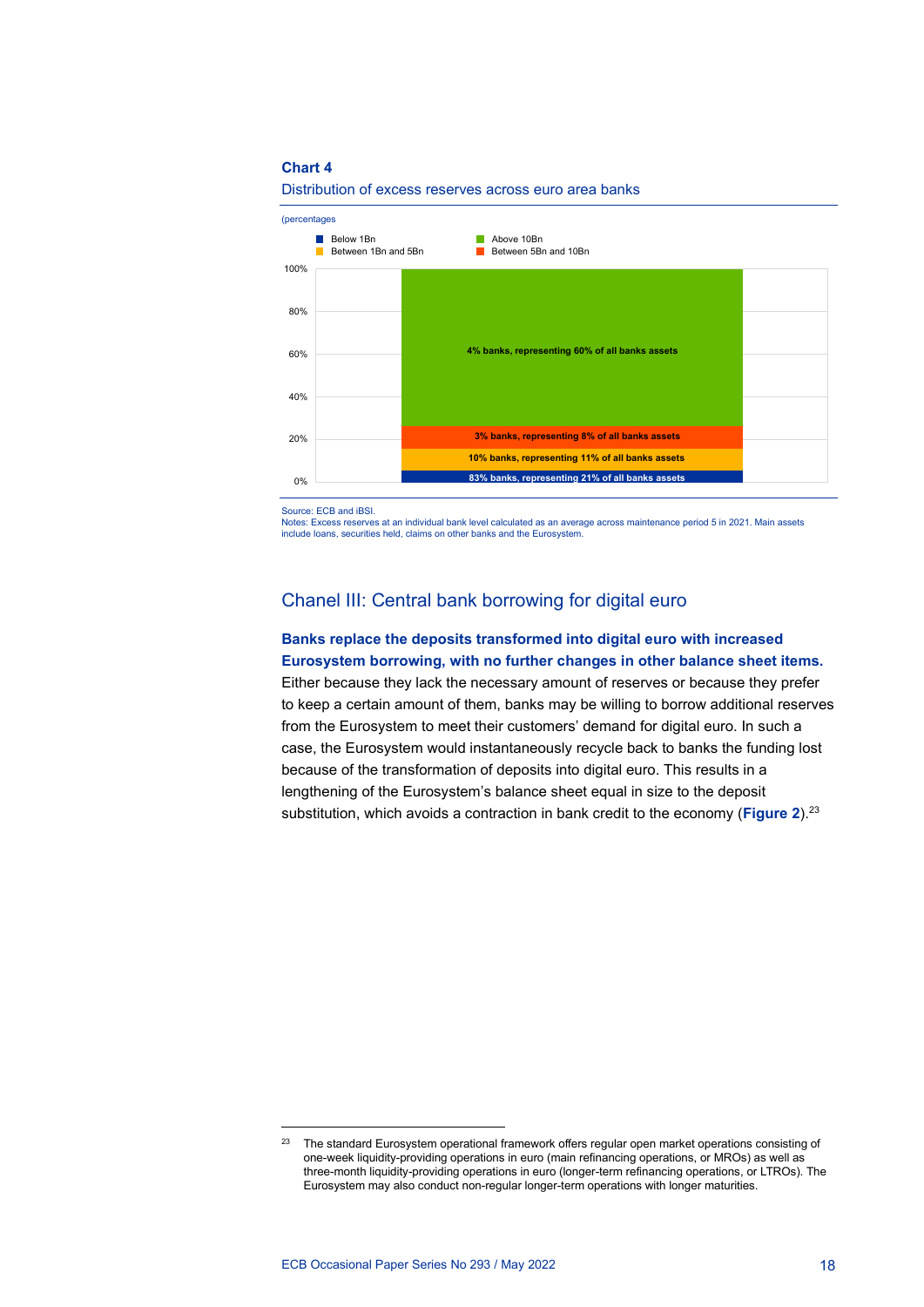**Chart 4**

Distribution of excess reserves across euro area banks

(percentages

Below 1Bn
Between 1Bn and 5Bn
Above 10Bn
Between 5Bn and 10Bn

100%
80%
60%
40%
20%
0%

4% banks, representing 60% of all banks assets
3% banks, representing 8% of all banks assets
10% banks, representing 11% of all banks assets
83% banks, representing 21% of all banks assets

Source: ECB and iBSI.
Notes: Excess reserves at an individual bank level calculated as an average across maintenance period 5 in 2021. Main assets include loans, securities held, claims on other banks and the Eurosystem.

## Chanel III: Central bank borrowing for digital euro

**Banks replace the deposits transformed into digital euro with increased Eurosystem borrowing, with no further changes in other balance sheet items.** Either because they lack the necessary amount of reserves or because they prefer to keep a certain amount of them, banks may be willing to borrow additional reserves from the Eurosystem to meet their customers' demand for digital euro. In such a case, the Eurosystem would instantaneously recycle back to banks the funding lost because of the transformation of deposits into digital euro. This results in a lengthening of the Eurosystem's balance sheet equal in size to the deposit substitution, which avoids a contraction in bank credit to the economy (**Figure 2**).[23]

[23] The standard Eurosystem operational framework offers regular open market operations consisting of one-week liquidity-providing operations in euro (main refinancing operations, or MROs) as well as three-month liquidity-providing operations in euro (longer-term refinancing operations, or LTROs). The Eurosystem may also conduct non-regular longer-term operations with longer maturities.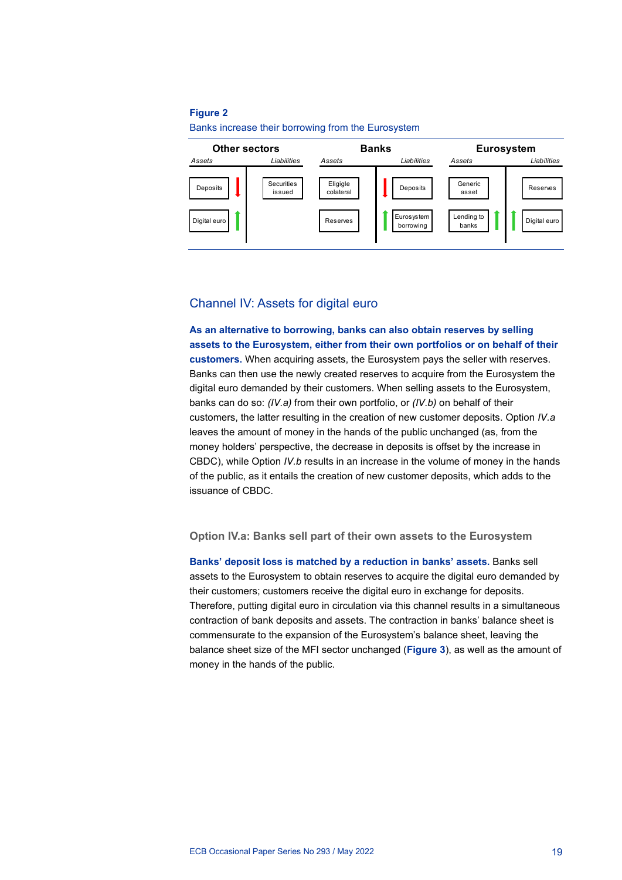**Figure 2**

Banks increase their borrowing from the Eurosystem

Other sectors
Assets Liabilities
Deposits
Digital euro
Securities issued

Banks
Assets Liabilities
Eligigle colateral
Reserves
Deposits
Eurosystem borrowing

Eurosystem
Assets Liabilities
Generic asset
Lending to banks
Reserves
Digital euro

## Channel IV: Assets for digital euro

**As an alternative to borrowing, banks can also obtain reserves by selling assets to the Eurosystem, either from their own portfolios or on behalf of their customers.** When acquiring assets, the Eurosystem pays the seller with reserves. Banks can then use the newly created reserves to acquire from the Eurosystem the digital euro demanded by their customers. When selling assets to the Eurosystem, banks can do so: *(IV.a)* from their own portfolio, or *(IV.b)* on behalf of their customers, the latter resulting in the creation of new customer deposits. Option *IV.a* leaves the amount of money in the hands of the public unchanged (as, from the money holders' perspective, the decrease in deposits is offset by the increase in CBDC), while Option *IV.b* results in an increase in the volume of money in the hands of the public, as it entails the creation of new customer deposits, which adds to the issuance of CBDC.

### Option IV.a: Banks sell part of their own assets to the Eurosystem

**Banks' deposit loss is matched by a reduction in banks' assets.** Banks sell assets to the Eurosystem to obtain reserves to acquire the digital euro demanded by their customers; customers receive the digital euro in exchange for deposits. Therefore, putting digital euro in circulation via this channel results in a simultaneous contraction of bank deposits and assets. The contraction in banks' balance sheet is commensurate to the expansion of the Eurosystem's balance sheet, leaving the balance sheet size of the MFI sector unchanged (**Figure 3**), as well as the amount of money in the hands of the public.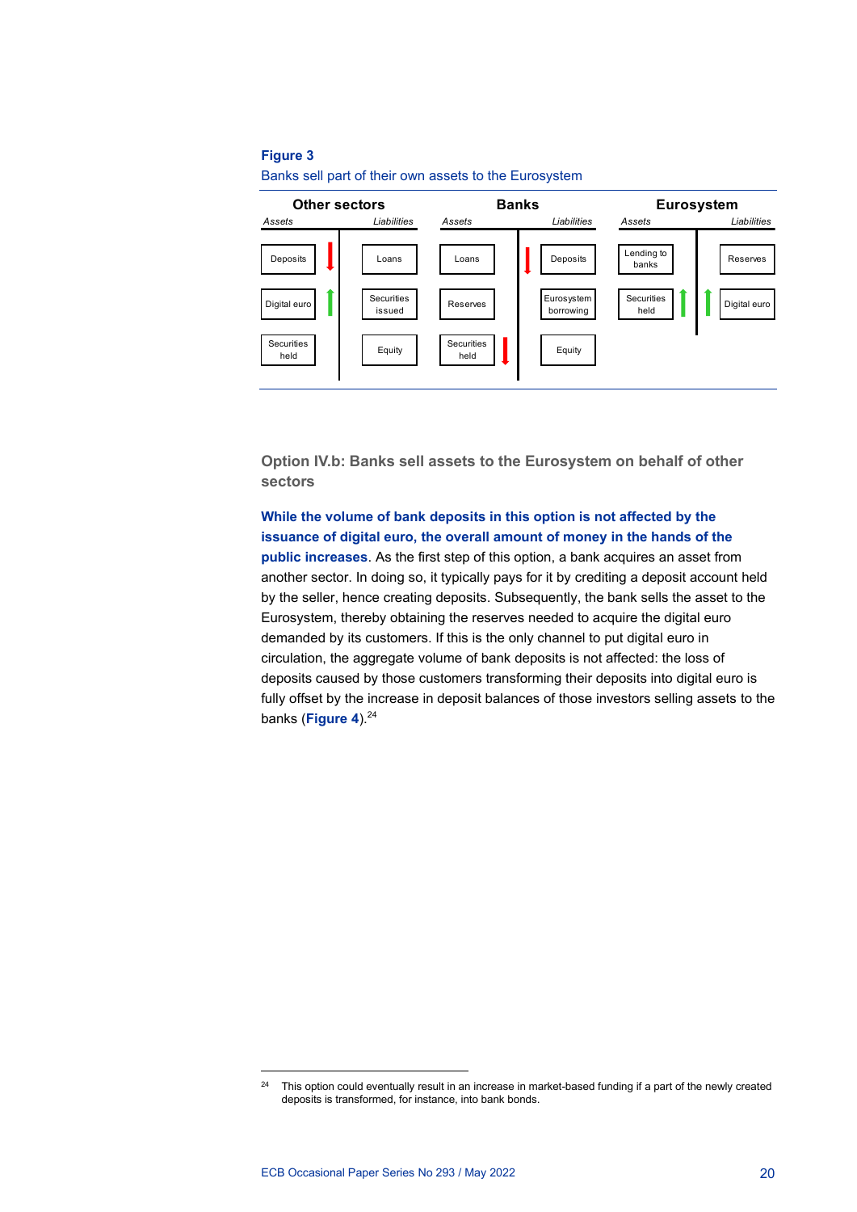**Figure 3**

Banks sell part of their own assets to the Eurosystem

Other sectors

Assets | Liabilities

Deposits

Digital euro

Securities held

Loans

Securities issued

Equity

Banks

Assets | Liabilities

Loans

Reserves

Securities held

Deposits

Eurosystem borrowing

Equity

Eurosystem

Assets | Liabilities

Lending to banks

Securities held

Reserves

Digital euro

### Option IV.b: Banks sell assets to the Eurosystem on behalf of other sectors

**While the volume of bank deposits in this option is not affected by the issuance of digital euro, the overall amount of money in the hands of the public increases**. As the first step of this option, a bank acquires an asset from another sector. In doing so, it typically pays for it by crediting a deposit account held by the seller, hence creating deposits. Subsequently, the bank sells the asset to the Eurosystem, thereby obtaining the reserves needed to acquire the digital euro demanded by its customers. If this is the only channel to put digital euro in circulation, the aggregate volume of bank deposits is not affected: the loss of deposits caused by those customers transforming their deposits into digital euro is fully offset by the increase in deposit balances of those investors selling assets to the banks (**Figure 4**).[24]

---

[24] This option could eventually result in an increase in market-based funding if a part of the newly created deposits is transformed, for instance, into bank bonds.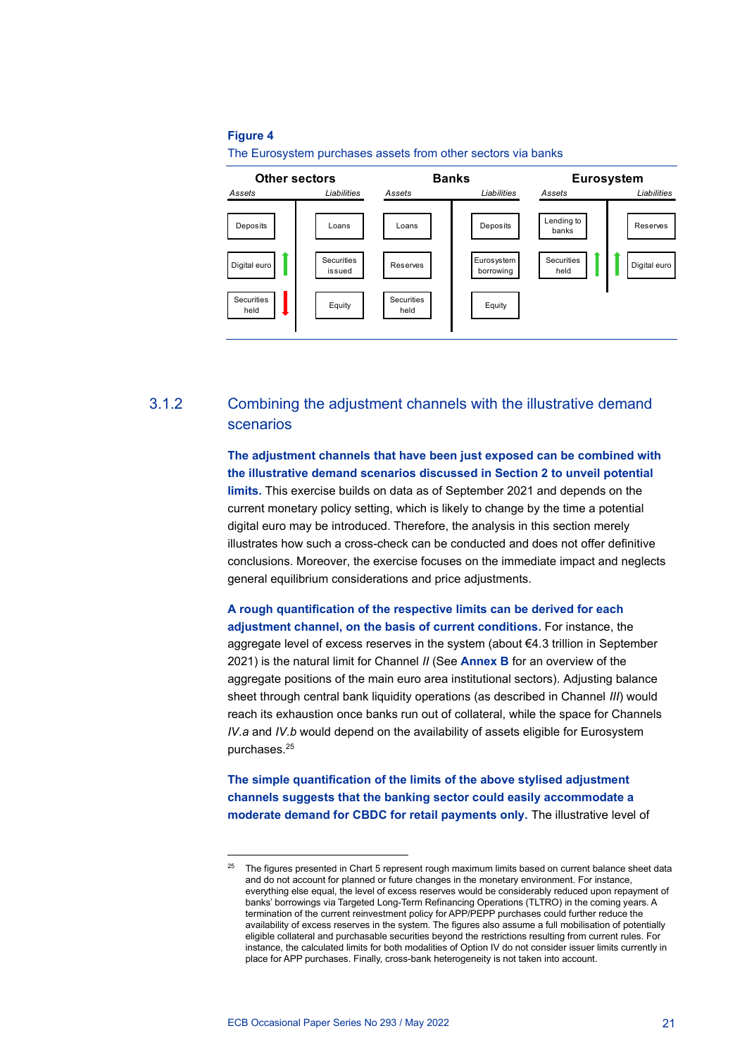**Figure 4**

The Eurosystem purchases assets from other sectors via banks

Other sectors
Assets | Liabilities
Deposits
Digital euro
Securities held
Loans
Securities issued
Equity

Banks
Assets | Liabilities
Loans
Reserves
Securities held
Deposits
Eurosystem borrowing
Equity

Eurosystem
Assets | Liabilities
Lending to banks
Securities held
Reserves
Digital euro

### 3.1.2 Combining the adjustment channels with the illustrative demand scenarios

**The adjustment channels that have been just exposed can be combined with the illustrative demand scenarios discussed in Section 2 to unveil potential limits.** This exercise builds on data as of September 2021 and depends on the current monetary policy setting, which is likely to change by the time a potential digital euro may be introduced. Therefore, the analysis in this section merely illustrates how such a cross-check can be conducted and does not offer definitive conclusions. Moreover, the exercise focuses on the immediate impact and neglects general equilibrium considerations and price adjustments.

**A rough quantification of the respective limits can be derived for each adjustment channel, on the basis of current conditions.** For instance, the aggregate level of excess reserves in the system (about €4.3 trillion in September 2021) is the natural limit for Channel *II* (See **Annex B** for an overview of the aggregate positions of the main euro area institutional sectors). Adjusting balance sheet through central bank liquidity operations (as described in Channel *III*) would reach its exhaustion once banks run out of collateral, while the space for Channels *IV.a* and *IV.b* would depend on the availability of assets eligible for Eurosystem purchases.[25]

**The simple quantification of the limits of the above stylised adjustment channels suggests that the banking sector could easily accommodate a moderate demand for CBDC for retail payments only.** The illustrative level of

[25] The figures presented in Chart 5 represent rough maximum limits based on current balance sheet data and do not account for planned or future changes in the monetary environment. For instance, everything else equal, the level of excess reserves would be considerably reduced upon repayment of banks' borrowings via Targeted Long-Term Refinancing Operations (TLTRO) in the coming years. A termination of the current reinvestment policy for APP/PEPP purchases could further reduce the availability of excess reserves in the system. The figures also assume a full mobilisation of potentially eligible collateral and purchasable securities beyond the restrictions resulting from current rules. For instance, the calculated limits for both modalities of Option IV do not consider issuer limits currently in place for APP purchases. Finally, cross-bank heterogeneity is not taken into account.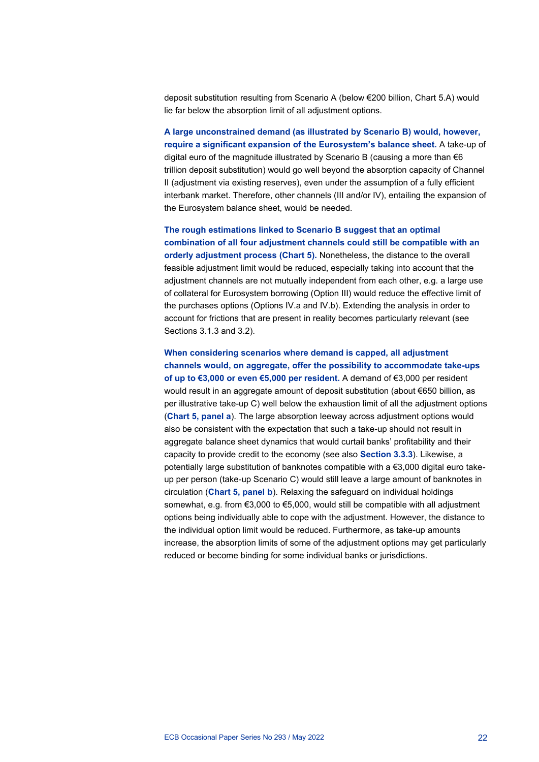deposit substitution resulting from Scenario A (below €200 billion, Chart 5.A) would lie far below the absorption limit of all adjustment options.

**A large unconstrained demand (as illustrated by Scenario B) would, however, require a significant expansion of the Eurosystem's balance sheet.** A take-up of digital euro of the magnitude illustrated by Scenario B (causing a more than €6 trillion deposit substitution) would go well beyond the absorption capacity of Channel II (adjustment via existing reserves), even under the assumption of a fully efficient interbank market. Therefore, other channels (III and/or IV), entailing the expansion of the Eurosystem balance sheet, would be needed.

**The rough estimations linked to Scenario B suggest that an optimal combination of all four adjustment channels could still be compatible with an orderly adjustment process (Chart 5).** Nonetheless, the distance to the overall feasible adjustment limit would be reduced, especially taking into account that the adjustment channels are not mutually independent from each other, e.g. a large use of collateral for Eurosystem borrowing (Option III) would reduce the effective limit of the purchases options (Options IV.a and IV.b). Extending the analysis in order to account for frictions that are present in reality becomes particularly relevant (see Sections 3.1.3 and 3.2).

**When considering scenarios where demand is capped, all adjustment channels would, on aggregate, offer the possibility to accommodate take-ups of up to €3,000 or even €5,000 per resident.** A demand of €3,000 per resident would result in an aggregate amount of deposit substitution (about €650 billion, as per illustrative take-up C) well below the exhaustion limit of all the adjustment options (**Chart 5, panel a**). The large absorption leeway across adjustment options would also be consistent with the expectation that such a take-up should not result in aggregate balance sheet dynamics that would curtail banks' profitability and their capacity to provide credit to the economy (see also **Section 3.3.3**). Likewise, a potentially large substitution of banknotes compatible with a €3,000 digital euro take-up per person (take-up Scenario C) would still leave a large amount of banknotes in circulation (**Chart 5, panel b**). Relaxing the safeguard on individual holdings somewhat, e.g. from €3,000 to €5,000, would still be compatible with all adjustment options being individually able to cope with the adjustment. However, the distance to the individual option limit would be reduced. Furthermore, as take-up amounts increase, the absorption limits of some of the adjustment options may get particularly reduced or become binding for some individual banks or jurisdictions.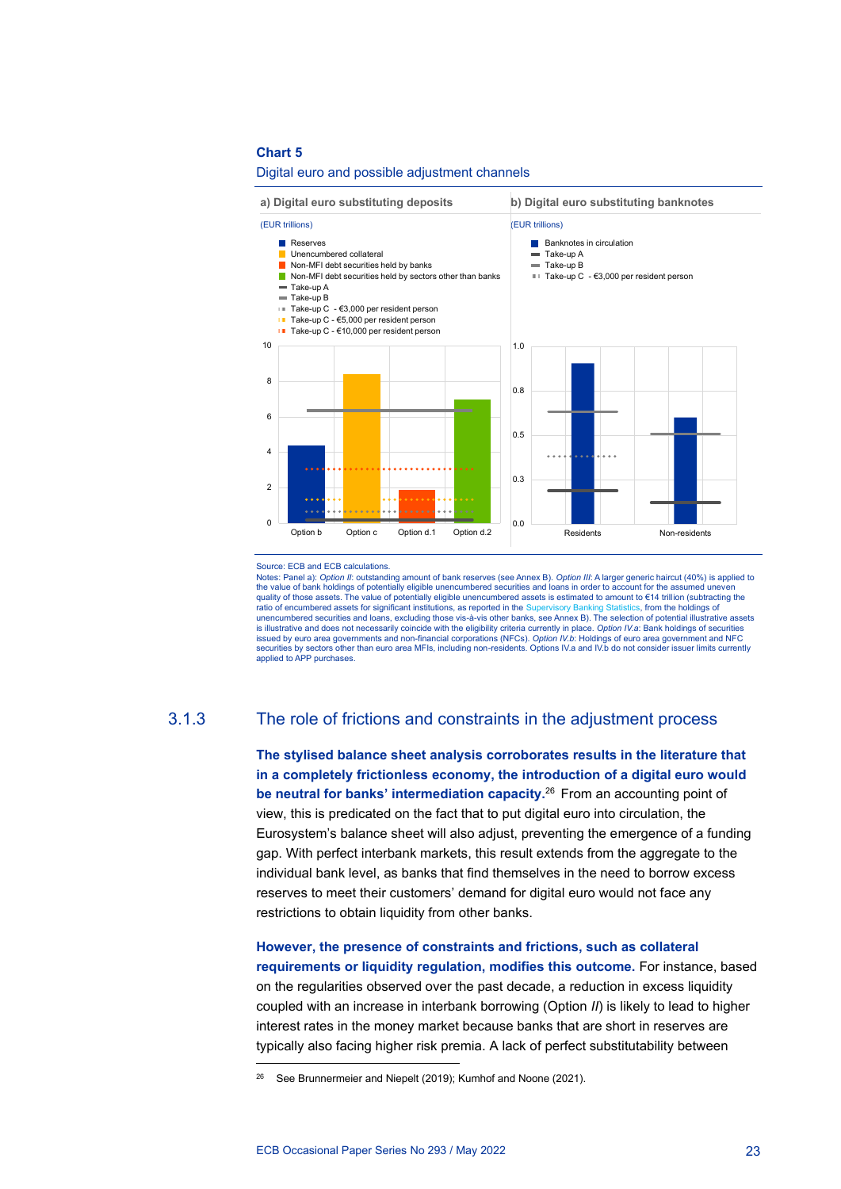**Chart 5**

Digital euro and possible adjustment channels

a) Digital euro substituting deposits

(EUR trillions)

Reserves
Unencumbered collateral
Non-MFI debt securities held by banks
Non-MFI debt securities held by sectors other than banks
Take-up A
Take-up B
Take-up C - €3,000 per resident person
Take-up C - €5,000 per resident person
Take-up C - €10,000 per resident person

10
8
6
4
2
0

Option b
Option c
Option d.1
Option d.2

b) Digital euro substituting banknotes

(EUR trillions)

Banknotes in circulation
Take-up A
Take-up B
Take-up C - €3,000 per resident person

1.0
0.8
0.5
0.3
0.0

Residents
Non-residents

Source: ECB and ECB calculations.

Notes: Panel a): *Option II*: outstanding amount of bank reserves (see Annex B). *Option III*: A larger generic haircut (40%) is applied to the value of bank holdings of potentially eligible unencumbered securities and loans in order to account for the assumed uneven quality of those assets. The value of potentially eligible unencumbered assets is estimated to amount to €14 trillion (subtracting the ratio of encumbered assets for significant institutions, as reported in the Supervisory Banking Statistics, from the holdings of unencumbered securities and loans, excluding those vis-à-vis other banks, see Annex B). The selection of potential illustrative assets is illustrative and does not necessarily coincide with the eligibility criteria currently in place. *Option IV.a*: Bank holdings of securities issued by euro area governments and non-financial corporations (NFCs). *Option IV.b*: Holdings of euro area government and NFC securities by sectors other than euro area MFIs, including non-residents. Options IV.a and IV.b do not consider issuer limits currently applied to APP purchases.

### 3.1.3 The role of frictions and constraints in the adjustment process

**The stylised balance sheet analysis corroborates results in the literature that in a completely frictionless economy, the introduction of a digital euro would be neutral for banks' intermediation capacity.**[26] From an accounting point of view, this is predicated on the fact that to put digital euro into circulation, the Eurosystem's balance sheet will also adjust, preventing the emergence of a funding gap. With perfect interbank markets, this result extends from the aggregate to the individual bank level, as banks that find themselves in the need to borrow excess reserves to meet their customers' demand for digital euro would not face any restrictions to obtain liquidity from other banks.

**However, the presence of constraints and frictions, such as collateral requirements or liquidity regulation, modifies this outcome.** For instance, based on the regularities observed over the past decade, a reduction in excess liquidity coupled with an increase in interbank borrowing (Option *II*) is likely to lead to higher interest rates in the money market because banks that are short in reserves are typically also facing higher risk premia. A lack of perfect substitutability between

[26] See Brunnermeier and Niepelt (2019); Kumhof and Noone (2021).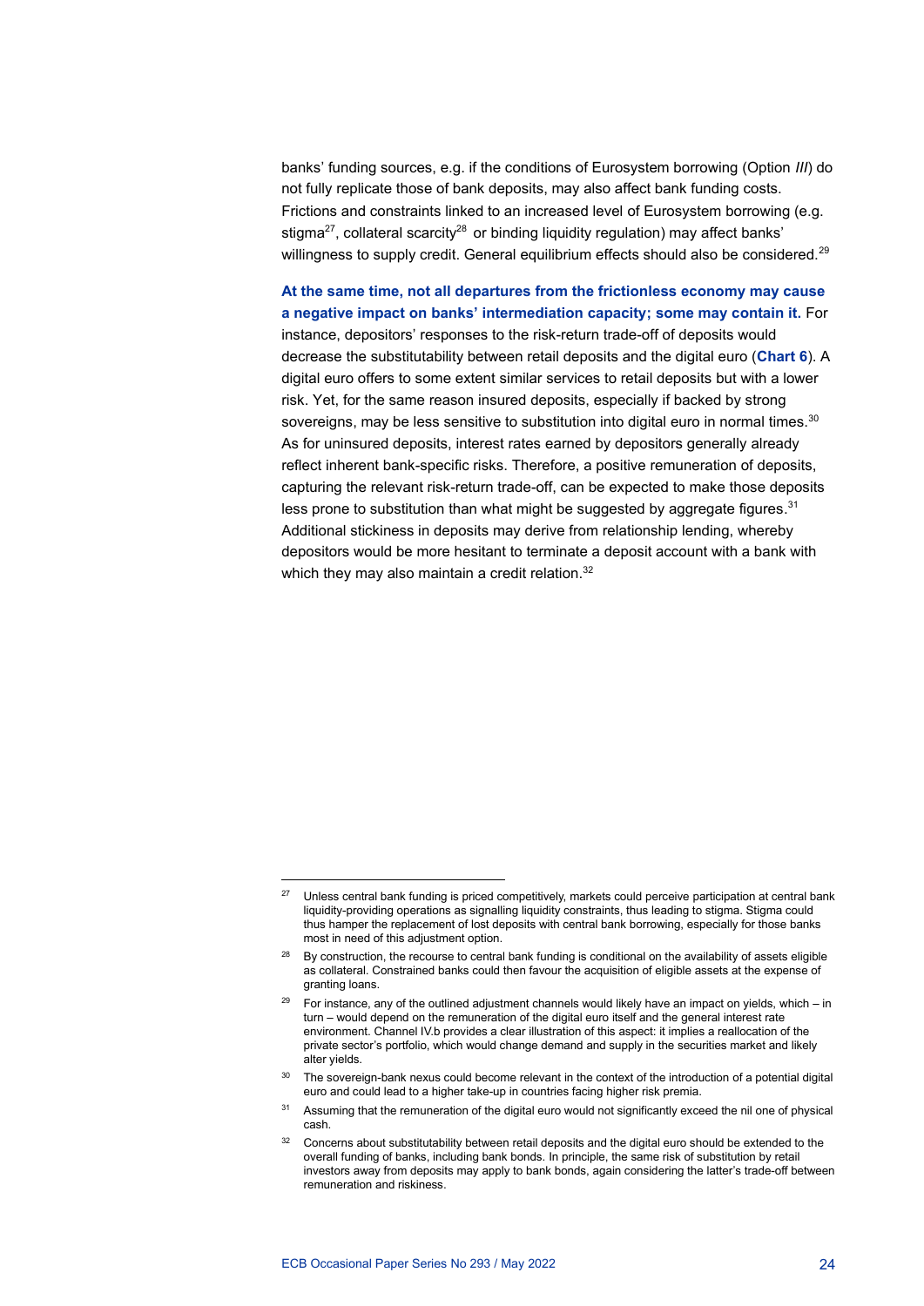banks' funding sources, e.g. if the conditions of Eurosystem borrowing (Option *III*) do not fully replicate those of bank deposits, may also affect bank funding costs. Frictions and constraints linked to an increased level of Eurosystem borrowing (e.g. stigma[27], collateral scarcity[28] or binding liquidity regulation) may affect banks' willingness to supply credit. General equilibrium effects should also be considered.[29]

**At the same time, not all departures from the frictionless economy may cause a negative impact on banks' intermediation capacity; some may contain it.** For instance, depositors' responses to the risk-return trade-off of deposits would decrease the substitutability between retail deposits and the digital euro (**Chart 6**). A digital euro offers to some extent similar services to retail deposits but with a lower risk. Yet, for the same reason insured deposits, especially if backed by strong sovereigns, may be less sensitive to substitution into digital euro in normal times.[30] As for uninsured deposits, interest rates earned by depositors generally already reflect inherent bank-specific risks. Therefore, a positive remuneration of deposits, capturing the relevant risk-return trade-off, can be expected to make those deposits less prone to substitution than what might be suggested by aggregate figures.[31] Additional stickiness in deposits may derive from relationship lending, whereby depositors would be more hesitant to terminate a deposit account with a bank with which they may also maintain a credit relation.[32]

---

[27] Unless central bank funding is priced competitively, markets could perceive participation at central bank liquidity-providing operations as signalling liquidity constraints, thus leading to stigma. Stigma could thus hamper the replacement of lost deposits with central bank borrowing, especially for those banks most in need of this adjustment option.

[28] By construction, the recourse to central bank funding is conditional on the availability of assets eligible as collateral. Constrained banks could then favour the acquisition of eligible assets at the expense of granting loans.

[29] For instance, any of the outlined adjustment channels would likely have an impact on yields, which – in turn – would depend on the remuneration of the digital euro itself and the general interest rate environment. Channel IV.b provides a clear illustration of this aspect: it implies a reallocation of the private sector's portfolio, which would change demand and supply in the securities market and likely alter yields.

[30] The sovereign-bank nexus could become relevant in the context of the introduction of a potential digital euro and could lead to a higher take-up in countries facing higher risk premia.

[31] Assuming that the remuneration of the digital euro would not significantly exceed the nil one of physical cash.

[32] Concerns about substitutability between retail deposits and the digital euro should be extended to the overall funding of banks, including bank bonds. In principle, the same risk of substitution by retail investors away from deposits may apply to bank bonds, again considering the latter's trade-off between remuneration and riskiness.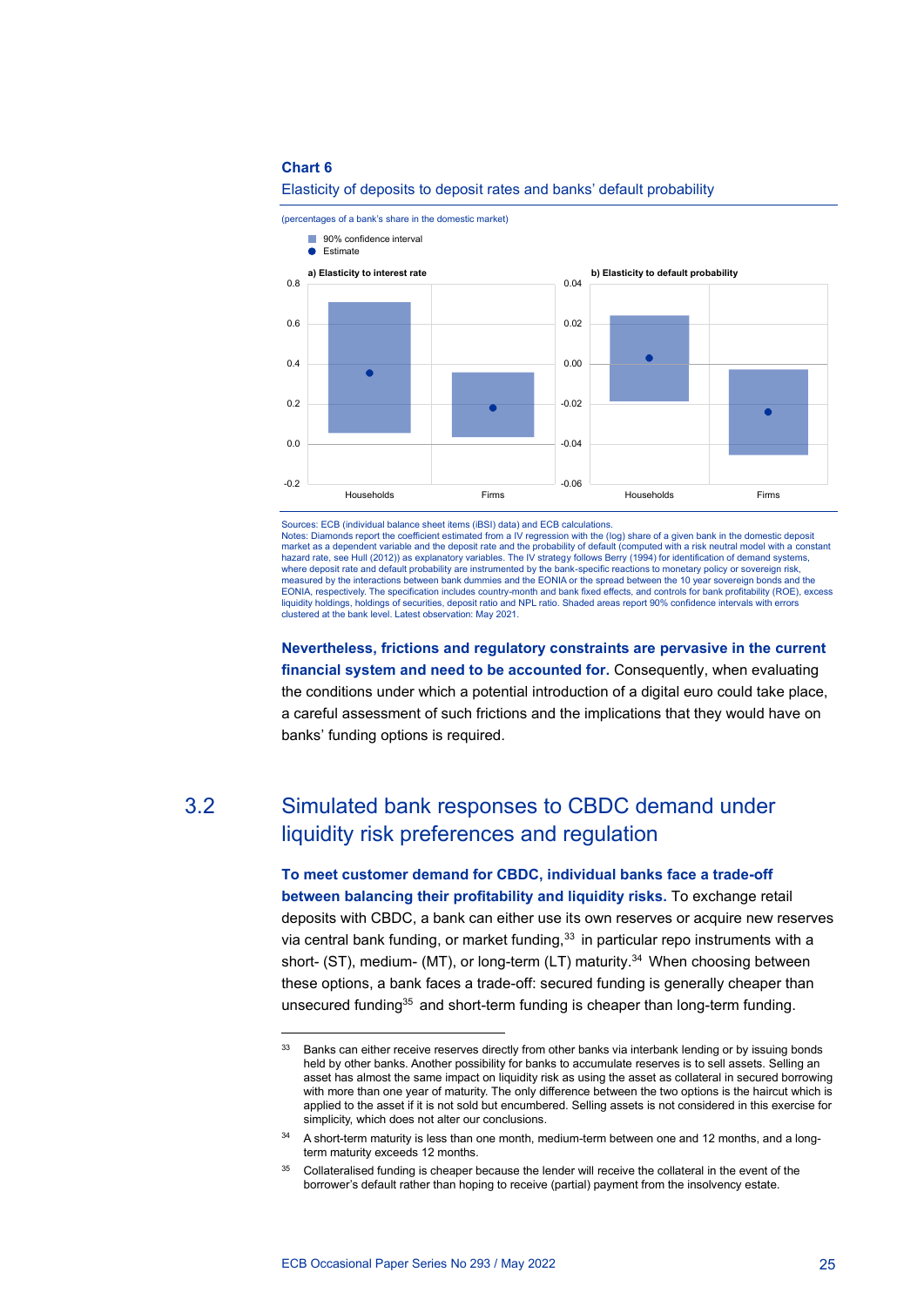**Chart 6**

Elasticity of deposits to deposit rates and banks' default probability

(percentages of a bank's share in the domestic market)

90% confidence interval
Estimate

a) Elasticity to interest rate

0.8
0.6
0.4
0.2
0.0
-0.2

Households
Firms

b) Elasticity to default probability

0.04
0.02
0.00
-0.02
-0.04
-0.06

Households
Firms

Sources: ECB (individual balance sheet items (iBSI) data) and ECB calculations.
Notes: Diamonds report the coefficient estimated from a IV regression with the (log) share of a given bank in the domestic deposit market as a dependent variable and the deposit rate and the probability of default (computed with a risk neutral model with a constant hazard rate, see Hull (2012)) as explanatory variables. The IV strategy follows Berry (1994) for identification of demand systems, where deposit rate and default probability are instrumented by the bank-specific reactions to monetary policy or sovereign risk, measured by the interactions between bank dummies and the EONIA or the spread between the 10 year sovereign bonds and the EONIA, respectively. The specification includes country-month and bank fixed effects, and controls for bank profitability (ROE), excess liquidity holdings, holdings of securities, deposit ratio and NPL ratio. Shaded areas report 90% confidence intervals with errors clustered at the bank level. Latest observation: May 2021.

**Nevertheless, frictions and regulatory constraints are pervasive in the current financial system and need to be accounted for.** Consequently, when evaluating the conditions under which a potential introduction of a digital euro could take place, a careful assessment of such frictions and the implications that they would have on banks' funding options is required.

## 3.2 Simulated bank responses to CBDC demand under liquidity risk preferences and regulation

**To meet customer demand for CBDC, individual banks face a trade-off between balancing their profitability and liquidity risks.** To exchange retail deposits with CBDC, a bank can either use its own reserves or acquire new reserves via central bank funding, or market funding,[33] in particular repo instruments with a short- (ST), medium- (MT), or long-term (LT) maturity.[34] When choosing between these options, a bank faces a trade-off: secured funding is generally cheaper than unsecured funding[35] and short-term funding is cheaper than long-term funding.

[33] Banks can either receive reserves directly from other banks via interbank lending or by issuing bonds held by other banks. Another possibility for banks to accumulate reserves is to sell assets. Selling an asset has almost the same impact on liquidity risk as using the asset as collateral in secured borrowing with more than one year of maturity. The only difference between the two options is the haircut which is applied to the asset if it is not sold but encumbered. Selling assets is not considered in this exercise for simplicity, which does not alter our conclusions.

[34] A short-term maturity is less than one month, medium-term between one and 12 months, and a long-term maturity exceeds 12 months.

[35] Collateralised funding is cheaper because the lender will receive the collateral in the event of the borrower's default rather than hoping to receive (partial) payment from the insolvency estate.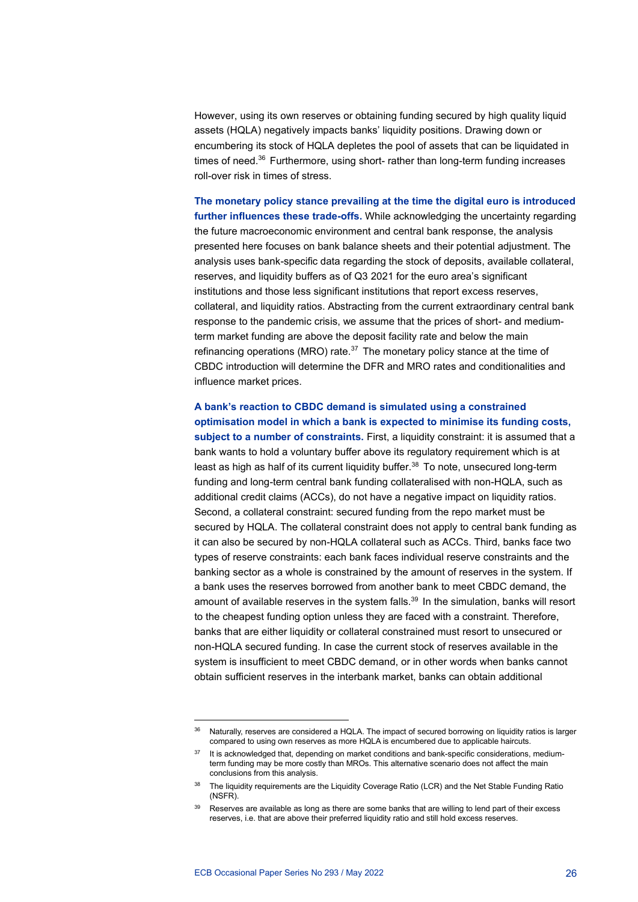However, using its own reserves or obtaining funding secured by high quality liquid assets (HQLA) negatively impacts banks' liquidity positions. Drawing down or encumbering its stock of HQLA depletes the pool of assets that can be liquidated in times of need.[36] Furthermore, using short- rather than long-term funding increases roll-over risk in times of stress.

**The monetary policy stance prevailing at the time the digital euro is introduced further influences these trade-offs.** While acknowledging the uncertainty regarding the future macroeconomic environment and central bank response, the analysis presented here focuses on bank balance sheets and their potential adjustment. The analysis uses bank-specific data regarding the stock of deposits, available collateral, reserves, and liquidity buffers as of Q3 2021 for the euro area's significant institutions and those less significant institutions that report excess reserves, collateral, and liquidity ratios. Abstracting from the current extraordinary central bank response to the pandemic crisis, we assume that the prices of short- and medium-term market funding are above the deposit facility rate and below the main refinancing operations (MRO) rate.[37] The monetary policy stance at the time of CBDC introduction will determine the DFR and MRO rates and conditionalities and influence market prices.

**A bank's reaction to CBDC demand is simulated using a constrained optimisation model in which a bank is expected to minimise its funding costs, subject to a number of constraints.** First, a liquidity constraint: it is assumed that a bank wants to hold a voluntary buffer above its regulatory requirement which is at least as high as half of its current liquidity buffer.[38] To note, unsecured long-term funding and long-term central bank funding collateralised with non-HQLA, such as additional credit claims (ACCs), do not have a negative impact on liquidity ratios. Second, a collateral constraint: secured funding from the repo market must be secured by HQLA. The collateral constraint does not apply to central bank funding as it can also be secured by non-HQLA collateral such as ACCs. Third, banks face two types of reserve constraints: each bank faces individual reserve constraints and the banking sector as a whole is constrained by the amount of reserves in the system. If a bank uses the reserves borrowed from another bank to meet CBDC demand, the amount of available reserves in the system falls.[39] In the simulation, banks will resort to the cheapest funding option unless they are faced with a constraint. Therefore, banks that are either liquidity or collateral constrained must resort to unsecured or non-HQLA secured funding. In case the current stock of reserves available in the system is insufficient to meet CBDC demand, or in other words when banks cannot obtain sufficient reserves in the interbank market, banks can obtain additional

---

[36] Naturally, reserves are considered a HQLA. The impact of secured borrowing on liquidity ratios is larger compared to using own reserves as more HQLA is encumbered due to applicable haircuts.

[37] It is acknowledged that, depending on market conditions and bank-specific considerations, medium-term funding may be more costly than MROs. This alternative scenario does not affect the main conclusions from this analysis.

[38] The liquidity requirements are the Liquidity Coverage Ratio (LCR) and the Net Stable Funding Ratio (NSFR).

[39] Reserves are available as long as there are some banks that are willing to lend part of their excess reserves, i.e. that are above their preferred liquidity ratio and still hold excess reserves.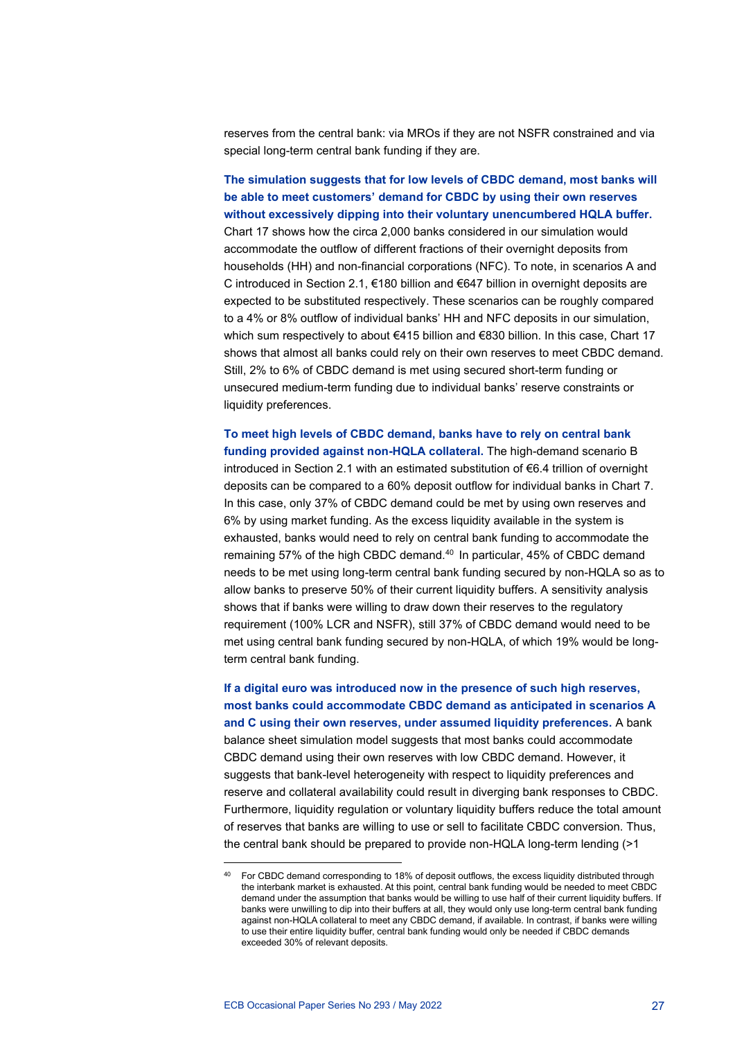reserves from the central bank: via MROs if they are not NSFR constrained and via special long-term central bank funding if they are.

**The simulation suggests that for low levels of CBDC demand, most banks will be able to meet customers' demand for CBDC by using their own reserves without excessively dipping into their voluntary unencumbered HQLA buffer.** Chart 17 shows how the circa 2,000 banks considered in our simulation would accommodate the outflow of different fractions of their overnight deposits from households (HH) and non-financial corporations (NFC). To note, in scenarios A and C introduced in Section 2.1, €180 billion and €647 billion in overnight deposits are expected to be substituted respectively. These scenarios can be roughly compared to a 4% or 8% outflow of individual banks' HH and NFC deposits in our simulation, which sum respectively to about €415 billion and €830 billion. In this case, Chart 17 shows that almost all banks could rely on their own reserves to meet CBDC demand. Still, 2% to 6% of CBDC demand is met using secured short-term funding or unsecured medium-term funding due to individual banks' reserve constraints or liquidity preferences.

**To meet high levels of CBDC demand, banks have to rely on central bank funding provided against non-HQLA collateral.** The high-demand scenario B introduced in Section 2.1 with an estimated substitution of €6.4 trillion of overnight deposits can be compared to a 60% deposit outflow for individual banks in Chart 7. In this case, only 37% of CBDC demand could be met by using own reserves and 6% by using market funding. As the excess liquidity available in the system is exhausted, banks would need to rely on central bank funding to accommodate the remaining 57% of the high CBDC demand.[40] In particular, 45% of CBDC demand needs to be met using long-term central bank funding secured by non-HQLA so as to allow banks to preserve 50% of their current liquidity buffers. A sensitivity analysis shows that if banks were willing to draw down their reserves to the regulatory requirement (100% LCR and NSFR), still 37% of CBDC demand would need to be met using central bank funding secured by non-HQLA, of which 19% would be long-term central bank funding.

**If a digital euro was introduced now in the presence of such high reserves, most banks could accommodate CBDC demand as anticipated in scenarios A and C using their own reserves, under assumed liquidity preferences.** A bank balance sheet simulation model suggests that most banks could accommodate CBDC demand using their own reserves with low CBDC demand. However, it suggests that bank-level heterogeneity with respect to liquidity preferences and reserve and collateral availability could result in diverging bank responses to CBDC. Furthermore, liquidity regulation or voluntary liquidity buffers reduce the total amount of reserves that banks are willing to use or sell to facilitate CBDC conversion. Thus, the central bank should be prepared to provide non-HQLA long-term lending (>1

[40] For CBDC demand corresponding to 18% of deposit outflows, the excess liquidity distributed through the interbank market is exhausted. At this point, central bank funding would be needed to meet CBDC demand under the assumption that banks would be willing to use half of their current liquidity buffers. If banks were unwilling to dip into their buffers at all, they would only use long-term central bank funding against non-HQLA collateral to meet any CBDC demand, if available. In contrast, if banks were willing to use their entire liquidity buffer, central bank funding would only be needed if CBDC demands exceeded 30% of relevant deposits.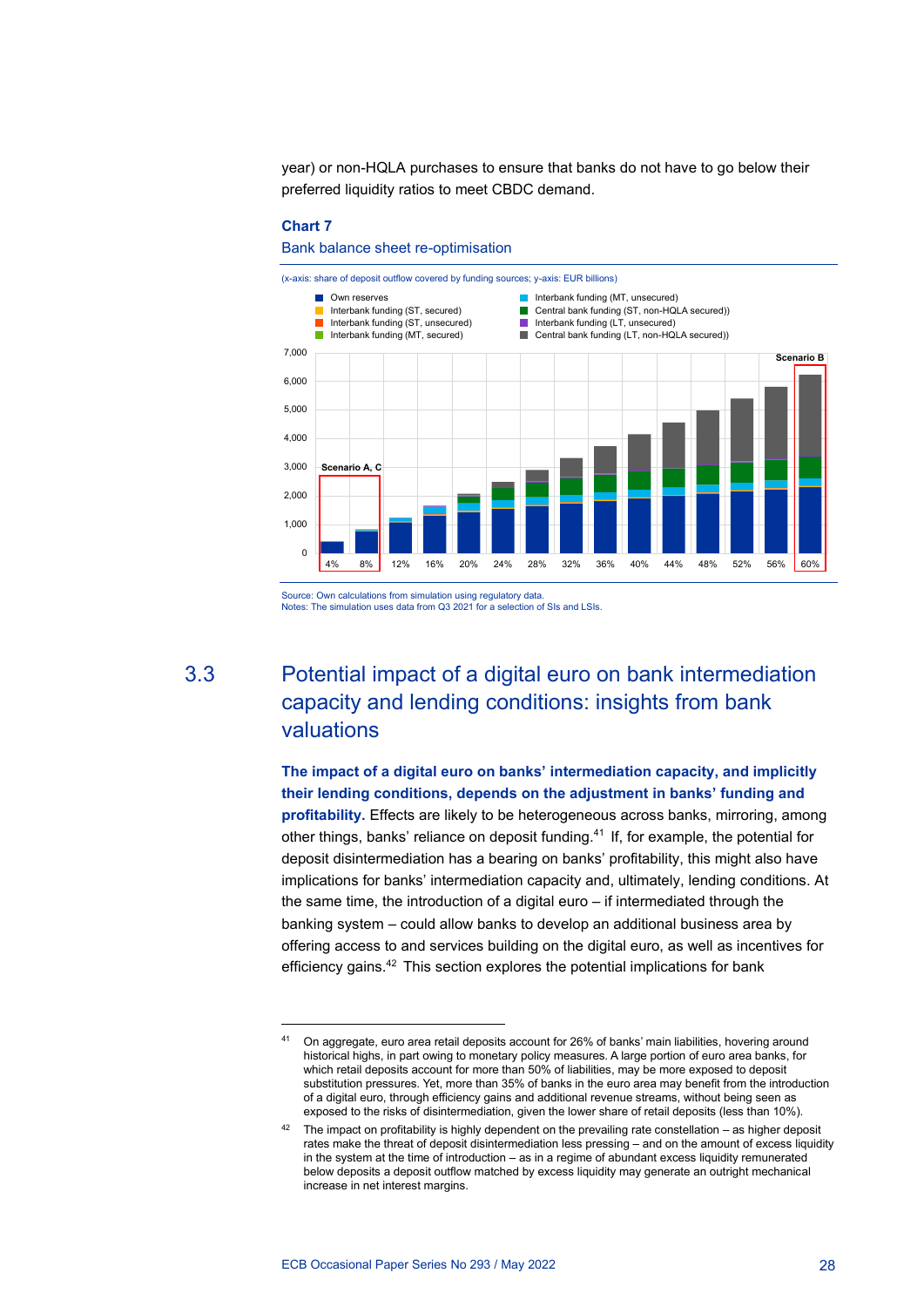year) or non-HQLA purchases to ensure that banks do not have to go below their preferred liquidity ratios to meet CBDC demand.

**Chart 7**

Bank balance sheet re-optimisation

(x-axis: share of deposit outflow covered by funding sources; y-axis: EUR billions)

Own reserves
Interbank funding (ST, secured)
Interbank funding (ST, unsecured)
Interbank funding (MT, secured)
Interbank funding (MT, unsecured)
Central bank funding (ST, non-HQLA secured))
Interbank funding (LT, unsecured)
Central bank funding (LT, non-HQLA secured))

7,000
6,000
5,000
4,000
3,000
2,000
1,000
0

Scenario A, C
Scenario B

4% 8% 12% 16% 20% 24% 28% 32% 36% 40% 44% 48% 52% 56% 60%

Source: Own calculations from simulation using regulatory data.
Notes: The simulation uses data from Q3 2021 for a selection of SIs and LSIs.

## 3.3 Potential impact of a digital euro on bank intermediation capacity and lending conditions: insights from bank valuations

**The impact of a digital euro on banks' intermediation capacity, and implicitly their lending conditions, depends on the adjustment in banks' funding and profitability.** Effects are likely to be heterogeneous across banks, mirroring, among other things, banks' reliance on deposit funding.[41] If, for example, the potential for deposit disintermediation has a bearing on banks' profitability, this might also have implications for banks' intermediation capacity and, ultimately, lending conditions. At the same time, the introduction of a digital euro – if intermediated through the banking system – could allow banks to develop an additional business area by offering access to and services building on the digital euro, as well as incentives for efficiency gains.[42] This section explores the potential implications for bank

[41] On aggregate, euro area retail deposits account for 26% of banks' main liabilities, hovering around historical highs, in part owing to monetary policy measures. A large portion of euro area banks, for which retail deposits account for more than 50% of liabilities, may be more exposed to deposit substitution pressures. Yet, more than 35% of banks in the euro area may benefit from the introduction of a digital euro, through efficiency gains and additional revenue streams, without being seen as exposed to the risks of disintermediation, given the lower share of retail deposits (less than 10%).

[42] The impact on profitability is highly dependent on the prevailing rate constellation – as higher deposit rates make the threat of deposit disintermediation less pressing – and on the amount of excess liquidity in the system at the time of introduction – as in a regime of abundant excess liquidity remunerated below deposits a deposit outflow matched by excess liquidity may generate an outright mechanical increase in net interest margins.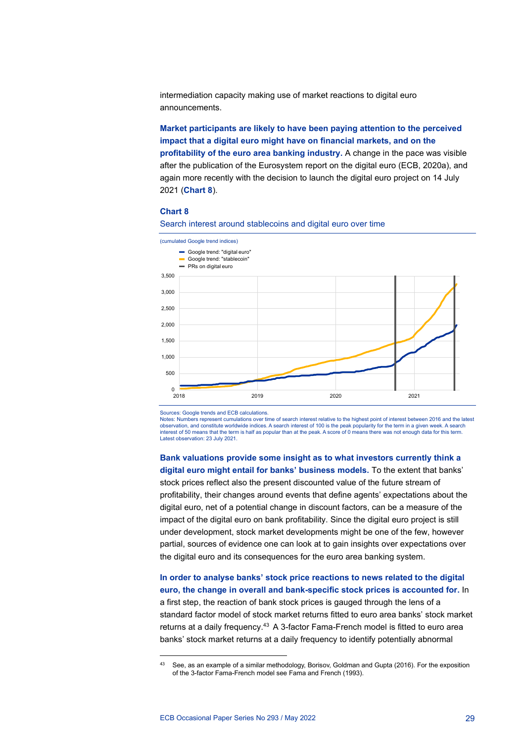intermediation capacity making use of market reactions to digital euro announcements.

**Market participants are likely to have been paying attention to the perceived impact that a digital euro might have on financial markets, and on the profitability of the euro area banking industry.** A change in the pace was visible after the publication of the Eurosystem report on the digital euro (ECB, 2020a), and again more recently with the decision to launch the digital euro project on 14 July 2021 (**Chart 8**).

**Chart 8**

Search interest around stablecoins and digital euro over time

(cumulated Google trend indices)

Google trend: "digital euro"
Google trend: "stablecoin"
PRs on digital euro

3,500
3,000
2,500
2,000
1,500
1,000
500
0

2018
2019
2020
2021

Sources: Google trends and ECB calculations.
Notes: Numbers represent cumulations over time of search interest relative to the highest point of interest between 2016 and the latest observation, and constitute worldwide indices. A search interest of 100 is the peak popularity for the term in a given week. A search interest of 50 means that the term is half as popular than at the peak. A score of 0 means there was not enough data for this term. Latest observation: 23 July 2021.

**Bank valuations provide some insight as to what investors currently think a digital euro might entail for banks' business models.** To the extent that banks' stock prices reflect also the present discounted value of the future stream of profitability, their changes around events that define agents' expectations about the digital euro, net of a potential change in discount factors, can be a measure of the impact of the digital euro on bank profitability. Since the digital euro project is still under development, stock market developments might be one of the few, however partial, sources of evidence one can look at to gain insights over expectations over the digital euro and its consequences for the euro area banking system.

**In order to analyse banks' stock price reactions to news related to the digital euro, the change in overall and bank-specific stock prices is accounted for.** In a first step, the reaction of bank stock prices is gauged through the lens of a standard factor model of stock market returns fitted to euro area banks' stock market returns at a daily frequency.[43] A 3-factor Fama-French model is fitted to euro area banks' stock market returns at a daily frequency to identify potentially abnormal

[43] See, as an example of a similar methodology, Borisov, Goldman and Gupta (2016). For the exposition of the 3-factor Fama-French model see Fama and French (1993).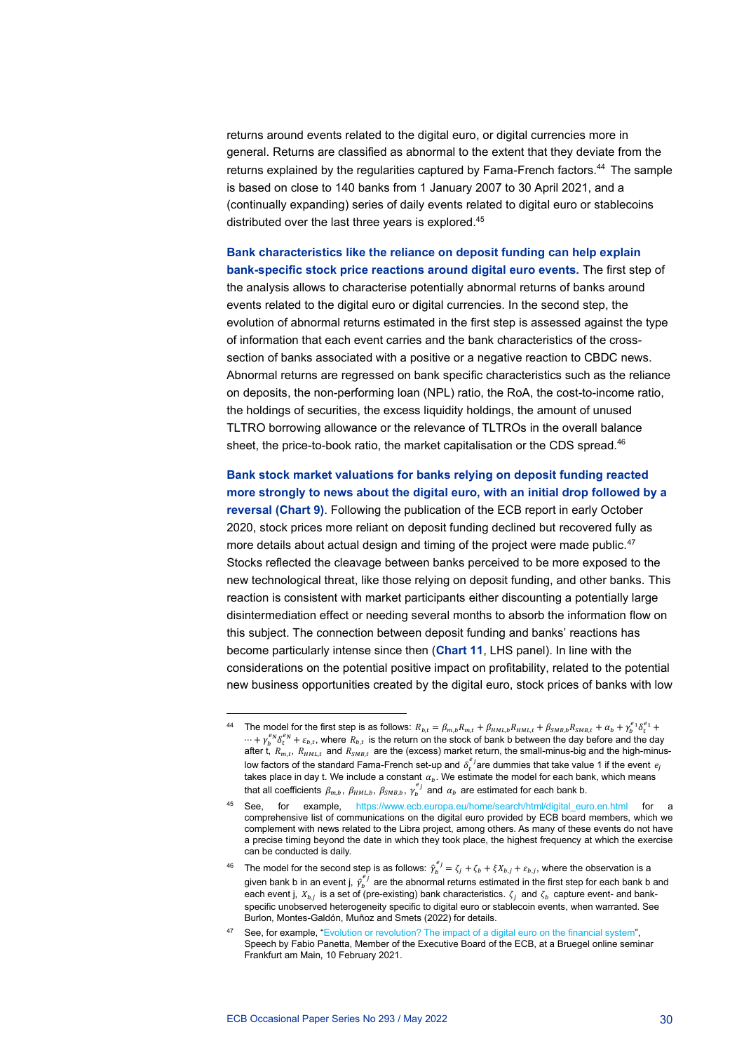returns around events related to the digital euro, or digital currencies more in general. Returns are classified as abnormal to the extent that they deviate from the returns explained by the regularities captured by Fama-French factors.[44] The sample is based on close to 140 banks from 1 January 2007 to 30 April 2021, and a (continually expanding) series of daily events related to digital euro or stablecoins distributed over the last three years is explored.[45]

**Bank characteristics like the reliance on deposit funding can help explain bank-specific stock price reactions around digital euro events.** The first step of the analysis allows to characterise potentially abnormal returns of banks around events related to the digital euro or digital currencies. In the second step, the evolution of abnormal returns estimated in the first step is assessed against the type of information that each event carries and the bank characteristics of the cross-section of banks associated with a positive or a negative reaction to CBDC news. Abnormal returns are regressed on bank specific characteristics such as the reliance on deposits, the non-performing loan (NPL) ratio, the RoA, the cost-to-income ratio, the holdings of securities, the excess liquidity holdings, the amount of unused TLTRO borrowing allowance or the relevance of TLTROs in the overall balance sheet, the price-to-book ratio, the market capitalisation or the CDS spread.[46]

**Bank stock market valuations for banks relying on deposit funding reacted more strongly to news about the digital euro, with an initial drop followed by a reversal (Chart 9)**. Following the publication of the ECB report in early October 2020, stock prices more reliant on deposit funding declined but recovered fully as more details about actual design and timing of the project were made public.[47] Stocks reflected the cleavage between banks perceived to be more exposed to the new technological threat, like those relying on deposit funding, and other banks. This reaction is consistent with market participants either discounting a potentially large disintermediation effect or needing several months to absorb the information flow on this subject. The connection between deposit funding and banks' reactions has become particularly intense since then (**Chart 11**, LHS panel). In line with the considerations on the potential positive impact on profitability, related to the potential new business opportunities created by the digital euro, stock prices of banks with low

---

[44] The model for the first step is as follows: $R_{b,t} = \beta_{m,b}R_{m,t} + \beta_{HML,b}R_{HML,t} + \beta_{SMB,b}R_{SMB,t} + \alpha_b + \gamma_b^{e_1}\delta_t^{e_1} + \cdots + \gamma_b^{e_N}\delta_t^{e_N} + \varepsilon_{b,t}$, where $R_{b,t}$ is the return on the stock of bank b between the day before and the day after t, $R_{m,t}$, $R_{HML,t}$ and $R_{SMB,t}$ are the (excess) market return, the small-minus-big and the high-minus-low factors of the standard Fama-French set-up and $\delta_t^{e_j}$ are dummies that take value 1 if the event $e_j$ takes place in day t. We include a constant $\alpha_b$. We estimate the model for each bank, which means that all coefficients $\beta_{m,b}$, $\beta_{HML,b}$, $\beta_{SMB,b}$, $\gamma_b^{e_j}$ and $\alpha_b$ are estimated for each bank b.

[45] See, for example, https://www.ecb.europa.eu/home/search/html/digital_euro.en.html for a comprehensive list of communications on the digital euro provided by ECB board members, which we complement with news related to the Libra project, among others. As many of these events do not have a precise timing beyond the date in which they took place, the highest frequency at which the exercise can be conducted is daily.

[46] The model for the second step is as follows: $\hat{\gamma}_b^{e_j} = \zeta_j + \zeta_b + \xi X_{b,j} + \varepsilon_{b,j}$, where the observation is a given bank b in an event j, $\hat{\gamma}_b^{e_j}$ are the abnormal returns estimated in the first step for each bank b and each event j, $X_{b,j}$ is a set of (pre-existing) bank characteristics. $\zeta_j$ and $\zeta_b$ capture event- and bank-specific unobserved heterogeneity specific to digital euro or stablecoin events, when warranted. See Burlon, Montes-Galdón, Muñoz and Smets (2022) for details.

[47] See, for example, "Evolution or revolution? The impact of a digital euro on the financial system", Speech by Fabio Panetta, Member of the Executive Board of the ECB, at a Bruegel online seminar Frankfurt am Main, 10 February 2021.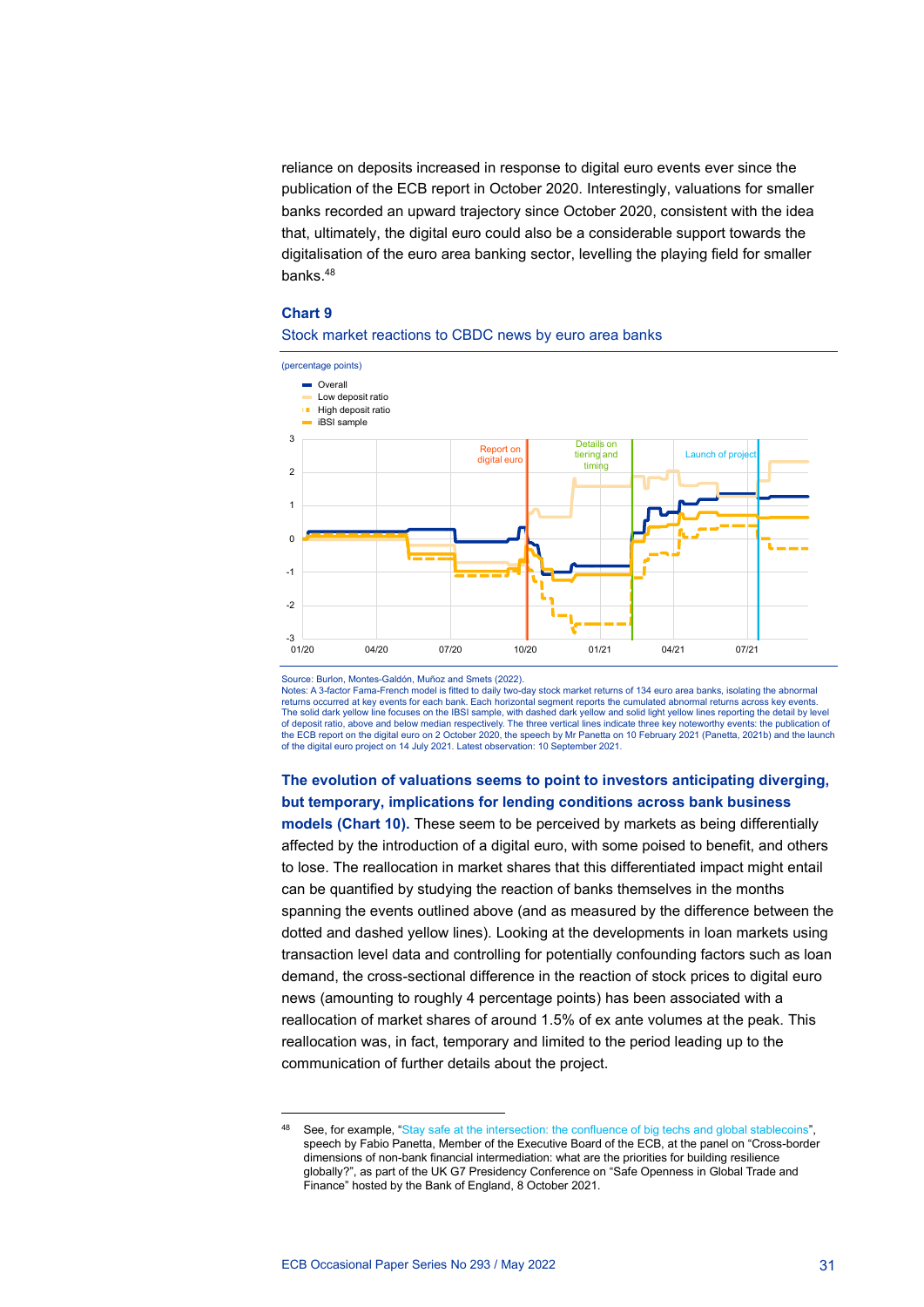reliance on deposits increased in response to digital euro events ever since the publication of the ECB report in October 2020. Interestingly, valuations for smaller banks recorded an upward trajectory since October 2020, consistent with the idea that, ultimately, the digital euro could also be a considerable support towards the digitalisation of the euro area banking sector, levelling the playing field for smaller banks.[48]

**Chart 9**

Stock market reactions to CBDC news by euro area banks

(percentage points)

Overall
Low deposit ratio
High deposit ratio
iBSI sample

Report on digital euro
Details on tiering and timing
Launch of project

3
2
1
0
-1
-2
-3

01/20
04/20
07/20
10/20
01/21
04/21
07/21

Source: Burlon, Montes-Galdón, Muñoz and Smets (2022).
Notes: A 3-factor Fama-French model is fitted to daily two-day stock market returns of 134 euro area banks, isolating the abnormal returns occurred at key events for each bank. Each horizontal segment reports the cumulated abnormal returns across key events. The solid dark yellow line focuses on the IBSI sample, with dashed dark yellow and solid light yellow lines reporting the detail by level of deposit ratio, above and below median respectively. The three vertical lines indicate three key noteworthy events: the publication of the ECB report on the digital euro on 2 October 2020, the speech by Mr Panetta on 10 February 2021 (Panetta, 2021b) and the launch of the digital euro project on 14 July 2021. Latest observation: 10 September 2021.

**The evolution of valuations seems to point to investors anticipating diverging, but temporary, implications for lending conditions across bank business models (Chart 10).** These seem to be perceived by markets as being differentially affected by the introduction of a digital euro, with some poised to benefit, and others to lose. The reallocation in market shares that this differentiated impact might entail can be quantified by studying the reaction of banks themselves in the months spanning the events outlined above (and as measured by the difference between the dotted and dashed yellow lines). Looking at the developments in loan markets using transaction level data and controlling for potentially confounding factors such as loan demand, the cross-sectional difference in the reaction of stock prices to digital euro news (amounting to roughly 4 percentage points) has been associated with a reallocation of market shares of around 1.5% of ex ante volumes at the peak. This reallocation was, in fact, temporary and limited to the period leading up to the communication of further details about the project.

---

[48] See, for example, "Stay safe at the intersection: the confluence of big techs and global stablecoins", speech by Fabio Panetta, Member of the Executive Board of the ECB, at the panel on "Cross-border dimensions of non-bank financial intermediation: what are the priorities for building resilience globally?", as part of the UK G7 Presidency Conference on "Safe Openness in Global Trade and Finance" hosted by the Bank of England, 8 October 2021.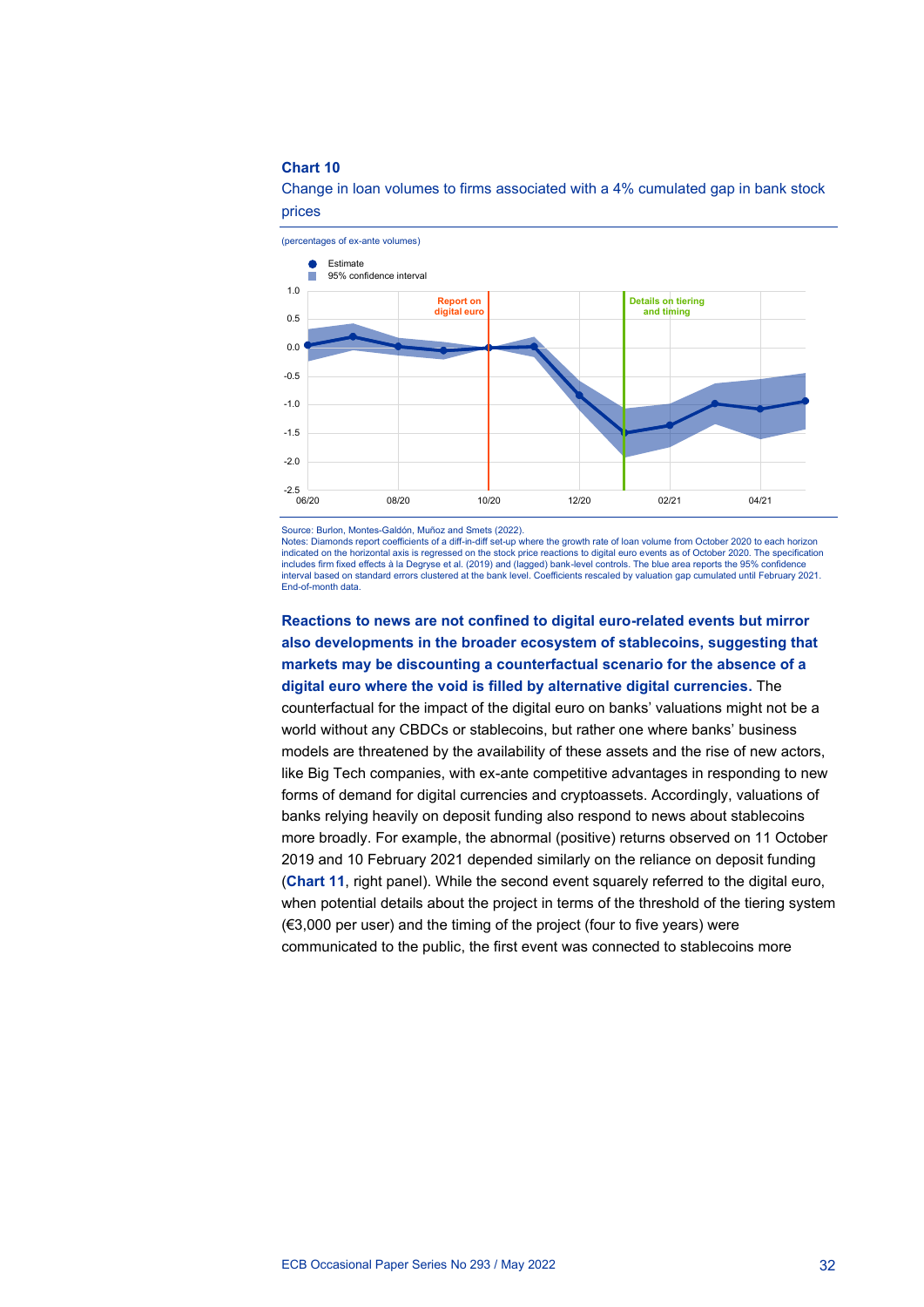**Chart 10**

Change in loan volumes to firms associated with a 4% cumulated gap in bank stock prices

(percentages of ex-ante volumes)

Estimate
95% confidence interval

1.0
0.5
0.0
-0.5
-1.0
-1.5
-2.0
-2.5

06/20
08/20
10/20
12/20
02/21
04/21

Report on digital euro

Details on tiering and timing

Source: Burlon, Montes-Galdón, Muñoz and Smets (2022).
Notes: Diamonds report coefficients of a diff-in-diff set-up where the growth rate of loan volume from October 2020 to each horizon indicated on the horizontal axis is regressed on the stock price reactions to digital euro events as of October 2020. The specification includes firm fixed effects à la Degryse et al. (2019) and (lagged) bank-level controls. The blue area reports the 95% confidence interval based on standard errors clustered at the bank level. Coefficients rescaled by valuation gap cumulated until February 2021. End-of-month data.

**Reactions to news are not confined to digital euro-related events but mirror also developments in the broader ecosystem of stablecoins, suggesting that markets may be discounting a counterfactual scenario for the absence of a digital euro where the void is filled by alternative digital currencies.** The counterfactual for the impact of the digital euro on banks' valuations might not be a world without any CBDCs or stablecoins, but rather one where banks' business models are threatened by the availability of these assets and the rise of new actors, like Big Tech companies, with ex-ante competitive advantages in responding to new forms of demand for digital currencies and cryptoassets. Accordingly, valuations of banks relying heavily on deposit funding also respond to news about stablecoins more broadly. For example, the abnormal (positive) returns observed on 11 October 2019 and 10 February 2021 depended similarly on the reliance on deposit funding (**Chart 11**, right panel). While the second event squarely referred to the digital euro, when potential details about the project in terms of the threshold of the tiering system (€3,000 per user) and the timing of the project (four to five years) were communicated to the public, the first event was connected to stablecoins more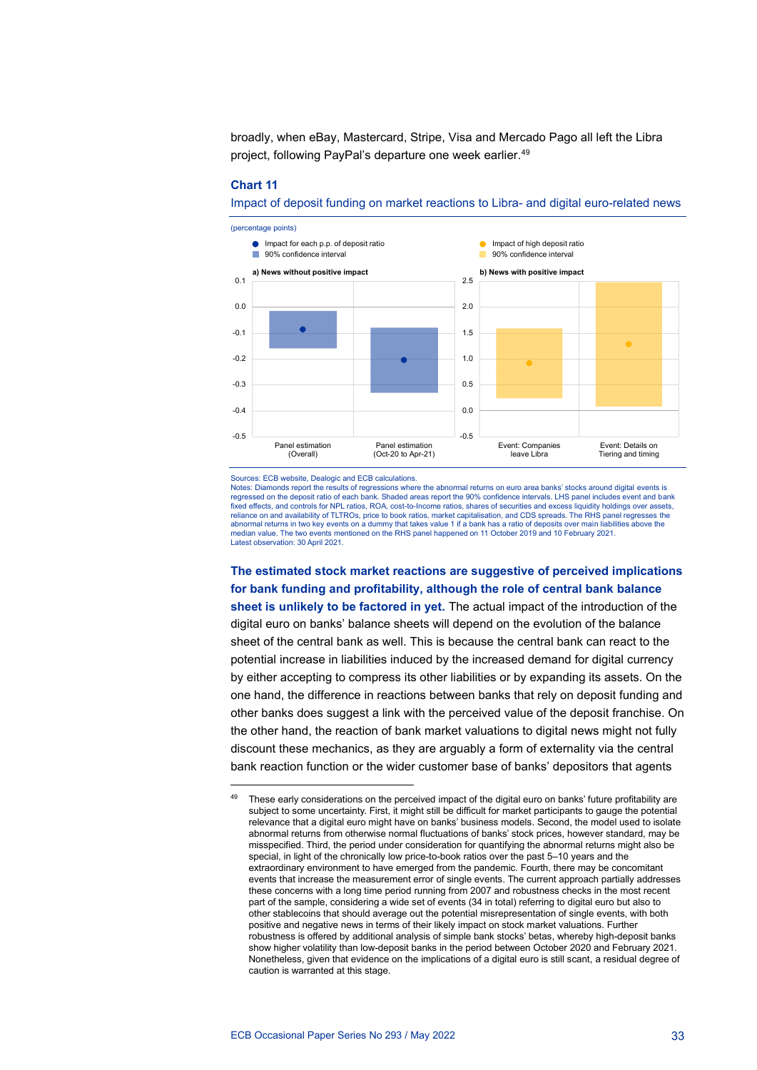broadly, when eBay, Mastercard, Stripe, Visa and Mercado Pago all left the Libra project, following PayPal's departure one week earlier.[49]

### Chart 11

Impact of deposit funding on market reactions to Libra- and digital euro-related news

(percentage points)

Impact for each p.p. of deposit ratio
90% confidence interval

Impact of high deposit ratio
90% confidence interval

a) News without positive impact

0.1
0.0
-0.1
-0.2
-0.3
-0.4
-0.5

Panel estimation (Overall)
Panel estimation (Oct-20 to Apr-21)

b) News with positive impact

2.5
2.0
1.5
1.0
0.5
0.0
-0.5

Event: Companies leave Libra
Event: Details on Tiering and timing

Sources: ECB website, Dealogic and ECB calculations.
Notes: Diamonds report the results of regressions where the abnormal returns on euro area banks' stocks around digital events is regressed on the deposit ratio of each bank. Shaded areas report the 90% confidence intervals. LHS panel includes event and bank fixed effects, and controls for NPL ratios, ROA, cost-to-Income ratios, shares of securities and excess liquidity holdings over assets, reliance on and availability of TLTROs, price to book ratios, market capitalisation, and CDS spreads. The RHS panel regresses the abnormal returns in two key events on a dummy that takes value 1 if a bank has a ratio of deposits over main liabilities above the median value. The two events mentioned on the RHS panel happened on 11 October 2019 and 10 February 2021.
Latest observation: 30 April 2021.

**The estimated stock market reactions are suggestive of perceived implications for bank funding and profitability, although the role of central bank balance sheet is unlikely to be factored in yet.** The actual impact of the introduction of the digital euro on banks' balance sheets will depend on the evolution of the balance sheet of the central bank as well. This is because the central bank can react to the potential increase in liabilities induced by the increased demand for digital currency by either accepting to compress its other liabilities or by expanding its assets. On the one hand, the difference in reactions between banks that rely on deposit funding and other banks does suggest a link with the perceived value of the deposit franchise. On the other hand, the reaction of bank market valuations to digital news might not fully discount these mechanics, as they are arguably a form of externality via the central bank reaction function or the wider customer base of banks' depositors that agents

---

[49] These early considerations on the perceived impact of the digital euro on banks' future profitability are subject to some uncertainty. First, it might still be difficult for market participants to gauge the potential relevance that a digital euro might have on banks' business models. Second, the model used to isolate abnormal returns from otherwise normal fluctuations of banks' stock prices, however standard, may be misspecified. Third, the period under consideration for quantifying the abnormal returns might also be special, in light of the chronically low price-to-book ratios over the past 5–10 years and the extraordinary environment to have emerged from the pandemic. Fourth, there may be concomitant events that increase the measurement error of single events. The current approach partially addresses these concerns with a long time period running from 2007 and robustness checks in the most recent part of the sample, considering a wide set of events (34 in total) referring to digital euro but also to other stablecoins that should average out the potential misrepresentation of single events, with both positive and negative news in terms of their likely impact on stock market valuations. Further robustness is offered by additional analysis of simple bank stocks' betas, whereby high-deposit banks show higher volatility than low-deposit banks in the period between October 2020 and February 2021. Nonetheless, given that evidence on the implications of a digital euro is still scant, a residual degree of caution is warranted at this stage.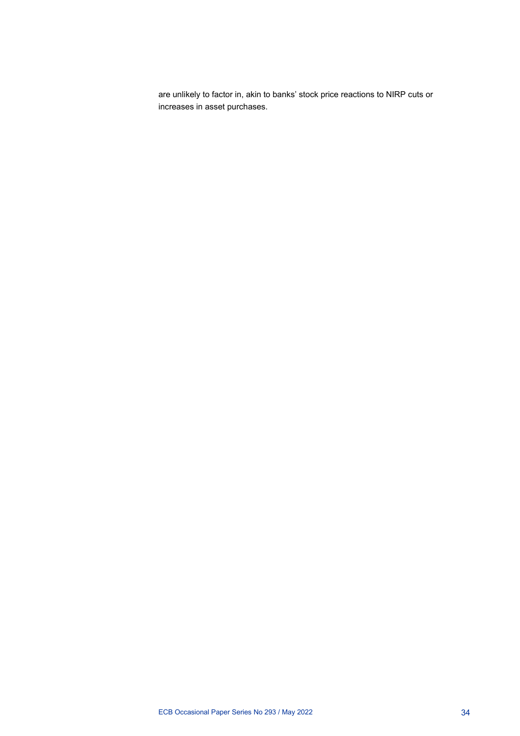are unlikely to factor in, akin to banks' stock price reactions to NIRP cuts or increases in asset purchases.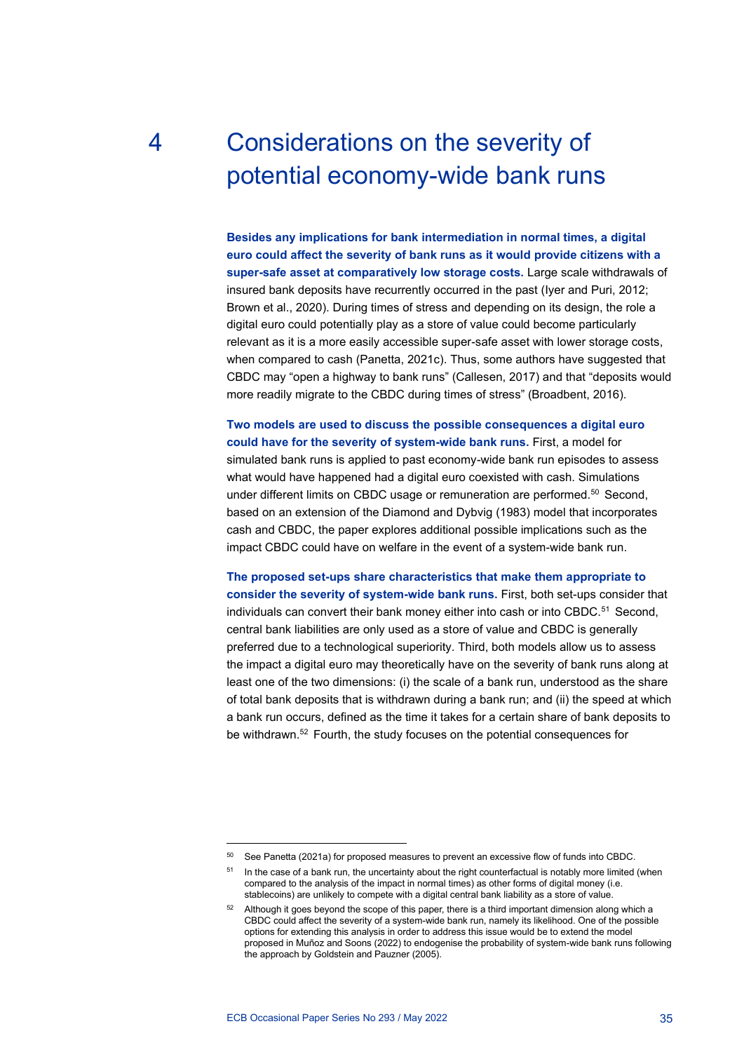# 4 Considerations on the severity of potential economy-wide bank runs

**Besides any implications for bank intermediation in normal times, a digital euro could affect the severity of bank runs as it would provide citizens with a super-safe asset at comparatively low storage costs.** Large scale withdrawals of insured bank deposits have recurrently occurred in the past (Iyer and Puri, 2012; Brown et al., 2020). During times of stress and depending on its design, the role a digital euro could potentially play as a store of value could become particularly relevant as it is a more easily accessible super-safe asset with lower storage costs, when compared to cash (Panetta, 2021c). Thus, some authors have suggested that CBDC may "open a highway to bank runs" (Callesen, 2017) and that "deposits would more readily migrate to the CBDC during times of stress" (Broadbent, 2016).

**Two models are used to discuss the possible consequences a digital euro could have for the severity of system-wide bank runs.** First, a model for simulated bank runs is applied to past economy-wide bank run episodes to assess what would have happened had a digital euro coexisted with cash. Simulations under different limits on CBDC usage or remuneration are performed.[50] Second, based on an extension of the Diamond and Dybvig (1983) model that incorporates cash and CBDC, the paper explores additional possible implications such as the impact CBDC could have on welfare in the event of a system-wide bank run.

**The proposed set-ups share characteristics that make them appropriate to consider the severity of system-wide bank runs.** First, both set-ups consider that individuals can convert their bank money either into cash or into CBDC.[51] Second, central bank liabilities are only used as a store of value and CBDC is generally preferred due to a technological superiority. Third, both models allow us to assess the impact a digital euro may theoretically have on the severity of bank runs along at least one of the two dimensions: (i) the scale of a bank run, understood as the share of total bank deposits that is withdrawn during a bank run; and (ii) the speed at which a bank run occurs, defined as the time it takes for a certain share of bank deposits to be withdrawn.[52] Fourth, the study focuses on the potential consequences for

[50] See Panetta (2021a) for proposed measures to prevent an excessive flow of funds into CBDC.

[51] In the case of a bank run, the uncertainty about the right counterfactual is notably more limited (when compared to the analysis of the impact in normal times) as other forms of digital money (i.e. stablecoins) are unlikely to compete with a digital central bank liability as a store of value.

[52] Although it goes beyond the scope of this paper, there is a third important dimension along which a CBDC could affect the severity of a system-wide bank run, namely its likelihood. One of the possible options for extending this analysis in order to address this issue would be to extend the model proposed in Muñoz and Soons (2022) to endogenise the probability of system-wide bank runs following the approach by Goldstein and Pauzner (2005).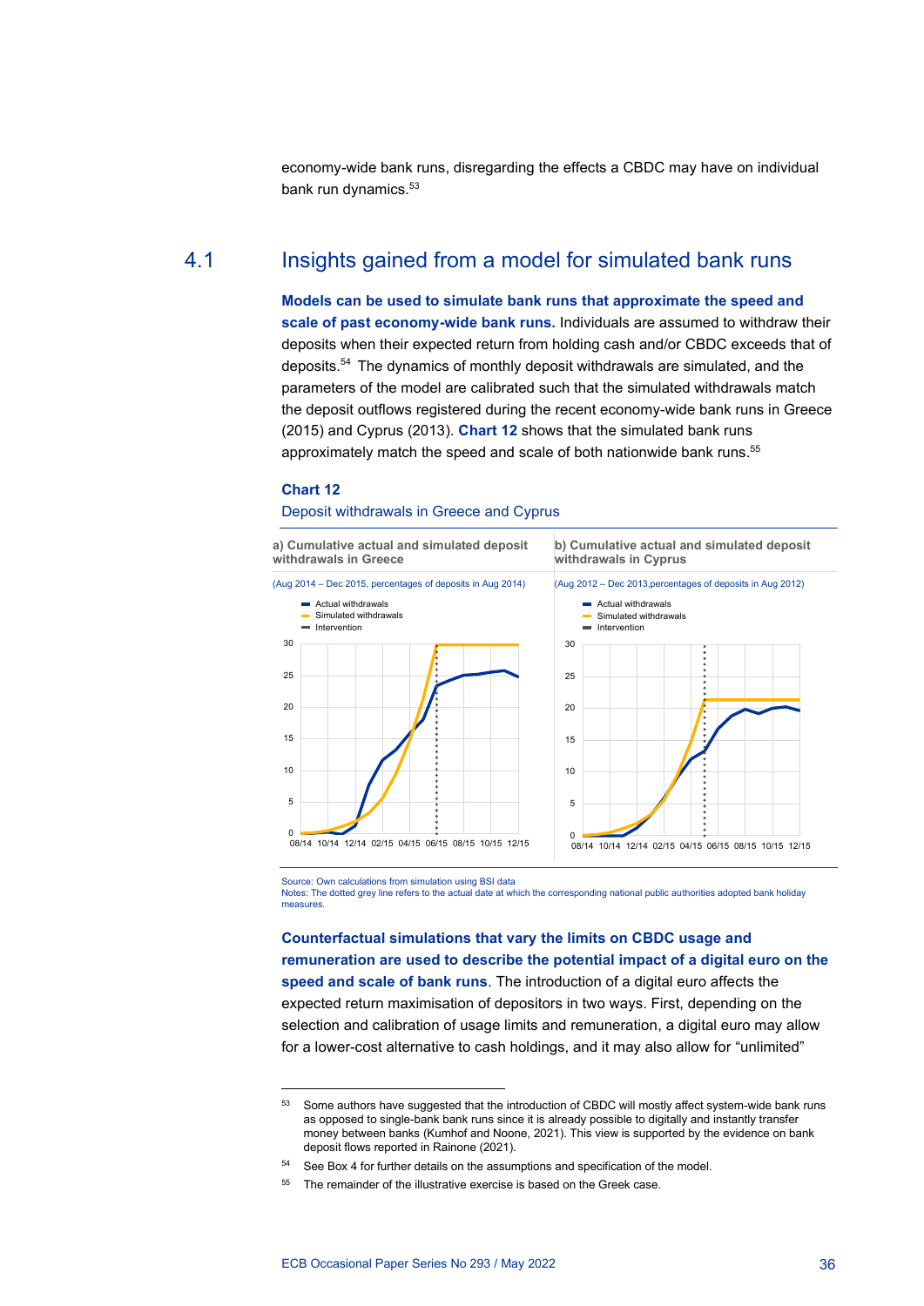economy-wide bank runs, disregarding the effects a CBDC may have on individual bank run dynamics.[53]

## 4.1 Insights gained from a model for simulated bank runs

**Models can be used to simulate bank runs that approximate the speed and scale of past economy-wide bank runs.** Individuals are assumed to withdraw their deposits when their expected return from holding cash and/or CBDC exceeds that of deposits.[54] The dynamics of monthly deposit withdrawals are simulated, and the parameters of the model are calibrated such that the simulated withdrawals match the deposit outflows registered during the recent economy-wide bank runs in Greece (2015) and Cyprus (2013). **Chart 12** shows that the simulated bank runs approximately match the speed and scale of both nationwide bank runs.[55]

**Chart 12**

Deposit withdrawals in Greece and Cyprus

a) Cumulative actual and simulated deposit withdrawals in Greece

(Aug 2014 – Dec 2015, percentages of deposits in Aug 2014)

Actual withdrawals
Simulated withdrawals
Intervention

30
25
20
15
10
5
0
08/14 10/14 12/14 02/15 04/15 06/15 08/15 10/15 12/15

b) Cumulative actual and simulated deposit withdrawals in Cyprus

(Aug 2012 – Dec 2013,percentages of deposits in Aug 2012)

Actual withdrawals
Simulated withdrawals
Intervention

30
25
20
15
10
5
0
08/14 10/14 12/14 02/15 04/15 06/15 08/15 10/15 12/15

Source: Own calculations from simulation using BSI data
Notes: The dotted grey line refers to the actual date at which the corresponding national public authorities adopted bank holiday measures.

**Counterfactual simulations that vary the limits on CBDC usage and remuneration are used to describe the potential impact of a digital euro on the speed and scale of bank runs**. The introduction of a digital euro affects the expected return maximisation of depositors in two ways. First, depending on the selection and calibration of usage limits and remuneration, a digital euro may allow for a lower-cost alternative to cash holdings, and it may also allow for “unlimited”

---

[53] Some authors have suggested that the introduction of CBDC will mostly affect system-wide bank runs as opposed to single-bank bank runs since it is already possible to digitally and instantly transfer money between banks (Kumhof and Noone, 2021). This view is supported by the evidence on bank deposit flows reported in Rainone (2021).

[54] See Box 4 for further details on the assumptions and specification of the model.

[55] The remainder of the illustrative exercise is based on the Greek case.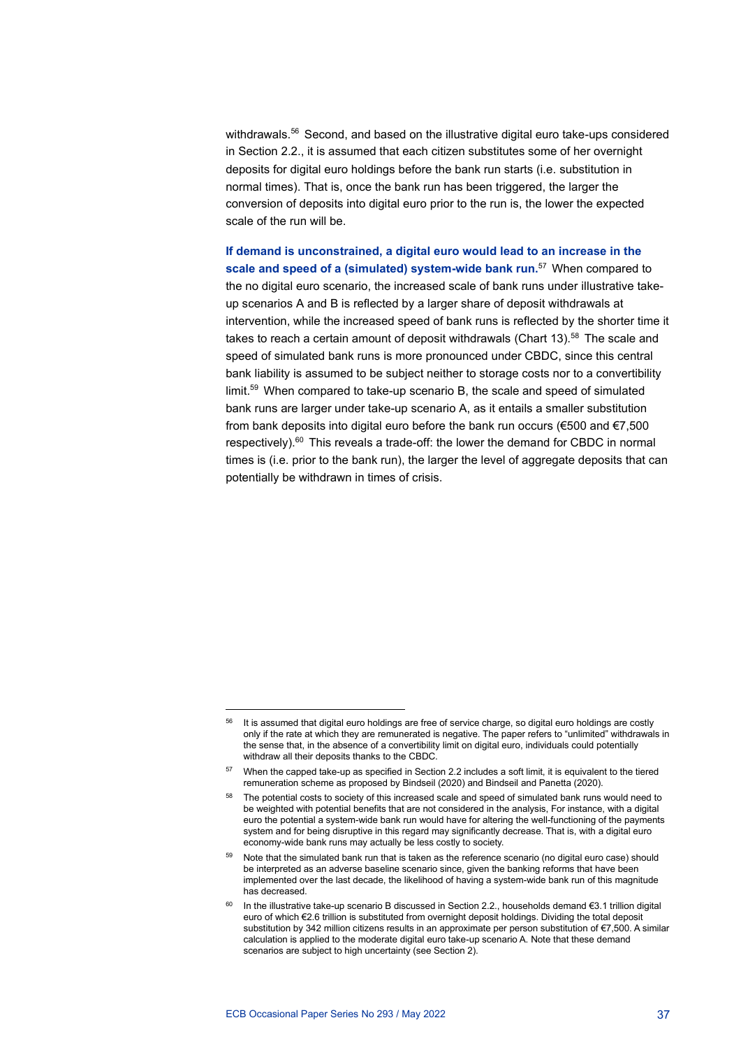withdrawals.[56] Second, and based on the illustrative digital euro take-ups considered in Section 2.2., it is assumed that each citizen substitutes some of her overnight deposits for digital euro holdings before the bank run starts (i.e. substitution in normal times). That is, once the bank run has been triggered, the larger the conversion of deposits into digital euro prior to the run is, the lower the expected scale of the run will be.

**If demand is unconstrained, a digital euro would lead to an increase in the scale and speed of a (simulated) system-wide bank run.**[57] When compared to the no digital euro scenario, the increased scale of bank runs under illustrative take-up scenarios A and B is reflected by a larger share of deposit withdrawals at intervention, while the increased speed of bank runs is reflected by the shorter time it takes to reach a certain amount of deposit withdrawals (Chart 13).[58] The scale and speed of simulated bank runs is more pronounced under CBDC, since this central bank liability is assumed to be subject neither to storage costs nor to a convertibility limit.[59] When compared to take-up scenario B, the scale and speed of simulated bank runs are larger under take-up scenario A, as it entails a smaller substitution from bank deposits into digital euro before the bank run occurs (€500 and €7,500 respectively).[60] This reveals a trade-off: the lower the demand for CBDC in normal times is (i.e. prior to the bank run), the larger the level of aggregate deposits that can potentially be withdrawn in times of crisis.

---

[56] It is assumed that digital euro holdings are free of service charge, so digital euro holdings are costly only if the rate at which they are remunerated is negative. The paper refers to "unlimited" withdrawals in the sense that, in the absence of a convertibility limit on digital euro, individuals could potentially withdraw all their deposits thanks to the CBDC.

[57] When the capped take-up as specified in Section 2.2 includes a soft limit, it is equivalent to the tiered remuneration scheme as proposed by Bindseil (2020) and Bindseil and Panetta (2020).

[58] The potential costs to society of this increased scale and speed of simulated bank runs would need to be weighted with potential benefits that are not considered in the analysis, For instance, with a digital euro the potential a system-wide bank run would have for altering the well-functioning of the payments system and for being disruptive in this regard may significantly decrease. That is, with a digital euro economy-wide bank runs may actually be less costly to society.

[59] Note that the simulated bank run that is taken as the reference scenario (no digital euro case) should be interpreted as an adverse baseline scenario since, given the banking reforms that have been implemented over the last decade, the likelihood of having a system-wide bank run of this magnitude has decreased.

[60] In the illustrative take-up scenario B discussed in Section 2.2., households demand €3.1 trillion digital euro of which €2.6 trillion is substituted from overnight deposit holdings. Dividing the total deposit substitution by 342 million citizens results in an approximate per person substitution of €7,500. A similar calculation is applied to the moderate digital euro take-up scenario A. Note that these demand scenarios are subject to high uncertainty (see Section 2).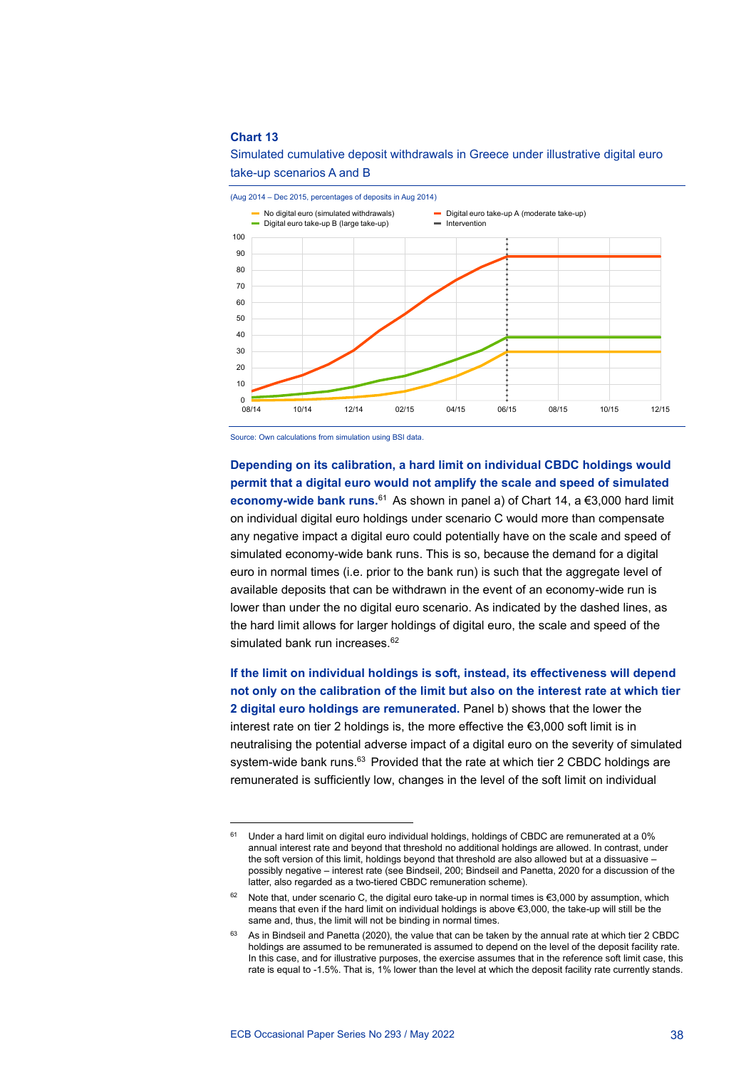**Chart 13**

Simulated cumulative deposit withdrawals in Greece under illustrative digital euro take-up scenarios A and B

(Aug 2014 – Dec 2015, percentages of deposits in Aug 2014)

No digital euro (simulated withdrawals)
Digital euro take-up B (large take-up)
Digital euro take-up A (moderate take-up)
Intervention

100
90
80
70
60
50
40
30
20
10
0

08/14 10/14 12/14 02/15 04/15 06/15 08/15 10/15 12/15

Source: Own calculations from simulation using BSI data.

**Depending on its calibration, a hard limit on individual CBDC holdings would permit that a digital euro would not amplify the scale and speed of simulated economy-wide bank runs.**[61] As shown in panel a) of Chart 14, a €3,000 hard limit on individual digital euro holdings under scenario C would more than compensate any negative impact a digital euro could potentially have on the scale and speed of simulated economy-wide bank runs. This is so, because the demand for a digital euro in normal times (i.e. prior to the bank run) is such that the aggregate level of available deposits that can be withdrawn in the event of an economy-wide run is lower than under the no digital euro scenario. As indicated by the dashed lines, as the hard limit allows for larger holdings of digital euro, the scale and speed of the simulated bank run increases.[62]

**If the limit on individual holdings is soft, instead, its effectiveness will depend not only on the calibration of the limit but also on the interest rate at which tier 2 digital euro holdings are remunerated.** Panel b) shows that the lower the interest rate on tier 2 holdings is, the more effective the €3,000 soft limit is in neutralising the potential adverse impact of a digital euro on the severity of simulated system-wide bank runs.[63] Provided that the rate at which tier 2 CBDC holdings are remunerated is sufficiently low, changes in the level of the soft limit on individual

---

[61] Under a hard limit on digital euro individual holdings, holdings of CBDC are remunerated at a 0% annual interest rate and beyond that threshold no additional holdings are allowed. In contrast, under the soft version of this limit, holdings beyond that threshold are also allowed but at a dissuasive – possibly negative – interest rate (see Bindseil, 200; Bindseil and Panetta, 2020 for a discussion of the latter, also regarded as a two-tiered CBDC remuneration scheme).

[62] Note that, under scenario C, the digital euro take-up in normal times is €3,000 by assumption, which means that even if the hard limit on individual holdings is above €3,000, the take-up will still be the same and, thus, the limit will not be binding in normal times.

[63] As in Bindseil and Panetta (2020), the value that can be taken by the annual rate at which tier 2 CBDC holdings are assumed to be remunerated is assumed to depend on the level of the deposit facility rate. In this case, and for illustrative purposes, the exercise assumes that in the reference soft limit case, this rate is equal to -1.5%. That is, 1% lower than the level at which the deposit facility rate currently stands.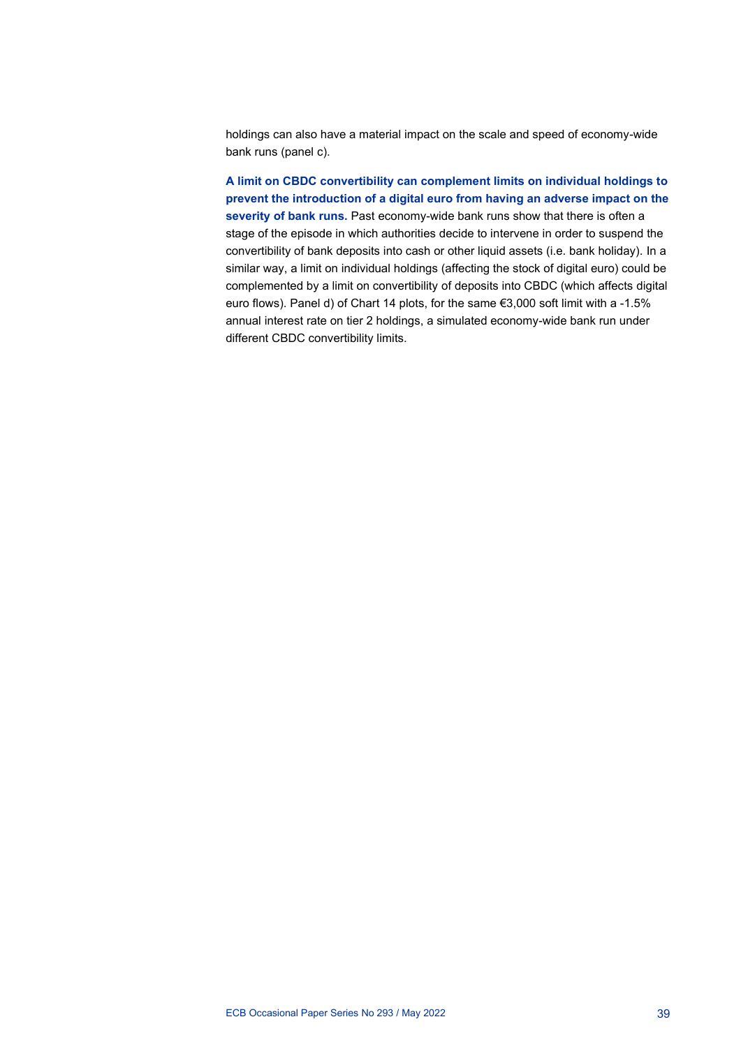holdings can also have a material impact on the scale and speed of economy-wide bank runs (panel c).

**A limit on CBDC convertibility can complement limits on individual holdings to prevent the introduction of a digital euro from having an adverse impact on the severity of bank runs.** Past economy-wide bank runs show that there is often a stage of the episode in which authorities decide to intervene in order to suspend the convertibility of bank deposits into cash or other liquid assets (i.e. bank holiday). In a similar way, a limit on individual holdings (affecting the stock of digital euro) could be complemented by a limit on convertibility of deposits into CBDC (which affects digital euro flows). Panel d) of Chart 14 plots, for the same €3,000 soft limit with a -1.5% annual interest rate on tier 2 holdings, a simulated economy-wide bank run under different CBDC convertibility limits.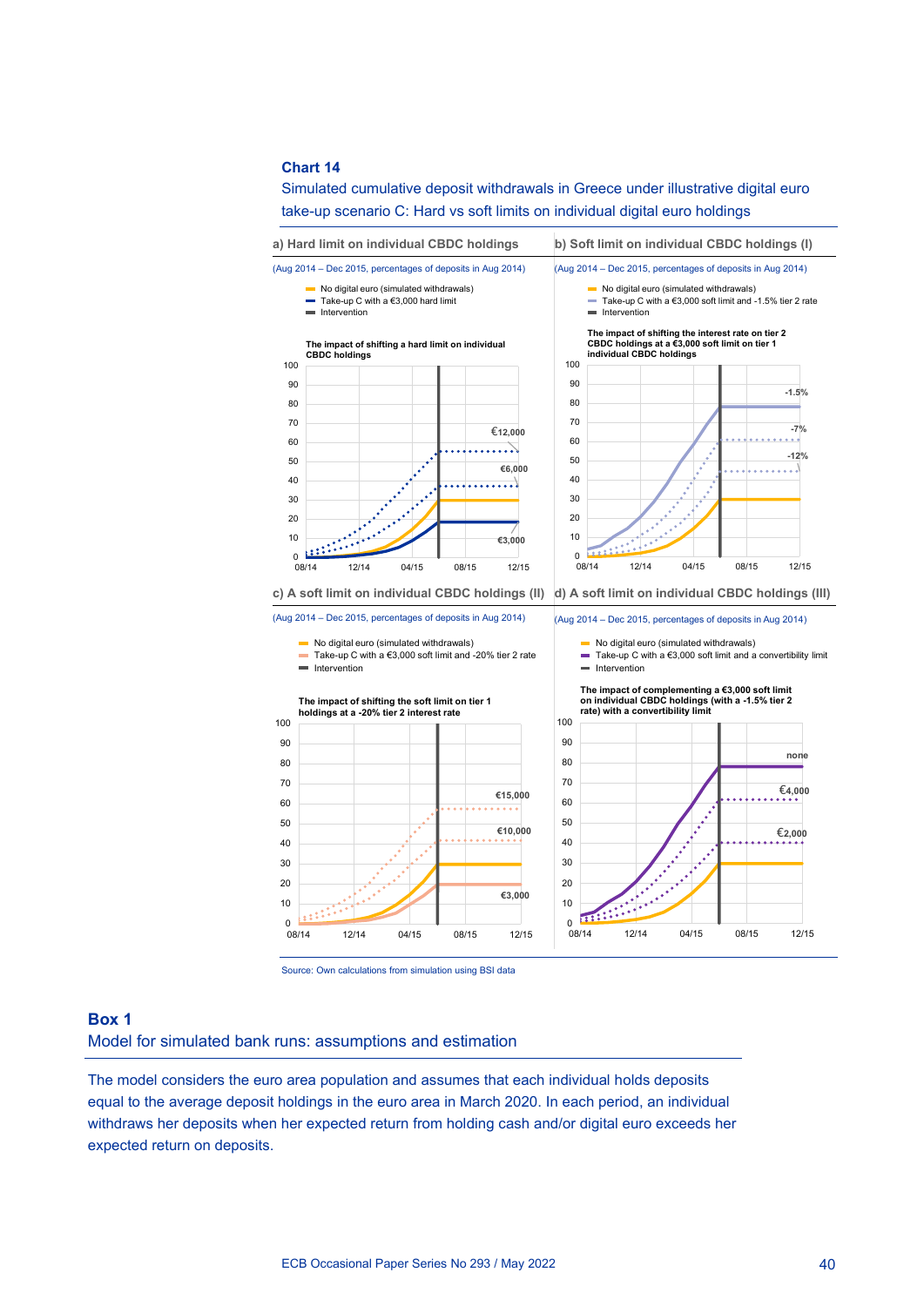**Chart 14**

Simulated cumulative deposit withdrawals in Greece under illustrative digital euro take-up scenario C: Hard vs soft limits on individual digital euro holdings

**a) Hard limit on individual CBDC holdings**

(Aug 2014 – Dec 2015, percentages of deposits in Aug 2014)

No digital euro (simulated withdrawals)
Take-up C with a €3,000 hard limit
Intervention

**The impact of shifting a hard limit on individual CBDC holdings**

100
90
80
70
60
50
40
30
20
10
0

08/14
12/14
04/15
08/15
12/15

€12,000
€6,000
€3,000

**b) Soft limit on individual CBDC holdings (I)**

(Aug 2014 – Dec 2015, percentages of deposits in Aug 2014)

No digital euro (simulated withdrawals)
Take-up C with a €3,000 soft limit and -1.5% tier 2 rate
Intervention

**The impact of shifting the interest rate on tier 2 CBDC holdings at a €3,000 soft limit on tier 1 individual CBDC holdings**

100
90
80
70
60
50
40
30
20
10
0

08/14
12/14
04/15
08/15
12/15

-1.5%
-7%
-12%

**c) A soft limit on individual CBDC holdings (II)**

(Aug 2014 – Dec 2015, percentages of deposits in Aug 2014)

No digital euro (simulated withdrawals)
Take-up C with a €3,000 soft limit and -20% tier 2 rate
Intervention

**The impact of shifting the soft limit on tier 1 holdings at a -20% tier 2 interest rate**

100
90
80
70
60
50
40
30
20
10
0

08/14
12/14
04/15
08/15
12/15

€15,000
€10,000
€3,000

**d) A soft limit on individual CBDC holdings (III)**

(Aug 2014 – Dec 2015, percentages of deposits in Aug 2014)

No digital euro (simulated withdrawals)
Take-up C with a €3,000 soft limit and a convertibility limit
Intervention

**The impact of complementing a €3,000 soft limit on individual CBDC holdings (with a -1.5% tier 2 rate) with a convertibility limit**

100
90
80
70
60
50
40
30
20
10
0

08/14
12/14
04/15
08/15
12/15

none
€4,000
€2,000

Source: Own calculations from simulation using BSI data

## Box 1

### Model for simulated bank runs: assumptions and estimation

The model considers the euro area population and assumes that each individual holds deposits equal to the average deposit holdings in the euro area in March 2020. In each period, an individual withdraws her deposits when her expected return from holding cash and/or digital euro exceeds her expected return on deposits.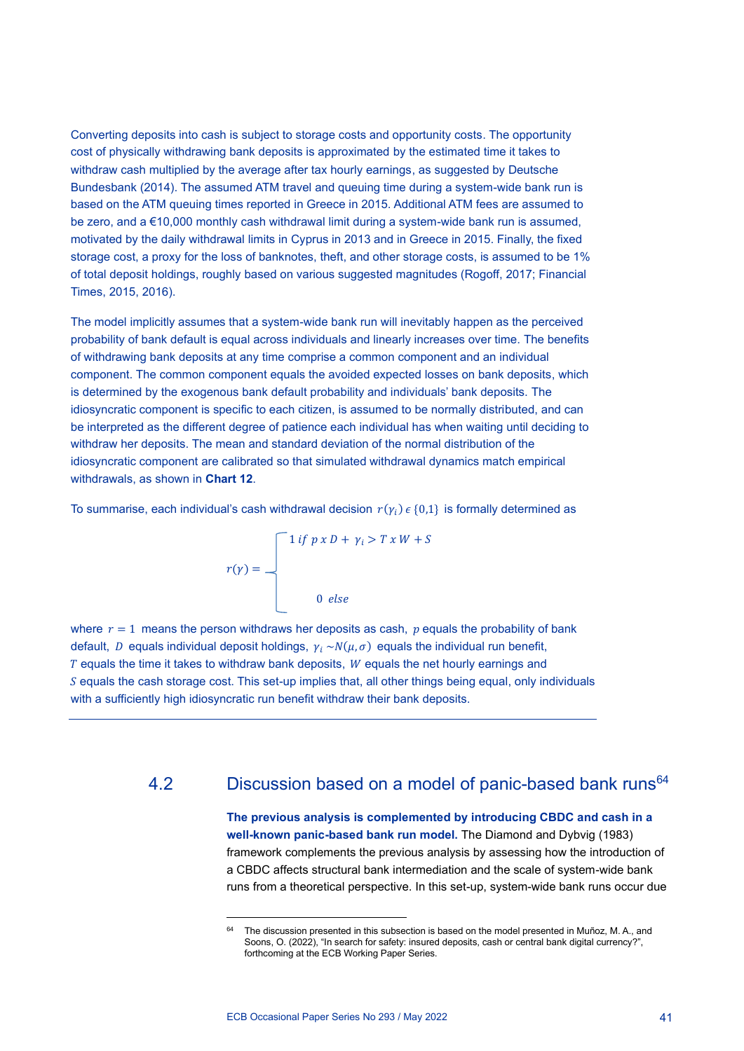Converting deposits into cash is subject to storage costs and opportunity costs. The opportunity cost of physically withdrawing bank deposits is approximated by the estimated time it takes to withdraw cash multiplied by the average after tax hourly earnings, as suggested by Deutsche Bundesbank (2014). The assumed ATM travel and queuing time during a system-wide bank run is based on the ATM queuing times reported in Greece in 2015. Additional ATM fees are assumed to be zero, and a €10,000 monthly cash withdrawal limit during a system-wide bank run is assumed, motivated by the daily withdrawal limits in Cyprus in 2013 and in Greece in 2015. Finally, the fixed storage cost, a proxy for the loss of banknotes, theft, and other storage costs, is assumed to be 1% of total deposit holdings, roughly based on various suggested magnitudes (Rogoff, 2017; Financial Times, 2015, 2016).

The model implicitly assumes that a system-wide bank run will inevitably happen as the perceived probability of bank default is equal across individuals and linearly increases over time. The benefits of withdrawing bank deposits at any time comprise a common component and an individual component. The common component equals the avoided expected losses on bank deposits, which is determined by the exogenous bank default probability and individuals' bank deposits. The idiosyncratic component is specific to each citizen, is assumed to be normally distributed, and can be interpreted as the different degree of patience each individual has when waiting until deciding to withdraw her deposits. The mean and standard deviation of the normal distribution of the idiosyncratic component are calibrated so that simulated withdrawal dynamics match empirical withdrawals, as shown in **Chart 12**.

To summarise, each individual's cash withdrawal decision $r(\gamma_i) \in \{0,1\}$ is formally determined as

$$r(\gamma) = \begin{cases} 1 \ if \ p \ x \ D + \gamma_i > T \ x \ W + S \\ \\ 0 \ \ else \end{cases}$$

where $r = 1$ means the person withdraws her deposits as cash, $p$ equals the probability of bank default, $D$ equals individual deposit holdings, $\gamma_i \sim N(\mu, \sigma)$ equals the individual run benefit, $T$ equals the time it takes to withdraw bank deposits, $W$ equals the net hourly earnings and $S$ equals the cash storage cost. This set-up implies that, all other things being equal, only individuals with a sufficiently high idiosyncratic run benefit withdraw their bank deposits.

## 4.2 Discussion based on a model of panic-based bank runs[64]

**The previous analysis is complemented by introducing CBDC and cash in a well-known panic-based bank run model.** The Diamond and Dybvig (1983) framework complements the previous analysis by assessing how the introduction of a CBDC affects structural bank intermediation and the scale of system-wide bank runs from a theoretical perspective. In this set-up, system-wide bank runs occur due

[64] The discussion presented in this subsection is based on the model presented in Muñoz, M. A., and Soons, O. (2022), "In search for safety: insured deposits, cash or central bank digital currency?", forthcoming at the ECB Working Paper Series.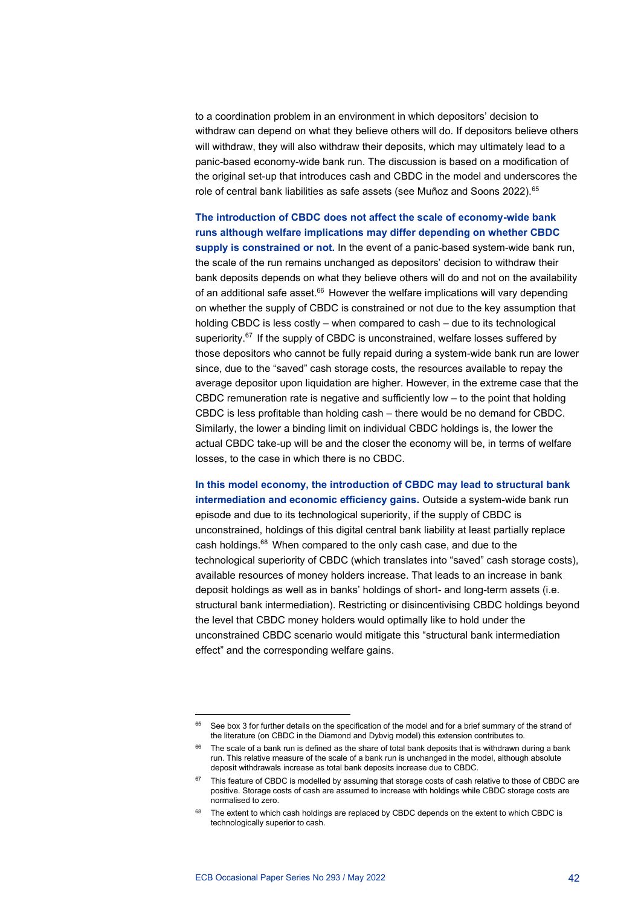to a coordination problem in an environment in which depositors' decision to withdraw can depend on what they believe others will do. If depositors believe others will withdraw, they will also withdraw their deposits, which may ultimately lead to a panic-based economy-wide bank run. The discussion is based on a modification of the original set-up that introduces cash and CBDC in the model and underscores the role of central bank liabilities as safe assets (see Muñoz and Soons 2022).[65]

**The introduction of CBDC does not affect the scale of economy-wide bank runs although welfare implications may differ depending on whether CBDC supply is constrained or not.** In the event of a panic-based system-wide bank run, the scale of the run remains unchanged as depositors' decision to withdraw their bank deposits depends on what they believe others will do and not on the availability of an additional safe asset.[66] However the welfare implications will vary depending on whether the supply of CBDC is constrained or not due to the key assumption that holding CBDC is less costly – when compared to cash – due to its technological superiority.[67] If the supply of CBDC is unconstrained, welfare losses suffered by those depositors who cannot be fully repaid during a system-wide bank run are lower since, due to the "saved" cash storage costs, the resources available to repay the average depositor upon liquidation are higher. However, in the extreme case that the CBDC remuneration rate is negative and sufficiently low – to the point that holding CBDC is less profitable than holding cash – there would be no demand for CBDC. Similarly, the lower a binding limit on individual CBDC holdings is, the lower the actual CBDC take-up will be and the closer the economy will be, in terms of welfare losses, to the case in which there is no CBDC.

**In this model economy, the introduction of CBDC may lead to structural bank intermediation and economic efficiency gains.** Outside a system-wide bank run episode and due to its technological superiority, if the supply of CBDC is unconstrained, holdings of this digital central bank liability at least partially replace cash holdings.[68] When compared to the only cash case, and due to the technological superiority of CBDC (which translates into "saved" cash storage costs), available resources of money holders increase. That leads to an increase in bank deposit holdings as well as in banks' holdings of short- and long-term assets (i.e. structural bank intermediation). Restricting or disincentivising CBDC holdings beyond the level that CBDC money holders would optimally like to hold under the unconstrained CBDC scenario would mitigate this "structural bank intermediation effect" and the corresponding welfare gains.

---

[65] See box 3 for further details on the specification of the model and for a brief summary of the strand of the literature (on CBDC in the Diamond and Dybvig model) this extension contributes to.

[66] The scale of a bank run is defined as the share of total bank deposits that is withdrawn during a bank run. This relative measure of the scale of a bank run is unchanged in the model, although absolute deposit withdrawals increase as total bank deposits increase due to CBDC.

[67] This feature of CBDC is modelled by assuming that storage costs of cash relative to those of CBDC are positive. Storage costs of cash are assumed to increase with holdings while CBDC storage costs are normalised to zero.

[68] The extent to which cash holdings are replaced by CBDC depends on the extent to which CBDC is technologically superior to cash.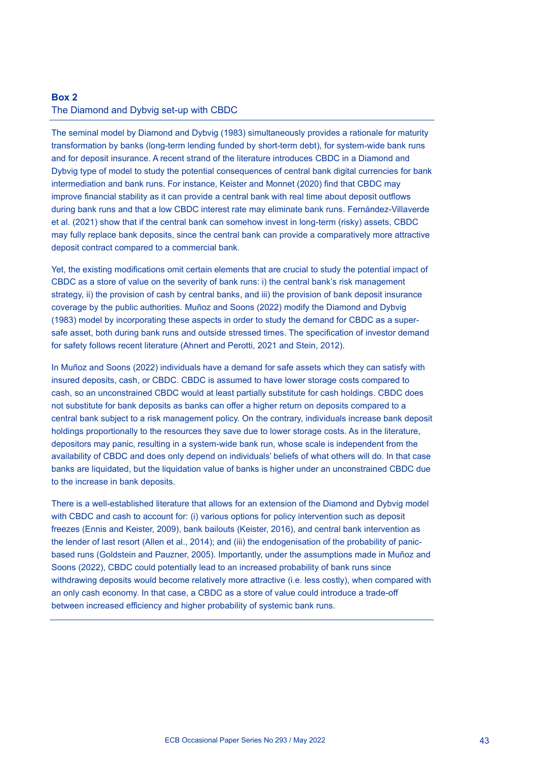**Box 2**
The Diamond and Dybvig set-up with CBDC

The seminal model by Diamond and Dybvig (1983) simultaneously provides a rationale for maturity transformation by banks (long-term lending funded by short-term debt), for system-wide bank runs and for deposit insurance. A recent strand of the literature introduces CBDC in a Diamond and Dybvig type of model to study the potential consequences of central bank digital currencies for bank intermediation and bank runs. For instance, Keister and Monnet (2020) find that CBDC may improve financial stability as it can provide a central bank with real time about deposit outflows during bank runs and that a low CBDC interest rate may eliminate bank runs. Fernández-Villaverde et al. (2021) show that if the central bank can somehow invest in long-term (risky) assets, CBDC may fully replace bank deposits, since the central bank can provide a comparatively more attractive deposit contract compared to a commercial bank.

Yet, the existing modifications omit certain elements that are crucial to study the potential impact of CBDC as a store of value on the severity of bank runs: i) the central bank's risk management strategy, ii) the provision of cash by central banks, and iii) the provision of bank deposit insurance coverage by the public authorities. Muñoz and Soons (2022) modify the Diamond and Dybvig (1983) model by incorporating these aspects in order to study the demand for CBDC as a super-safe asset, both during bank runs and outside stressed times. The specification of investor demand for safety follows recent literature (Ahnert and Perotti, 2021 and Stein, 2012).

In Muñoz and Soons (2022) individuals have a demand for safe assets which they can satisfy with insured deposits, cash, or CBDC. CBDC is assumed to have lower storage costs compared to cash, so an unconstrained CBDC would at least partially substitute for cash holdings. CBDC does not substitute for bank deposits as banks can offer a higher return on deposits compared to a central bank subject to a risk management policy. On the contrary, individuals increase bank deposit holdings proportionally to the resources they save due to lower storage costs. As in the literature, depositors may panic, resulting in a system-wide bank run, whose scale is independent from the availability of CBDC and does only depend on individuals' beliefs of what others will do. In that case banks are liquidated, but the liquidation value of banks is higher under an unconstrained CBDC due to the increase in bank deposits.

There is a well-established literature that allows for an extension of the Diamond and Dybvig model with CBDC and cash to account for: (i) various options for policy intervention such as deposit freezes (Ennis and Keister, 2009), bank bailouts (Keister, 2016), and central bank intervention as the lender of last resort (Allen et al., 2014); and (iii) the endogenisation of the probability of panic-based runs (Goldstein and Pauzner, 2005). Importantly, under the assumptions made in Muñoz and Soons (2022), CBDC could potentially lead to an increased probability of bank runs since withdrawing deposits would become relatively more attractive (i.e. less costly), when compared with an only cash economy. In that case, a CBDC as a store of value could introduce a trade-off between increased efficiency and higher probability of systemic bank runs.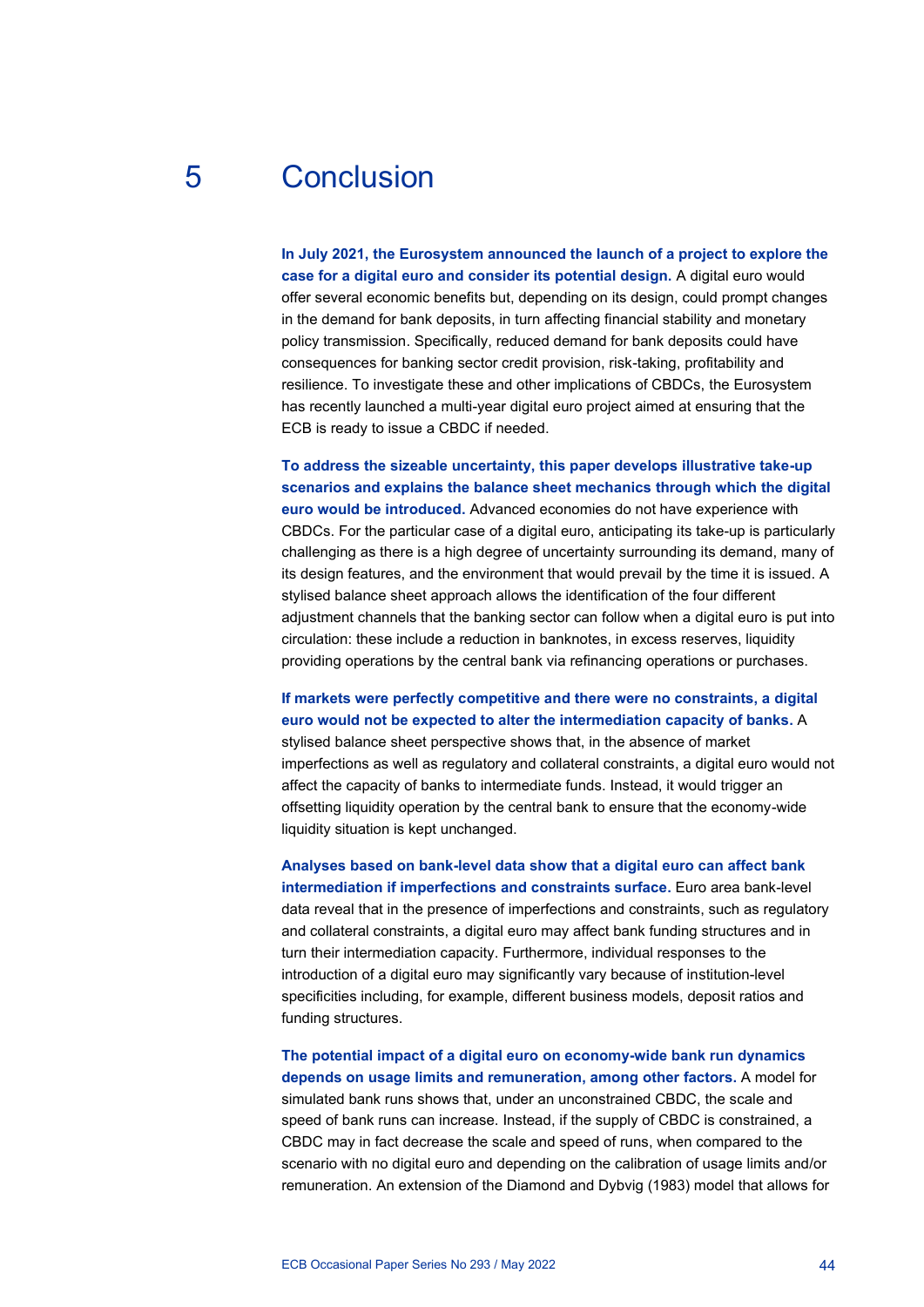# 5 Conclusion

**In July 2021, the Eurosystem announced the launch of a project to explore the case for a digital euro and consider its potential design.** A digital euro would offer several economic benefits but, depending on its design, could prompt changes in the demand for bank deposits, in turn affecting financial stability and monetary policy transmission. Specifically, reduced demand for bank deposits could have consequences for banking sector credit provision, risk-taking, profitability and resilience. To investigate these and other implications of CBDCs, the Eurosystem has recently launched a multi-year digital euro project aimed at ensuring that the ECB is ready to issue a CBDC if needed.

**To address the sizeable uncertainty, this paper develops illustrative take-up scenarios and explains the balance sheet mechanics through which the digital euro would be introduced.** Advanced economies do not have experience with CBDCs. For the particular case of a digital euro, anticipating its take-up is particularly challenging as there is a high degree of uncertainty surrounding its demand, many of its design features, and the environment that would prevail by the time it is issued. A stylised balance sheet approach allows the identification of the four different adjustment channels that the banking sector can follow when a digital euro is put into circulation: these include a reduction in banknotes, in excess reserves, liquidity providing operations by the central bank via refinancing operations or purchases.

**If markets were perfectly competitive and there were no constraints, a digital euro would not be expected to alter the intermediation capacity of banks.** A stylised balance sheet perspective shows that, in the absence of market imperfections as well as regulatory and collateral constraints, a digital euro would not affect the capacity of banks to intermediate funds. Instead, it would trigger an offsetting liquidity operation by the central bank to ensure that the economy-wide liquidity situation is kept unchanged.

**Analyses based on bank-level data show that a digital euro can affect bank intermediation if imperfections and constraints surface.** Euro area bank-level data reveal that in the presence of imperfections and constraints, such as regulatory and collateral constraints, a digital euro may affect bank funding structures and in turn their intermediation capacity. Furthermore, individual responses to the introduction of a digital euro may significantly vary because of institution-level specificities including, for example, different business models, deposit ratios and funding structures.

**The potential impact of a digital euro on economy-wide bank run dynamics depends on usage limits and remuneration, among other factors.** A model for simulated bank runs shows that, under an unconstrained CBDC, the scale and speed of bank runs can increase. Instead, if the supply of CBDC is constrained, a CBDC may in fact decrease the scale and speed of runs, when compared to the scenario with no digital euro and depending on the calibration of usage limits and/or remuneration. An extension of the Diamond and Dybvig (1983) model that allows for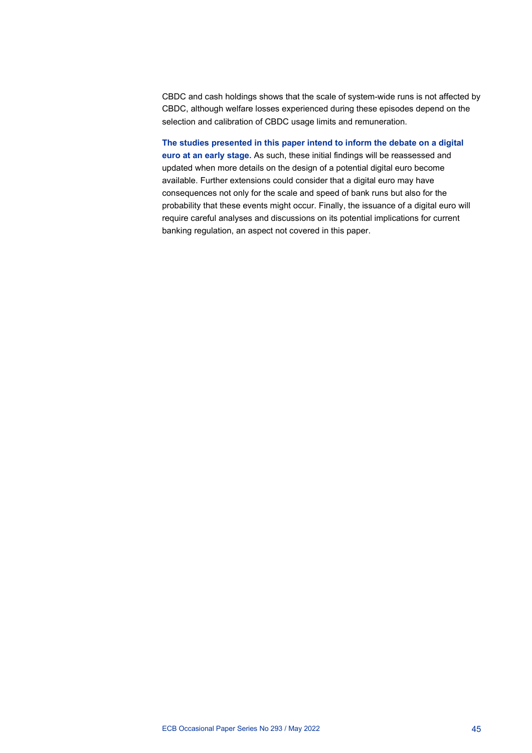CBDC and cash holdings shows that the scale of system-wide runs is not affected by CBDC, although welfare losses experienced during these episodes depend on the selection and calibration of CBDC usage limits and remuneration.

**The studies presented in this paper intend to inform the debate on a digital euro at an early stage.** As such, these initial findings will be reassessed and updated when more details on the design of a potential digital euro become available. Further extensions could consider that a digital euro may have consequences not only for the scale and speed of bank runs but also for the probability that these events might occur. Finally, the issuance of a digital euro will require careful analyses and discussions on its potential implications for current banking regulation, an aspect not covered in this paper.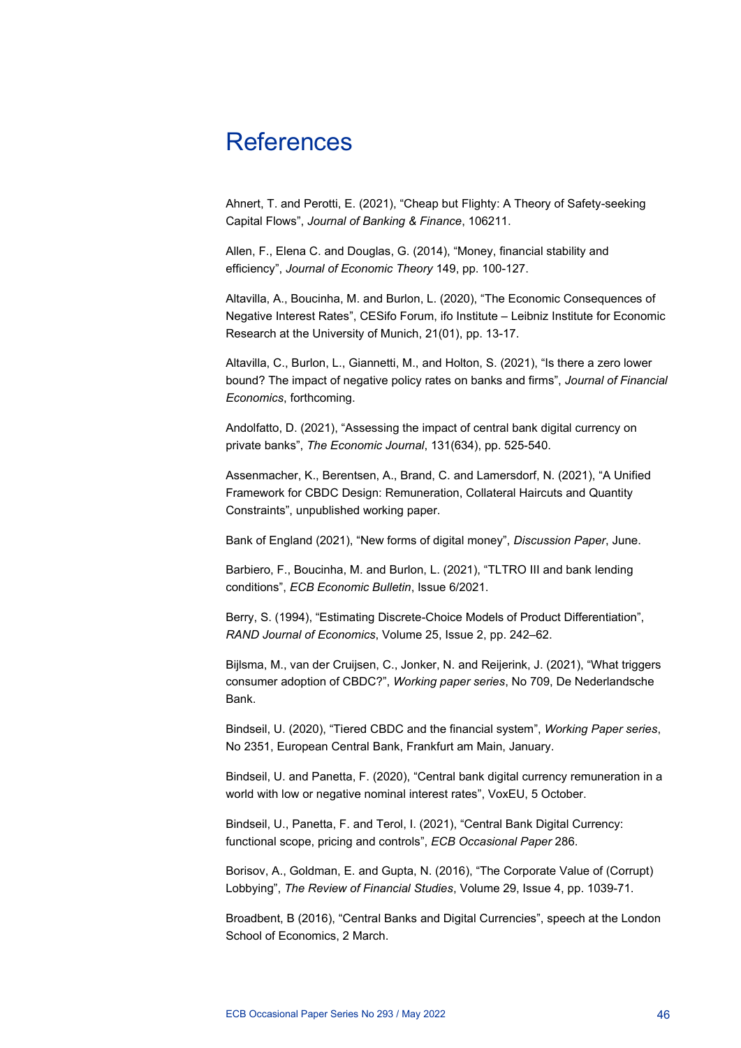# References

Ahnert, T. and Perotti, E. (2021), "Cheap but Flighty: A Theory of Safety-seeking Capital Flows", *Journal of Banking & Finance*, 106211.

Allen, F., Elena C. and Douglas, G. (2014), "Money, financial stability and efficiency", *Journal of Economic Theory* 149, pp. 100-127.

Altavilla, A., Boucinha, M. and Burlon, L. (2020), "The Economic Consequences of Negative Interest Rates", CESifo Forum, ifo Institute – Leibniz Institute for Economic Research at the University of Munich, 21(01), pp. 13-17.

Altavilla, C., Burlon, L., Giannetti, M., and Holton, S. (2021), "Is there a zero lower bound? The impact of negative policy rates on banks and firms", *Journal of Financial Economics*, forthcoming.

Andolfatto, D. (2021), "Assessing the impact of central bank digital currency on private banks", *The Economic Journal*, 131(634), pp. 525-540.

Assenmacher, K., Berentsen, A., Brand, C. and Lamersdorf, N. (2021), "A Unified Framework for CBDC Design: Remuneration, Collateral Haircuts and Quantity Constraints", unpublished working paper.

Bank of England (2021), "New forms of digital money", *Discussion Paper*, June.

Barbiero, F., Boucinha, M. and Burlon, L. (2021), "TLTRO III and bank lending conditions", *ECB Economic Bulletin*, Issue 6/2021.

Berry, S. (1994), "Estimating Discrete-Choice Models of Product Differentiation", *RAND Journal of Economics*, Volume 25, Issue 2, pp. 242–62.

Bijlsma, M., van der Cruijsen, C., Jonker, N. and Reijerink, J. (2021), "What triggers consumer adoption of CBDC?", *Working paper series*, No 709, De Nederlandsche Bank.

Bindseil, U. (2020), "Tiered CBDC and the financial system", *Working Paper series*, No 2351, European Central Bank, Frankfurt am Main, January.

Bindseil, U. and Panetta, F. (2020), "Central bank digital currency remuneration in a world with low or negative nominal interest rates", VoxEU, 5 October.

Bindseil, U., Panetta, F. and Terol, I. (2021), "Central Bank Digital Currency: functional scope, pricing and controls", *ECB Occasional Paper* 286.

Borisov, A., Goldman, E. and Gupta, N. (2016), "The Corporate Value of (Corrupt) Lobbying", *The Review of Financial Studies*, Volume 29, Issue 4, pp. 1039-71.

Broadbent, B (2016), "Central Banks and Digital Currencies", speech at the London School of Economics, 2 March.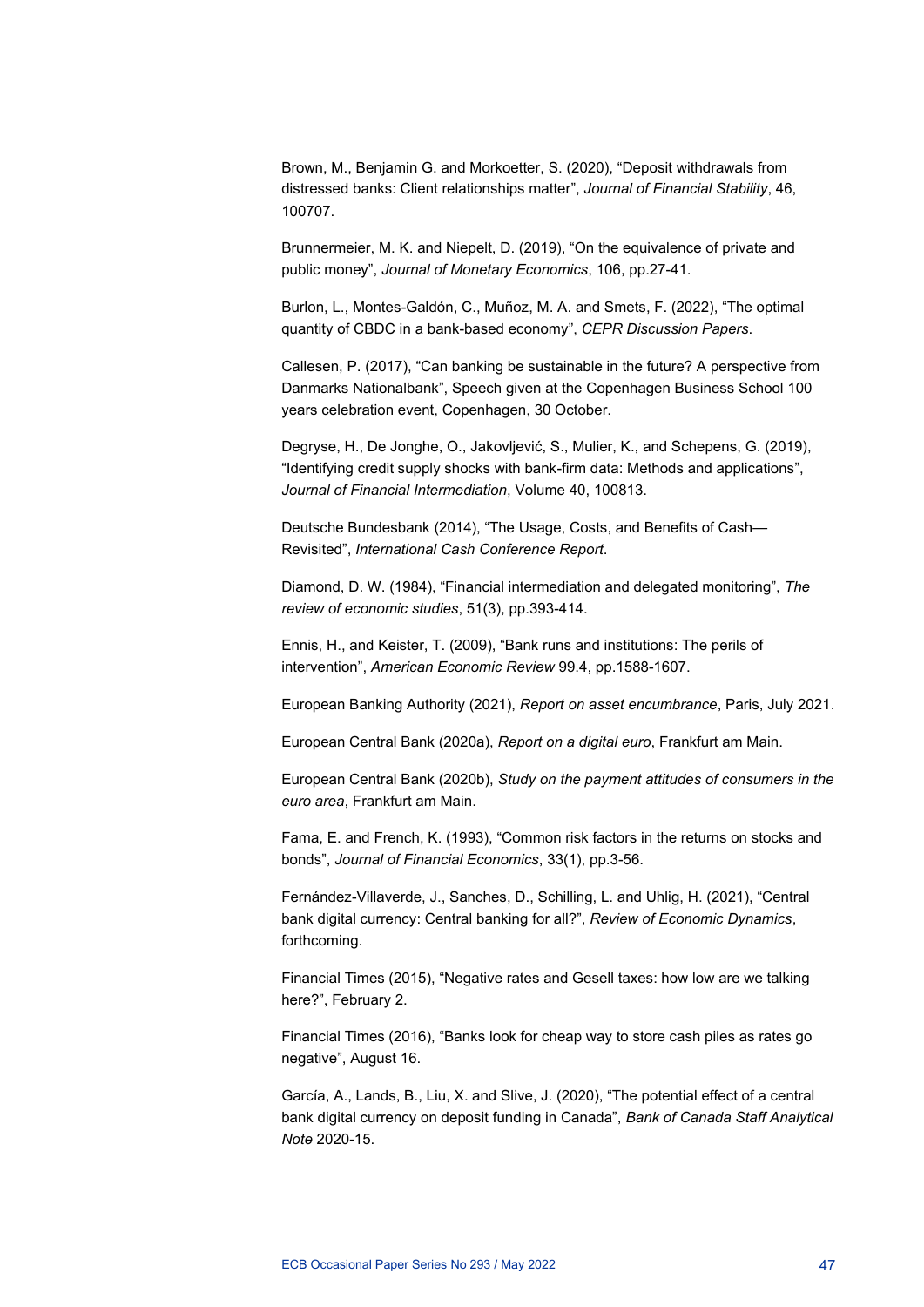Brown, M., Benjamin G. and Morkoetter, S. (2020), "Deposit withdrawals from distressed banks: Client relationships matter", *Journal of Financial Stability*, 46, 100707.

Brunnermeier, M. K. and Niepelt, D. (2019), "On the equivalence of private and public money", *Journal of Monetary Economics*, 106, pp.27-41.

Burlon, L., Montes-Galdón, C., Muñoz, M. A. and Smets, F. (2022), "The optimal quantity of CBDC in a bank-based economy", *CEPR Discussion Papers*.

Callesen, P. (2017), "Can banking be sustainable in the future? A perspective from Danmarks Nationalbank", Speech given at the Copenhagen Business School 100 years celebration event, Copenhagen, 30 October.

Degryse, H., De Jonghe, O., Jakovljević, S., Mulier, K., and Schepens, G. (2019), "Identifying credit supply shocks with bank-firm data: Methods and applications", *Journal of Financial Intermediation*, Volume 40, 100813.

Deutsche Bundesbank (2014), "The Usage, Costs, and Benefits of Cash—Revisited", *International Cash Conference Report*.

Diamond, D. W. (1984), "Financial intermediation and delegated monitoring", *The review of economic studies*, 51(3), pp.393-414.

Ennis, H., and Keister, T. (2009), "Bank runs and institutions: The perils of intervention", *American Economic Review* 99.4, pp.1588-1607.

European Banking Authority (2021), *Report on asset encumbrance*, Paris, July 2021.

European Central Bank (2020a), *Report on a digital euro*, Frankfurt am Main.

European Central Bank (2020b), *Study on the payment attitudes of consumers in the euro area*, Frankfurt am Main.

Fama, E. and French, K. (1993), "Common risk factors in the returns on stocks and bonds", *Journal of Financial Economics*, 33(1), pp.3-56.

Fernández-Villaverde, J., Sanches, D., Schilling, L. and Uhlig, H. (2021), "Central bank digital currency: Central banking for all?", *Review of Economic Dynamics*, forthcoming.

Financial Times (2015), "Negative rates and Gesell taxes: how low are we talking here?", February 2.

Financial Times (2016), "Banks look for cheap way to store cash piles as rates go negative", August 16.

García, A., Lands, B., Liu, X. and Slive, J. (2020), "The potential effect of a central bank digital currency on deposit funding in Canada", *Bank of Canada Staff Analytical Note* 2020-15.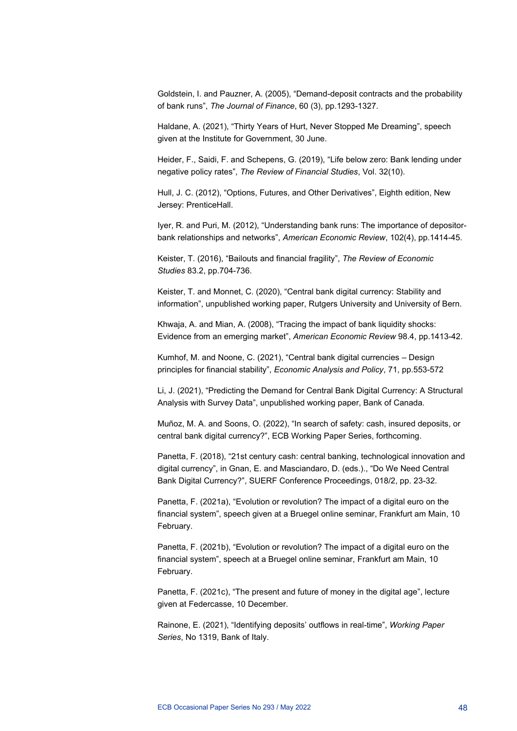Goldstein, I. and Pauzner, A. (2005), "Demand-deposit contracts and the probability of bank runs", *The Journal of Finance*, 60 (3), pp.1293-1327.

Haldane, A. (2021), "Thirty Years of Hurt, Never Stopped Me Dreaming", speech given at the Institute for Government, 30 June.

Heider, F., Saidi, F. and Schepens, G. (2019), "Life below zero: Bank lending under negative policy rates", *The Review of Financial Studies*, Vol. 32(10).

Hull, J. C. (2012), "Options, Futures, and Other Derivatives", Eighth edition, New Jersey: PrenticeHall.

Iyer, R. and Puri, M. (2012), "Understanding bank runs: The importance of depositor-bank relationships and networks", *American Economic Review*, 102(4), pp.1414-45.

Keister, T. (2016), "Bailouts and financial fragility", *The Review of Economic Studies* 83.2, pp.704-736.

Keister, T. and Monnet, C. (2020), "Central bank digital currency: Stability and information", unpublished working paper, Rutgers University and University of Bern.

Khwaja, A. and Mian, A. (2008), "Tracing the impact of bank liquidity shocks: Evidence from an emerging market", *American Economic Review* 98.4, pp.1413-42.

Kumhof, M. and Noone, C. (2021), "Central bank digital currencies – Design principles for financial stability", *Economic Analysis and Policy*, 71, pp.553-572

Li, J. (2021), "Predicting the Demand for Central Bank Digital Currency: A Structural Analysis with Survey Data", unpublished working paper, Bank of Canada.

Muñoz, M. A. and Soons, O. (2022), "In search of safety: cash, insured deposits, or central bank digital currency?", ECB Working Paper Series, forthcoming.

Panetta, F. (2018), "21st century cash: central banking, technological innovation and digital currency", in Gnan, E. and Masciandaro, D. (eds.)., "Do We Need Central Bank Digital Currency?", SUERF Conference Proceedings, 018/2, pp. 23-32.

Panetta, F. (2021a), "Evolution or revolution? The impact of a digital euro on the financial system", speech given at a Bruegel online seminar, Frankfurt am Main, 10 February.

Panetta, F. (2021b), "Evolution or revolution? The impact of a digital euro on the financial system", speech at a Bruegel online seminar, Frankfurt am Main, 10 February.

Panetta, F. (2021c), "The present and future of money in the digital age", lecture given at Federcasse, 10 December.

Rainone, E. (2021), "Identifying deposits' outflows in real-time", *Working Paper Series*, No 1319, Bank of Italy.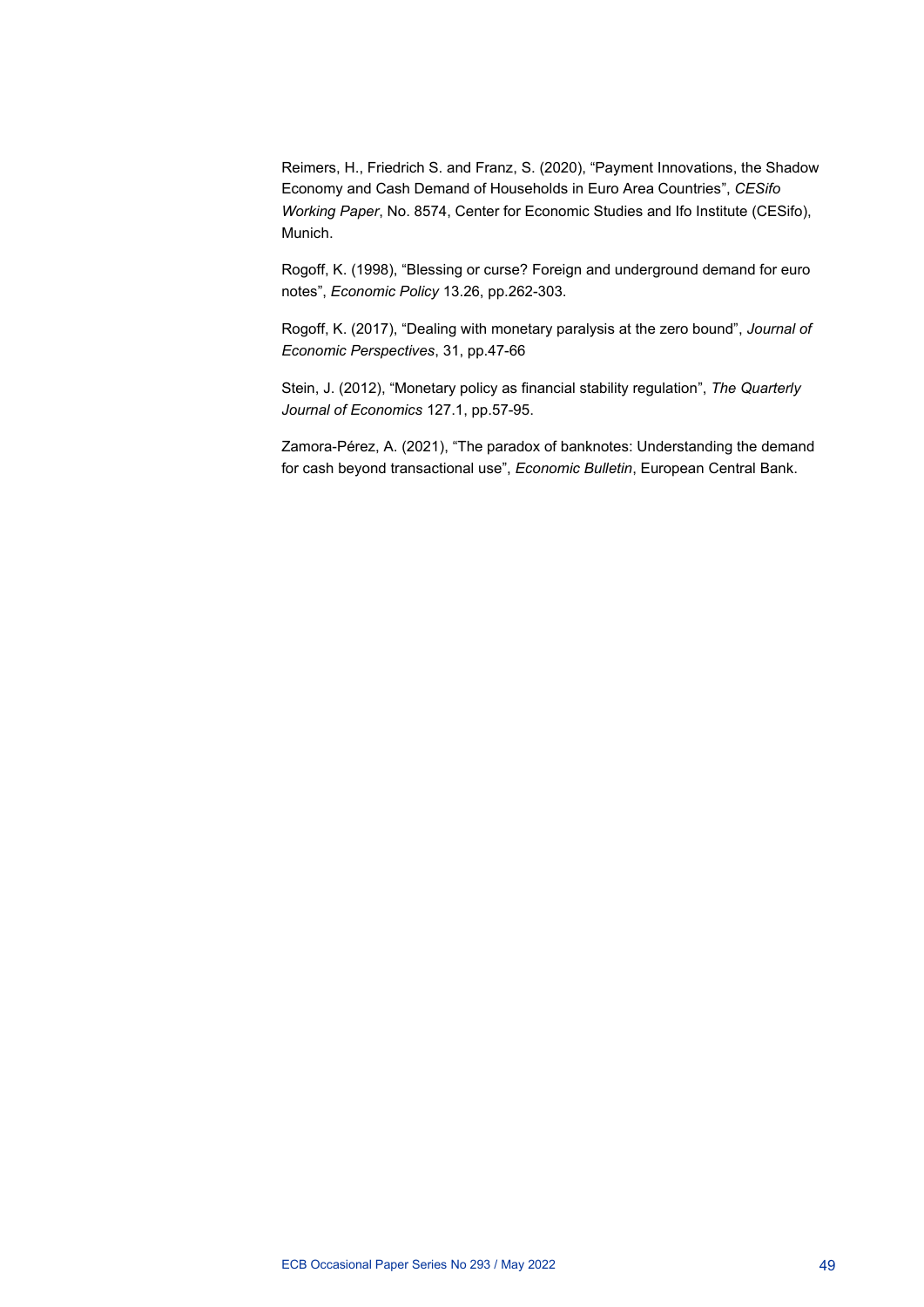Reimers, H., Friedrich S. and Franz, S. (2020), "Payment Innovations, the Shadow Economy and Cash Demand of Households in Euro Area Countries", *CESifo Working Paper*, No. 8574, Center for Economic Studies and Ifo Institute (CESifo), Munich.

Rogoff, K. (1998), "Blessing or curse? Foreign and underground demand for euro notes", *Economic Policy* 13.26, pp.262-303.

Rogoff, K. (2017), "Dealing with monetary paralysis at the zero bound", *Journal of Economic Perspectives*, 31, pp.47-66

Stein, J. (2012), "Monetary policy as financial stability regulation", *The Quarterly Journal of Economics* 127.1, pp.57-95.

Zamora-Pérez, A. (2021), "The paradox of banknotes: Understanding the demand for cash beyond transactional use", *Economic Bulletin*, European Central Bank.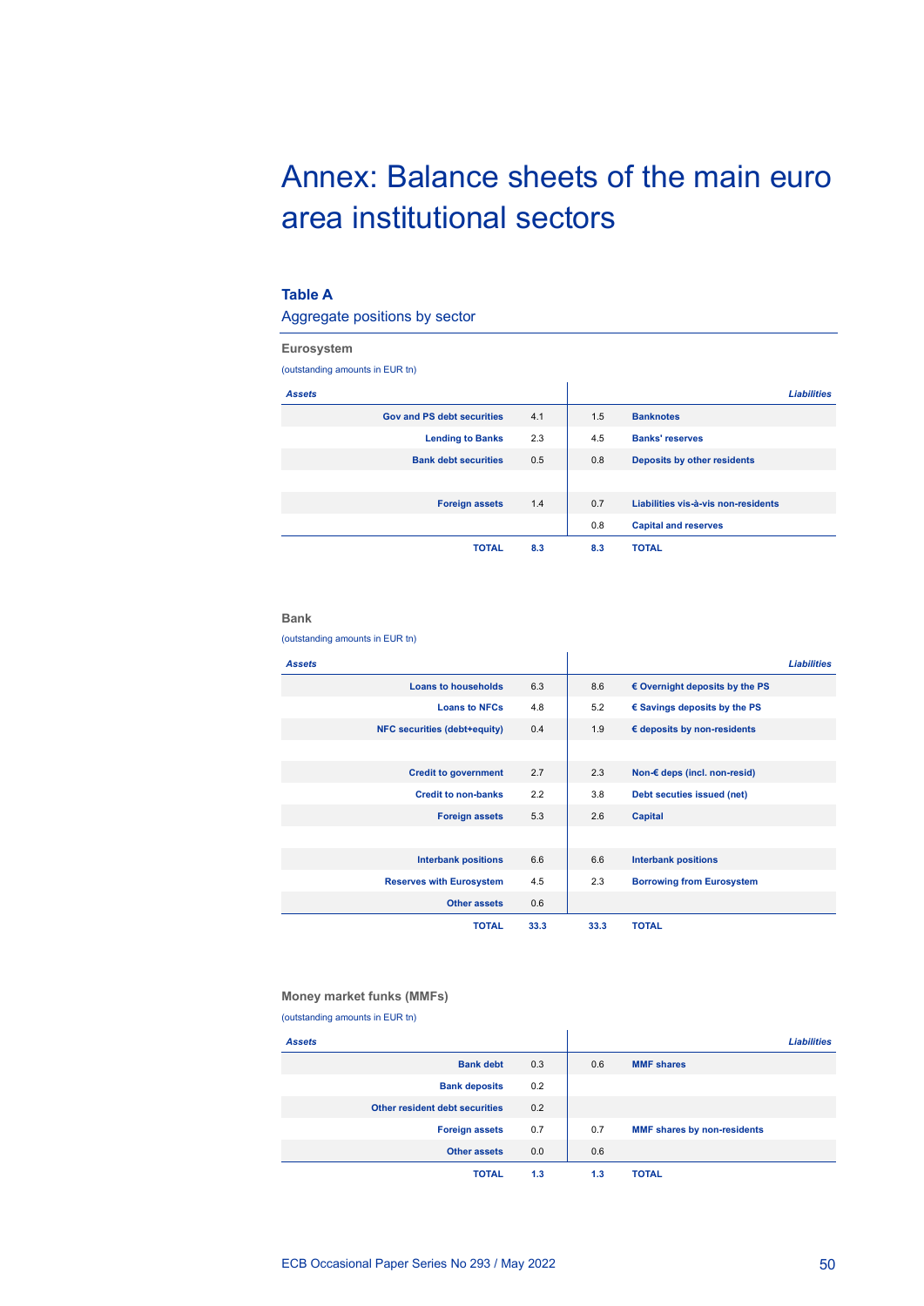# Annex: Balance sheets of the main euro area institutional sectors

**Table A**

Aggregate positions by sector

**Eurosystem**

(outstanding amounts in EUR tn)

| *Assets* | | | *Liabilities* |
|---|---|---|---|
| **Gov and PS debt securities** | 4.1 | 1.5 | **Banknotes** |
| **Lending to Banks** | 2.3 | 4.5 | **Banks' reserves** |
| **Bank debt securities** | 0.5 | 0.8 | **Deposits by other residents** |
| | | | |
| **Foreign assets** | 1.4 | 0.7 | **Liabilities vis-à-vis non-residents** |
| | | 0.8 | **Capital and reserves** |
| **TOTAL** | **8.3** | **8.3** | **TOTAL** |

**Bank**

(outstanding amounts in EUR tn)

| *Assets* | | | *Liabilities* |
|---|---|---|---|
| **Loans to households** | 6.3 | 8.6 | **€ Overnight deposits by the PS** |
| **Loans to NFCs** | 4.8 | 5.2 | **€ Savings deposits by the PS** |
| **NFC securities (debt+equity)** | 0.4 | 1.9 | **€ deposits by non-residents** |
| | | | |
| **Credit to government** | 2.7 | 2.3 | **Non-€ deps (incl. non-resid)** |
| **Credit to non-banks** | 2.2 | 3.8 | **Debt secuties issued (net)** |
| **Foreign assets** | 5.3 | 2.6 | **Capital** |
| | | | |
| **Interbank positions** | 6.6 | 6.6 | **Interbank positions** |
| **Reserves with Eurosystem** | 4.5 | 2.3 | **Borrowing from Eurosystem** |
| **Other assets** | 0.6 | | |
| **TOTAL** | **33.3** | **33.3** | **TOTAL** |

**Money market funks (MMFs)**

(outstanding amounts in EUR tn)

| *Assets* | | | *Liabilities* |
|---|---|---|---|
| **Bank debt** | 0.3 | 0.6 | **MMF shares** |
| **Bank deposits** | 0.2 | | |
| **Other resident debt securities** | 0.2 | | |
| **Foreign assets** | 0.7 | 0.7 | **MMF shares by non-residents** |
| **Other assets** | 0.0 | 0.6 | |
| **TOTAL** | **1.3** | **1.3** | **TOTAL** |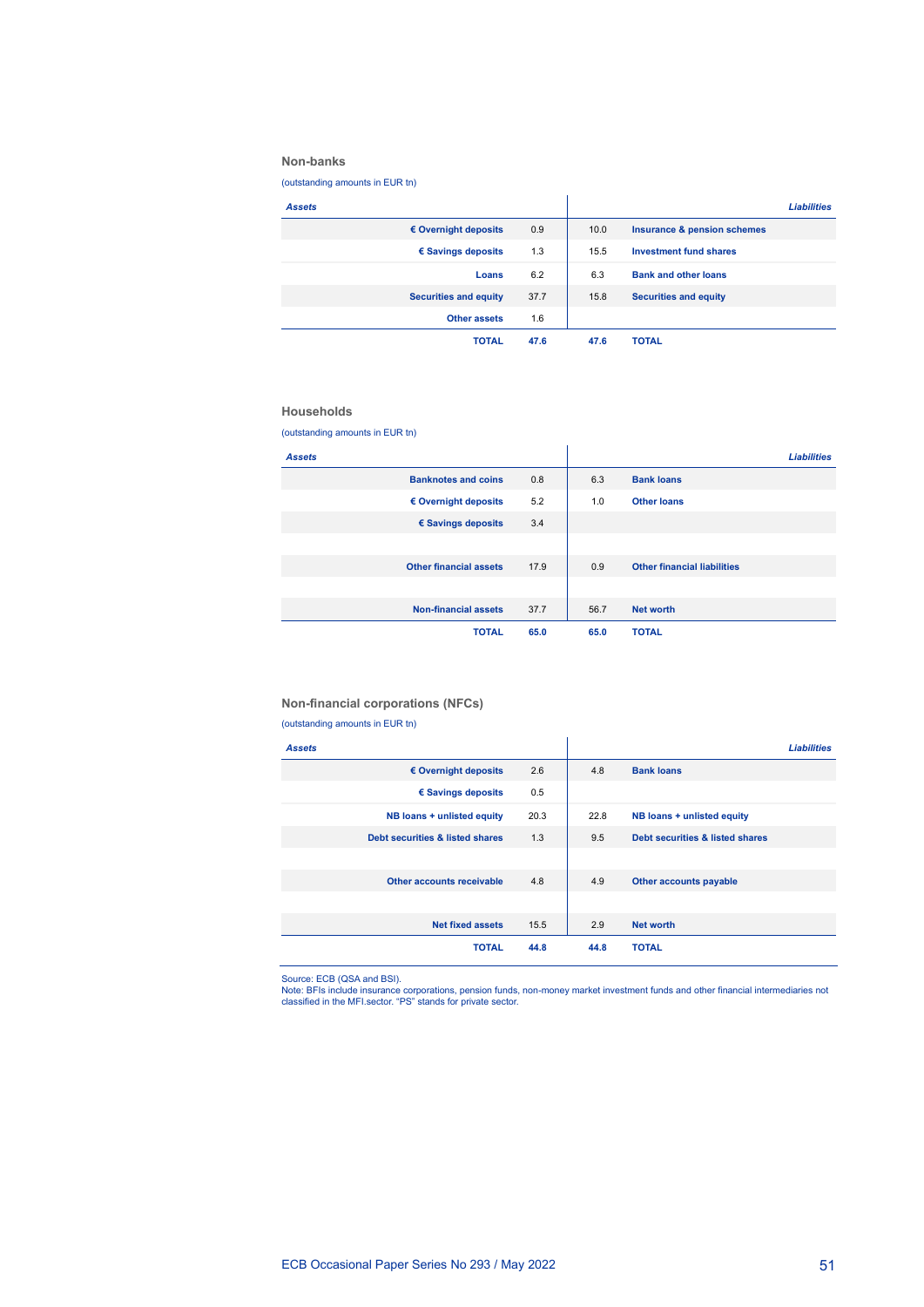### Non-banks

(outstanding amounts in EUR tn)

| *Assets* | | | *Liabilities* |
|---|---|---|---|
| € Overnight deposits | 0.9 | 10.0 | Insurance & pension schemes |
| € Savings deposits | 1.3 | 15.5 | Investment fund shares |
| Loans | 6.2 | 6.3 | Bank and other loans |
| Securities and equity | 37.7 | 15.8 | Securities and equity |
| Other assets | 1.6 | | |
| **TOTAL** | **47.6** | **47.6** | **TOTAL** |

### Households

(outstanding amounts in EUR tn)

| *Assets* | | | *Liabilities* |
|---|---|---|---|
| Banknotes and coins | 0.8 | 6.3 | Bank loans |
| € Overnight deposits | 5.2 | 1.0 | Other loans |
| € Savings deposits | 3.4 | | |
| | | | |
| Other financial assets | 17.9 | 0.9 | Other financial liabilities |
| | | | |
| Non-financial assets | 37.7 | 56.7 | Net worth |
| **TOTAL** | **65.0** | **65.0** | **TOTAL** |

### Non-financial corporations (NFCs)

(outstanding amounts in EUR tn)

| *Assets* | | | *Liabilities* |
|---|---|---|---|
| € Overnight deposits | 2.6 | 4.8 | Bank loans |
| € Savings deposits | 0.5 | | |
| NB loans + unlisted equity | 20.3 | 22.8 | NB loans + unlisted equity |
| Debt securities & listed shares | 1.3 | 9.5 | Debt securities & listed shares |
| | | | |
| Other accounts receivable | 4.8 | 4.9 | Other accounts payable |
| | | | |
| Net fixed assets | 15.5 | 2.9 | Net worth |
| **TOTAL** | **44.8** | **44.8** | **TOTAL** |

Source: ECB (QSA and BSI).
Note: BFIs include insurance corporations, pension funds, non-money market investment funds and other financial intermediaries not classified in the MFI.sector. "PS" stands for private sector.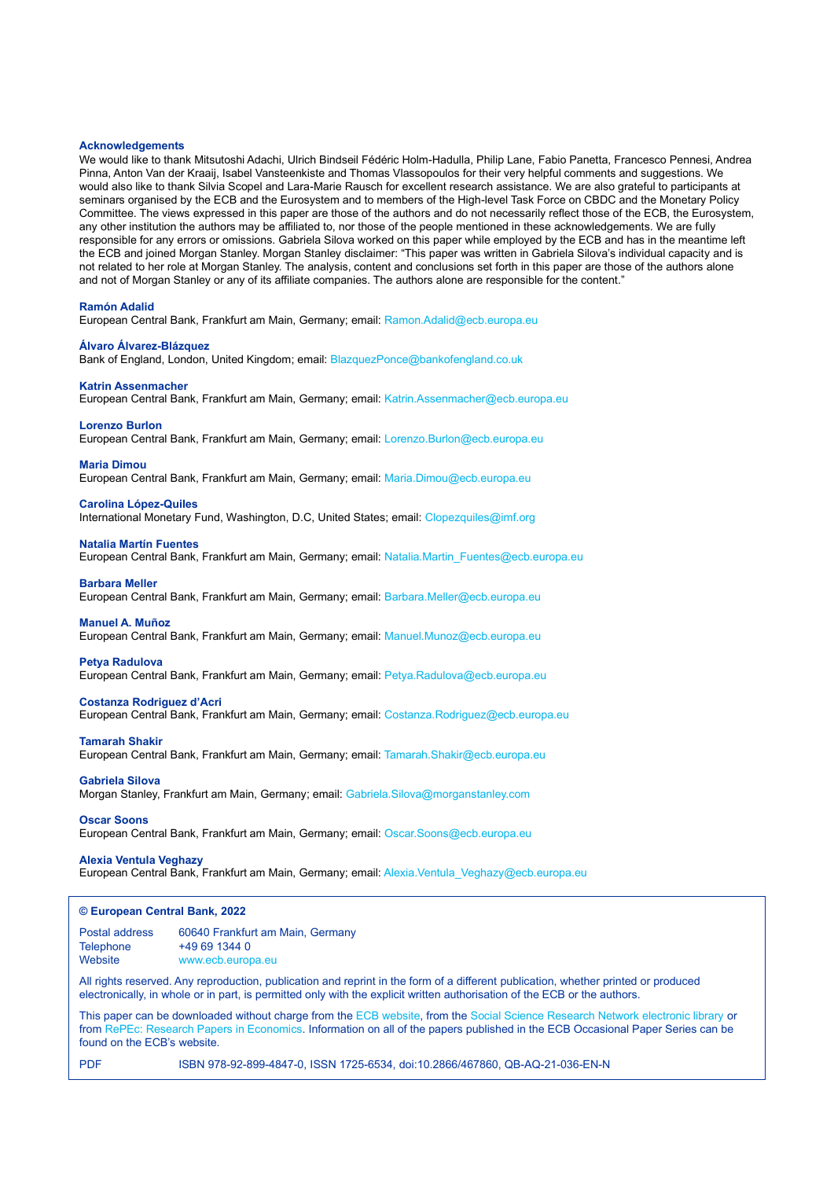**Acknowledgements**

We would like to thank Mitsutoshi Adachi, Ulrich Bindseil Fédéric Holm-Hadulla, Philip Lane, Fabio Panetta, Francesco Pennesi, Andrea Pinna, Anton Van der Kraaij, Isabel Vansteenkiste and Thomas Vlassopoulos for their very helpful comments and suggestions. We would also like to thank Silvia Scopel and Lara-Marie Rausch for excellent research assistance. We are also grateful to participants at seminars organised by the ECB and the Eurosystem and to members of the High-level Task Force on CBDC and the Monetary Policy Committee. The views expressed in this paper are those of the authors and do not necessarily reflect those of the ECB, the Eurosystem, any other institution the authors may be affiliated to, nor those of the people mentioned in these acknowledgements. We are fully responsible for any errors or omissions. Gabriela Silova worked on this paper while employed by the ECB and has in the meantime left the ECB and joined Morgan Stanley. Morgan Stanley disclaimer: "This paper was written in Gabriela Silova's individual capacity and is not related to her role at Morgan Stanley. The analysis, content and conclusions set forth in this paper are those of the authors alone and not of Morgan Stanley or any of its affiliate companies. The authors alone are responsible for the content."

**Ramón Adalid**
European Central Bank, Frankfurt am Main, Germany; email: Ramon.Adalid@ecb.europa.eu

**Álvaro Álvarez-Blázquez**
Bank of England, London, United Kingdom; email: BlazquezPonce@bankofengland.co.uk

**Katrin Assenmacher**
European Central Bank, Frankfurt am Main, Germany; email: Katrin.Assenmacher@ecb.europa.eu

**Lorenzo Burlon**
European Central Bank, Frankfurt am Main, Germany; email: Lorenzo.Burlon@ecb.europa.eu

**Maria Dimou**
European Central Bank, Frankfurt am Main, Germany; email: Maria.Dimou@ecb.europa.eu

**Carolina López-Quiles**
International Monetary Fund, Washington, D.C, United States; email: Clopezquiles@imf.org

**Natalia Martín Fuentes**
European Central Bank, Frankfurt am Main, Germany; email: Natalia.Martin_Fuentes@ecb.europa.eu

**Barbara Meller**
European Central Bank, Frankfurt am Main, Germany; email: Barbara.Meller@ecb.europa.eu

**Manuel A. Muñoz**
European Central Bank, Frankfurt am Main, Germany; email: Manuel.Munoz@ecb.europa.eu

**Petya Radulova**
European Central Bank, Frankfurt am Main, Germany; email: Petya.Radulova@ecb.europa.eu

**Costanza Rodriguez d'Acri**
European Central Bank, Frankfurt am Main, Germany; email: Costanza.Rodriguez@ecb.europa.eu

**Tamarah Shakir**
European Central Bank, Frankfurt am Main, Germany; email: Tamarah.Shakir@ecb.europa.eu

**Gabriela Silova**
Morgan Stanley, Frankfurt am Main, Germany; email: Gabriela.Silova@morganstanley.com

**Oscar Soons**
European Central Bank, Frankfurt am Main, Germany; email: Oscar.Soons@ecb.europa.eu

**Alexia Ventula Veghazy**
European Central Bank, Frankfurt am Main, Germany; email: Alexia.Ventula_Veghazy@ecb.europa.eu

**© European Central Bank, 2022**

Postal address 60640 Frankfurt am Main, Germany
Telephone +49 69 1344 0
Website www.ecb.europa.eu

All rights reserved. Any reproduction, publication and reprint in the form of a different publication, whether printed or produced electronically, in whole or in part, is permitted only with the explicit written authorisation of the ECB or the authors.

This paper can be downloaded without charge from the ECB website, from the Social Science Research Network electronic library or from RePEc: Research Papers in Economics. Information on all of the papers published in the ECB Occasional Paper Series can be found on the ECB's website.

PDF ISBN 978-92-899-4847-0, ISSN 1725-6534, doi:10.2866/467860, QB-AQ-21-036-EN-N